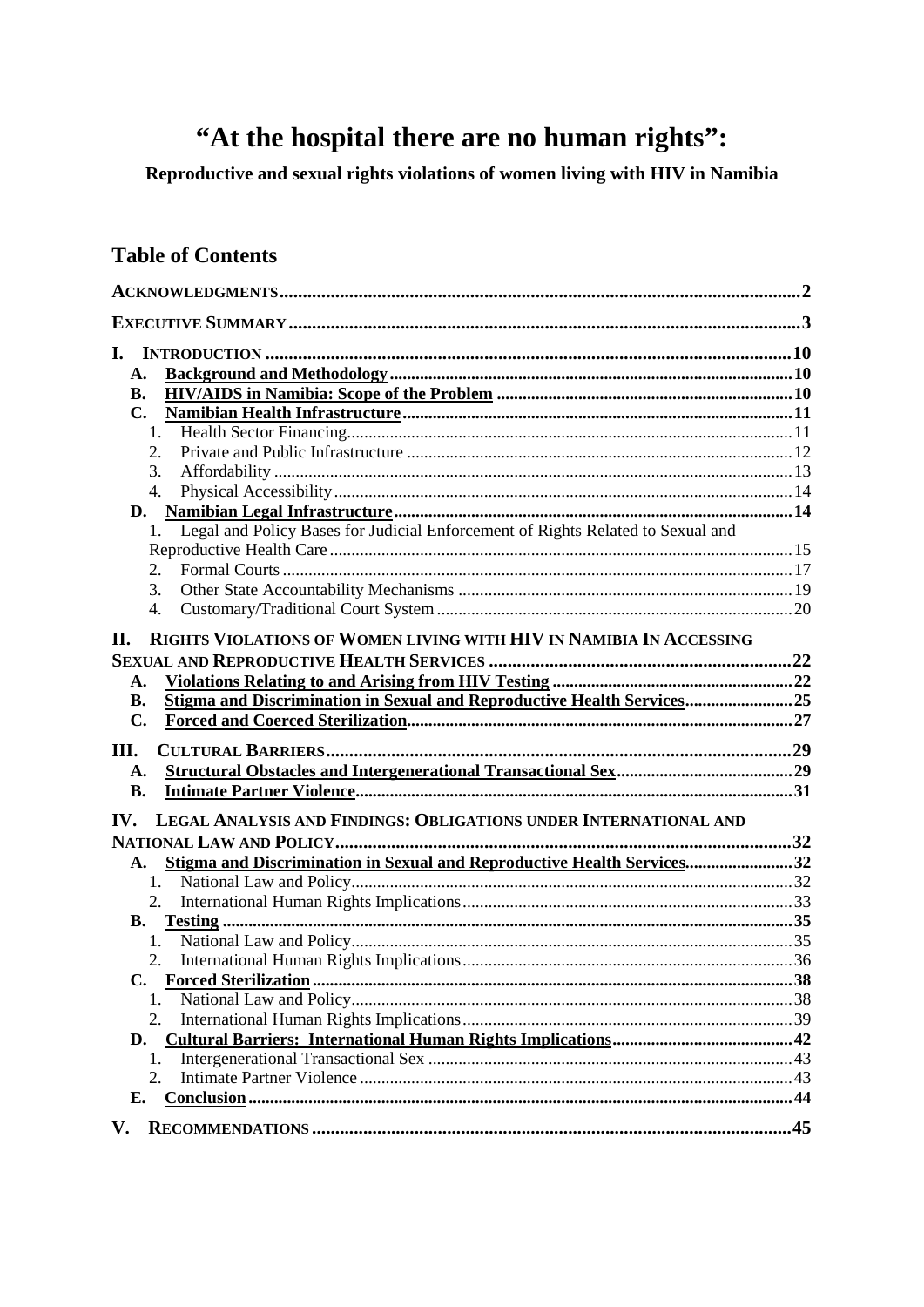# "At the hospital there are no human rights":

**Reproductive and sexual rights violations of women living with HIV in Namibia**

## Table of Contents

- **ACKNOWLEDGMENTS** .......... 2
- **EXECUTIVE SUMMARY** .......... 3
- **I. INTRODUCTION** .......... 10
  - **A. Background and Methodology** .......... 10
  - **B. HIV/AIDS in Namibia: Scope of the Problem** .......... 10
  - **C. Namibian Health Infrastructure** .......... 11
    1. Health Sector Financing .......... 11
    2. Private and Public Infrastructure .......... 12
    3. Affordability .......... 13
    4. Physical Accessibility .......... 14
  - **D. Namibian Legal Infrastructure** .......... 14
    1. Legal and Policy Bases for Judicial Enforcement of Rights Related to Sexual and Reproductive Health Care .......... 15
    2. Formal Courts .......... 17
    3. Other State Accountability Mechanisms .......... 19
    4. Customary/Traditional Court System .......... 20
- **II. RIGHTS VIOLATIONS OF WOMEN LIVING WITH HIV IN NAMIBIA IN ACCESSING SEXUAL AND REPRODUCTIVE HEALTH SERVICES** .......... 22
  - **A. Violations Relating to and Arising from HIV Testing** .......... 22
  - **B. Stigma and Discrimination in Sexual and Reproductive Health Services** .......... 25
  - **C. Forced and Coerced Sterilization** .......... 27
- **III. CULTURAL BARRIERS** .......... 29
  - **A. Structural Obstacles and Intergenerational Transactional Sex** .......... 29
  - **B. Intimate Partner Violence** .......... 31
- **IV. LEGAL ANALYSIS AND FINDINGS: OBLIGATIONS UNDER INTERNATIONAL AND NATIONAL LAW AND POLICY** .......... 32
  - **A. Stigma and Discrimination in Sexual and Reproductive Health Services** .......... 32
    1. National Law and Policy .......... 32
    2. International Human Rights Implications .......... 33
  - **B. Testing** .......... 35
    1. National Law and Policy .......... 35
    2. International Human Rights Implications .......... 36
  - **C. Forced Sterilization** .......... 38
    1. National Law and Policy .......... 38
    2. International Human Rights Implications .......... 39
  - **D. Cultural Barriers: International Human Rights Implications** .......... 42
    1. Intergenerational Transactional Sex .......... 43
    2. Intimate Partner Violence .......... 43
  - **E. Conclusion** .......... 44
- **V. RECOMMENDATIONS** .......... 45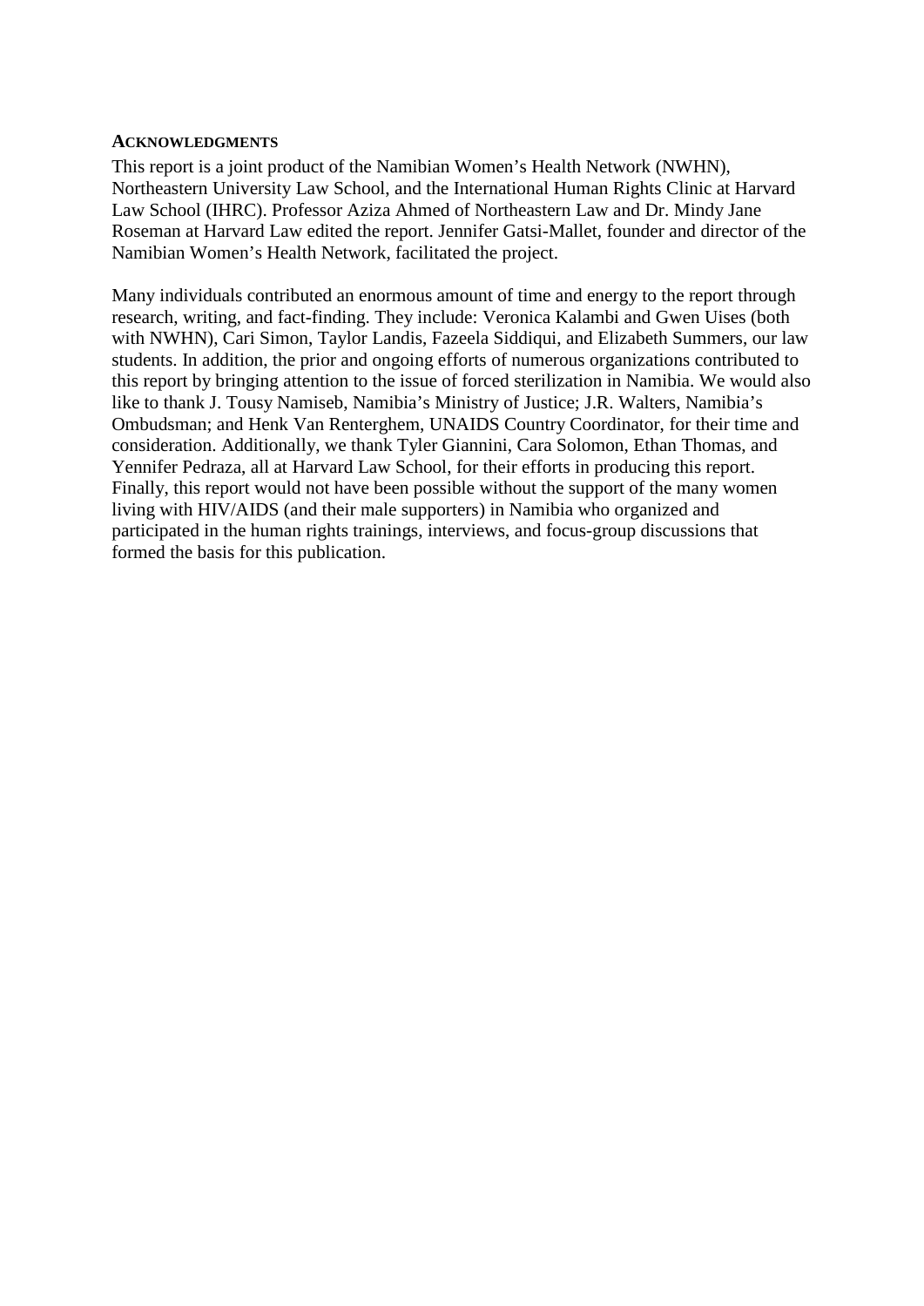## ACKNOWLEDGMENTS

This report is a joint product of the Namibian Women's Health Network (NWHN), Northeastern University Law School, and the International Human Rights Clinic at Harvard Law School (IHRC). Professor Aziza Ahmed of Northeastern Law and Dr. Mindy Jane Roseman at Harvard Law edited the report. Jennifer Gatsi-Mallet, founder and director of the Namibian Women's Health Network, facilitated the project.

Many individuals contributed an enormous amount of time and energy to the report through research, writing, and fact-finding. They include: Veronica Kalambi and Gwen Uises (both with NWHN), Cari Simon, Taylor Landis, Fazeela Siddiqui, and Elizabeth Summers, our law students. In addition, the prior and ongoing efforts of numerous organizations contributed to this report by bringing attention to the issue of forced sterilization in Namibia. We would also like to thank J. Tousy Namiseb, Namibia's Ministry of Justice; J.R. Walters, Namibia's Ombudsman; and Henk Van Renterghem, UNAIDS Country Coordinator, for their time and consideration. Additionally, we thank Tyler Giannini, Cara Solomon, Ethan Thomas, and Yennifer Pedraza, all at Harvard Law School, for their efforts in producing this report. Finally, this report would not have been possible without the support of the many women living with HIV/AIDS (and their male supporters) in Namibia who organized and participated in the human rights trainings, interviews, and focus-group discussions that formed the basis for this publication.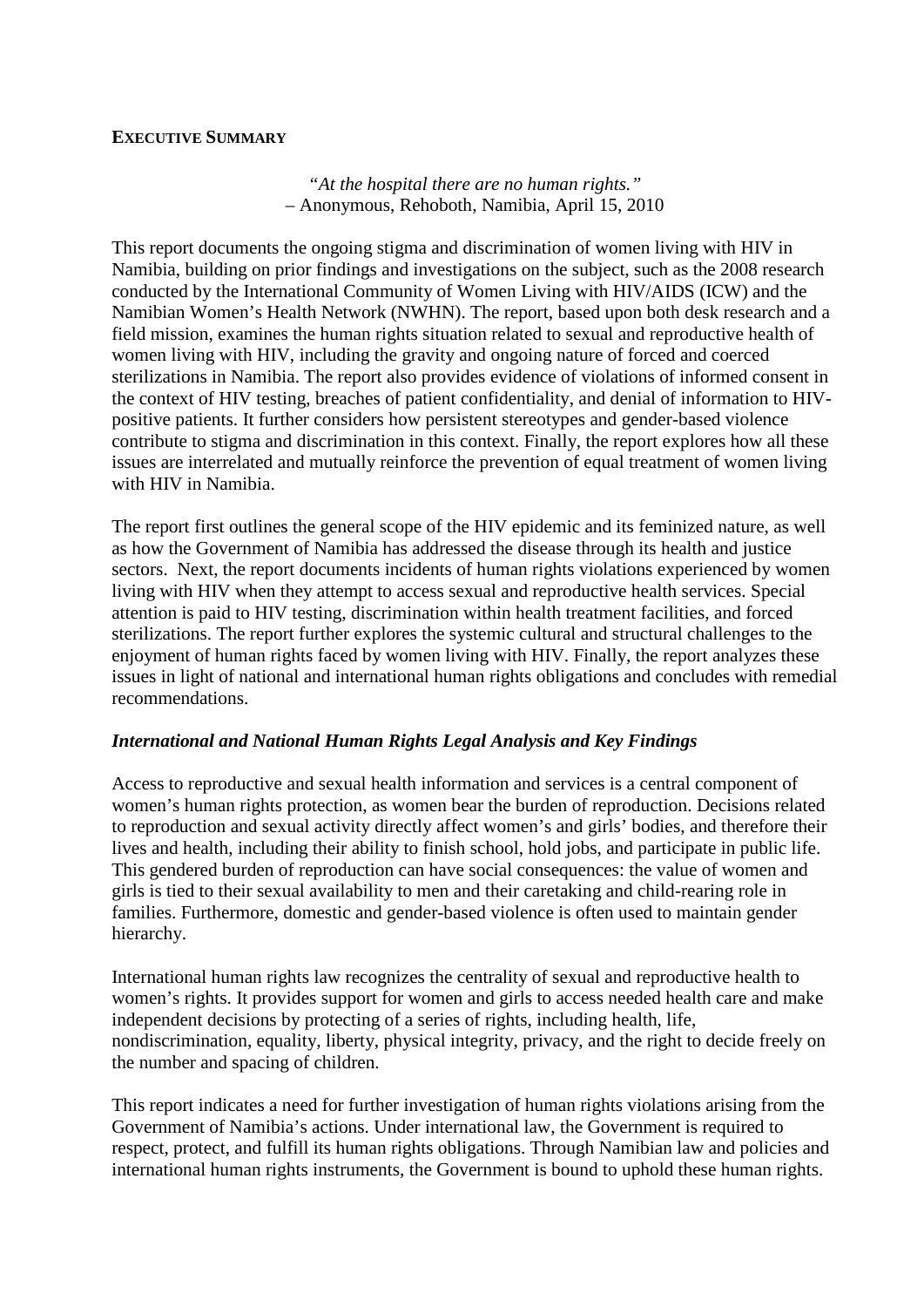## EXECUTIVE SUMMARY

*"At the hospital there are no human rights."*
– Anonymous, Rehoboth, Namibia, April 15, 2010

This report documents the ongoing stigma and discrimination of women living with HIV in Namibia, building on prior findings and investigations on the subject, such as the 2008 research conducted by the International Community of Women Living with HIV/AIDS (ICW) and the Namibian Women's Health Network (NWHN). The report, based upon both desk research and a field mission, examines the human rights situation related to sexual and reproductive health of women living with HIV, including the gravity and ongoing nature of forced and coerced sterilizations in Namibia. The report also provides evidence of violations of informed consent in the context of HIV testing, breaches of patient confidentiality, and denial of information to HIV-positive patients. It further considers how persistent stereotypes and gender-based violence contribute to stigma and discrimination in this context. Finally, the report explores how all these issues are interrelated and mutually reinforce the prevention of equal treatment of women living with HIV in Namibia.

The report first outlines the general scope of the HIV epidemic and its feminized nature, as well as how the Government of Namibia has addressed the disease through its health and justice sectors. Next, the report documents incidents of human rights violations experienced by women living with HIV when they attempt to access sexual and reproductive health services. Special attention is paid to HIV testing, discrimination within health treatment facilities, and forced sterilizations. The report further explores the systemic cultural and structural challenges to the enjoyment of human rights faced by women living with HIV. Finally, the report analyzes these issues in light of national and international human rights obligations and concludes with remedial recommendations.

### *International and National Human Rights Legal Analysis and Key Findings*

Access to reproductive and sexual health information and services is a central component of women's human rights protection, as women bear the burden of reproduction. Decisions related to reproduction and sexual activity directly affect women's and girls' bodies, and therefore their lives and health, including their ability to finish school, hold jobs, and participate in public life. This gendered burden of reproduction can have social consequences: the value of women and girls is tied to their sexual availability to men and their caretaking and child-rearing role in families. Furthermore, domestic and gender-based violence is often used to maintain gender hierarchy.

International human rights law recognizes the centrality of sexual and reproductive health to women's rights. It provides support for women and girls to access needed health care and make independent decisions by protecting of a series of rights, including health, life, nondiscrimination, equality, liberty, physical integrity, privacy, and the right to decide freely on the number and spacing of children.

This report indicates a need for further investigation of human rights violations arising from the Government of Namibia's actions. Under international law, the Government is required to respect, protect, and fulfill its human rights obligations. Through Namibian law and policies and international human rights instruments, the Government is bound to uphold these human rights.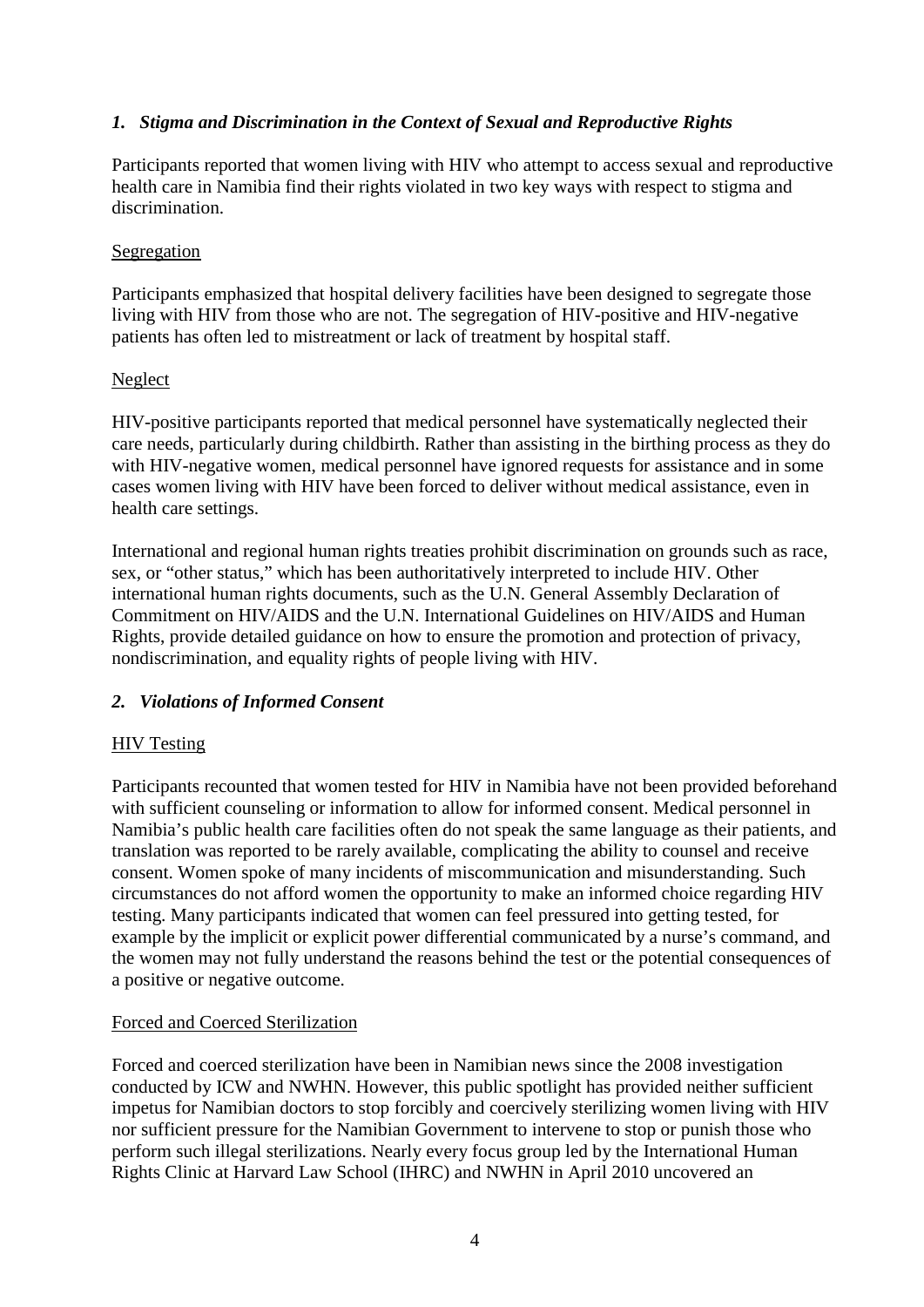### *1. Stigma and Discrimination in the Context of Sexual and Reproductive Rights*

Participants reported that women living with HIV who attempt to access sexual and reproductive health care in Namibia find their rights violated in two key ways with respect to stigma and discrimination.

<u>Segregation</u>

Participants emphasized that hospital delivery facilities have been designed to segregate those living with HIV from those who are not. The segregation of HIV-positive and HIV-negative patients has often led to mistreatment or lack of treatment by hospital staff.

<u>Neglect</u>

HIV-positive participants reported that medical personnel have systematically neglected their care needs, particularly during childbirth. Rather than assisting in the birthing process as they do with HIV-negative women, medical personnel have ignored requests for assistance and in some cases women living with HIV have been forced to deliver without medical assistance, even in health care settings.

International and regional human rights treaties prohibit discrimination on grounds such as race, sex, or "other status," which has been authoritatively interpreted to include HIV. Other international human rights documents, such as the U.N. General Assembly Declaration of Commitment on HIV/AIDS and the U.N. International Guidelines on HIV/AIDS and Human Rights, provide detailed guidance on how to ensure the promotion and protection of privacy, nondiscrimination, and equality rights of people living with HIV.

### *2. Violations of Informed Consent*

<u>HIV Testing</u>

Participants recounted that women tested for HIV in Namibia have not been provided beforehand with sufficient counseling or information to allow for informed consent. Medical personnel in Namibia's public health care facilities often do not speak the same language as their patients, and translation was reported to be rarely available, complicating the ability to counsel and receive consent. Women spoke of many incidents of miscommunication and misunderstanding. Such circumstances do not afford women the opportunity to make an informed choice regarding HIV testing. Many participants indicated that women can feel pressured into getting tested, for example by the implicit or explicit power differential communicated by a nurse's command, and the women may not fully understand the reasons behind the test or the potential consequences of a positive or negative outcome.

<u>Forced and Coerced Sterilization</u>

Forced and coerced sterilization have been in Namibian news since the 2008 investigation conducted by ICW and NWHN. However, this public spotlight has provided neither sufficient impetus for Namibian doctors to stop forcibly and coercively sterilizing women living with HIV nor sufficient pressure for the Namibian Government to intervene to stop or punish those who perform such illegal sterilizations. Nearly every focus group led by the International Human Rights Clinic at Harvard Law School (IHRC) and NWHN in April 2010 uncovered an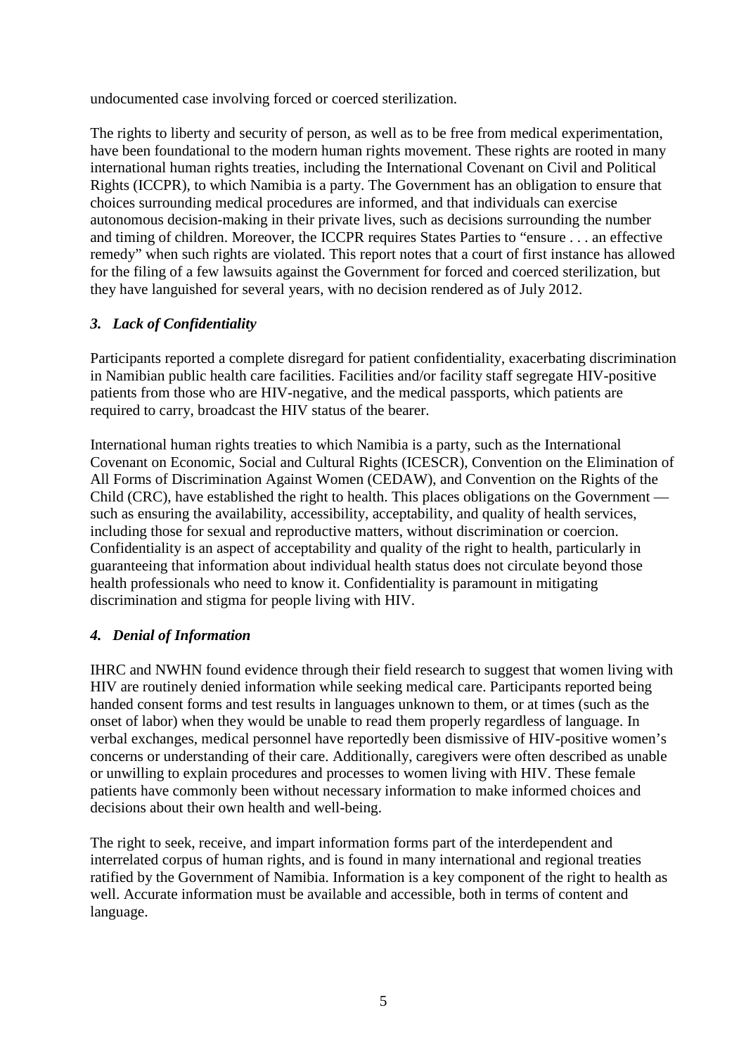undocumented case involving forced or coerced sterilization.

The rights to liberty and security of person, as well as to be free from medical experimentation, have been foundational to the modern human rights movement. These rights are rooted in many international human rights treaties, including the International Covenant on Civil and Political Rights (ICCPR), to which Namibia is a party. The Government has an obligation to ensure that choices surrounding medical procedures are informed, and that individuals can exercise autonomous decision-making in their private lives, such as decisions surrounding the number and timing of children. Moreover, the ICCPR requires States Parties to "ensure . . . an effective remedy" when such rights are violated. This report notes that a court of first instance has allowed for the filing of a few lawsuits against the Government for forced and coerced sterilization, but they have languished for several years, with no decision rendered as of July 2012.

### *3. Lack of Confidentiality*

Participants reported a complete disregard for patient confidentiality, exacerbating discrimination in Namibian public health care facilities. Facilities and/or facility staff segregate HIV-positive patients from those who are HIV-negative, and the medical passports, which patients are required to carry, broadcast the HIV status of the bearer.

International human rights treaties to which Namibia is a party, such as the International Covenant on Economic, Social and Cultural Rights (ICESCR), Convention on the Elimination of All Forms of Discrimination Against Women (CEDAW), and Convention on the Rights of the Child (CRC), have established the right to health. This places obligations on the Government — such as ensuring the availability, accessibility, acceptability, and quality of health services, including those for sexual and reproductive matters, without discrimination or coercion. Confidentiality is an aspect of acceptability and quality of the right to health, particularly in guaranteeing that information about individual health status does not circulate beyond those health professionals who need to know it. Confidentiality is paramount in mitigating discrimination and stigma for people living with HIV.

### *4. Denial of Information*

IHRC and NWHN found evidence through their field research to suggest that women living with HIV are routinely denied information while seeking medical care. Participants reported being handed consent forms and test results in languages unknown to them, or at times (such as the onset of labor) when they would be unable to read them properly regardless of language. In verbal exchanges, medical personnel have reportedly been dismissive of HIV-positive women's concerns or understanding of their care. Additionally, caregivers were often described as unable or unwilling to explain procedures and processes to women living with HIV. These female patients have commonly been without necessary information to make informed choices and decisions about their own health and well-being.

The right to seek, receive, and impart information forms part of the interdependent and interrelated corpus of human rights, and is found in many international and regional treaties ratified by the Government of Namibia. Information is a key component of the right to health as well. Accurate information must be available and accessible, both in terms of content and language.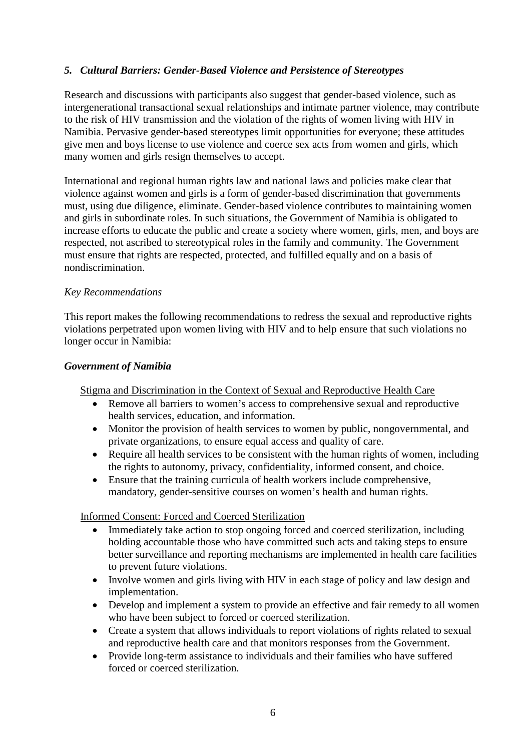### *5. Cultural Barriers: Gender-Based Violence and Persistence of Stereotypes*

Research and discussions with participants also suggest that gender-based violence, such as intergenerational transactional sexual relationships and intimate partner violence, may contribute to the risk of HIV transmission and the violation of the rights of women living with HIV in Namibia. Pervasive gender-based stereotypes limit opportunities for everyone; these attitudes give men and boys license to use violence and coerce sex acts from women and girls, which many women and girls resign themselves to accept.

International and regional human rights law and national laws and policies make clear that violence against women and girls is a form of gender-based discrimination that governments must, using due diligence, eliminate. Gender-based violence contributes to maintaining women and girls in subordinate roles. In such situations, the Government of Namibia is obligated to increase efforts to educate the public and create a society where women, girls, men, and boys are respected, not ascribed to stereotypical roles in the family and community. The Government must ensure that rights are respected, protected, and fulfilled equally and on a basis of nondiscrimination.

*Key Recommendations*

This report makes the following recommendations to redress the sexual and reproductive rights violations perpetrated upon women living with HIV and to help ensure that such violations no longer occur in Namibia:

***Government of Namibia***

<u>Stigma and Discrimination in the Context of Sexual and Reproductive Health Care</u>

- Remove all barriers to women's access to comprehensive sexual and reproductive health services, education, and information.
- Monitor the provision of health services to women by public, nongovernmental, and private organizations, to ensure equal access and quality of care.
- Require all health services to be consistent with the human rights of women, including the rights to autonomy, privacy, confidentiality, informed consent, and choice.
- Ensure that the training curricula of health workers include comprehensive, mandatory, gender-sensitive courses on women's health and human rights.

<u>Informed Consent: Forced and Coerced Sterilization</u>

- Immediately take action to stop ongoing forced and coerced sterilization, including holding accountable those who have committed such acts and taking steps to ensure better surveillance and reporting mechanisms are implemented in health care facilities to prevent future violations.
- Involve women and girls living with HIV in each stage of policy and law design and implementation.
- Develop and implement a system to provide an effective and fair remedy to all women who have been subject to forced or coerced sterilization.
- Create a system that allows individuals to report violations of rights related to sexual and reproductive health care and that monitors responses from the Government.
- Provide long-term assistance to individuals and their families who have suffered forced or coerced sterilization.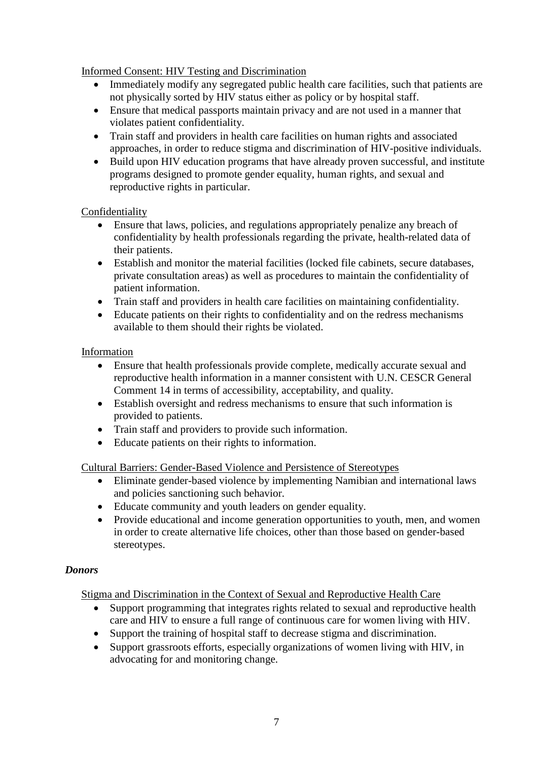Informed Consent: HIV Testing and Discrimination

- Immediately modify any segregated public health care facilities, such that patients are not physically sorted by HIV status either as policy or by hospital staff.
- Ensure that medical passports maintain privacy and are not used in a manner that violates patient confidentiality.
- Train staff and providers in health care facilities on human rights and associated approaches, in order to reduce stigma and discrimination of HIV-positive individuals.
- Build upon HIV education programs that have already proven successful, and institute programs designed to promote gender equality, human rights, and sexual and reproductive rights in particular.

Confidentiality

- Ensure that laws, policies, and regulations appropriately penalize any breach of confidentiality by health professionals regarding the private, health-related data of their patients.
- Establish and monitor the material facilities (locked file cabinets, secure databases, private consultation areas) as well as procedures to maintain the confidentiality of patient information.
- Train staff and providers in health care facilities on maintaining confidentiality.
- Educate patients on their rights to confidentiality and on the redress mechanisms available to them should their rights be violated.

Information

- Ensure that health professionals provide complete, medically accurate sexual and reproductive health information in a manner consistent with U.N. CESCR General Comment 14 in terms of accessibility, acceptability, and quality.
- Establish oversight and redress mechanisms to ensure that such information is provided to patients.
- Train staff and providers to provide such information.
- Educate patients on their rights to information.

Cultural Barriers: Gender-Based Violence and Persistence of Stereotypes

- Eliminate gender-based violence by implementing Namibian and international laws and policies sanctioning such behavior.
- Educate community and youth leaders on gender equality.
- Provide educational and income generation opportunities to youth, men, and women in order to create alternative life choices, other than those based on gender-based stereotypes.

***Donors***

Stigma and Discrimination in the Context of Sexual and Reproductive Health Care

- Support programming that integrates rights related to sexual and reproductive health care and HIV to ensure a full range of continuous care for women living with HIV.
- Support the training of hospital staff to decrease stigma and discrimination.
- Support grassroots efforts, especially organizations of women living with HIV, in advocating for and monitoring change.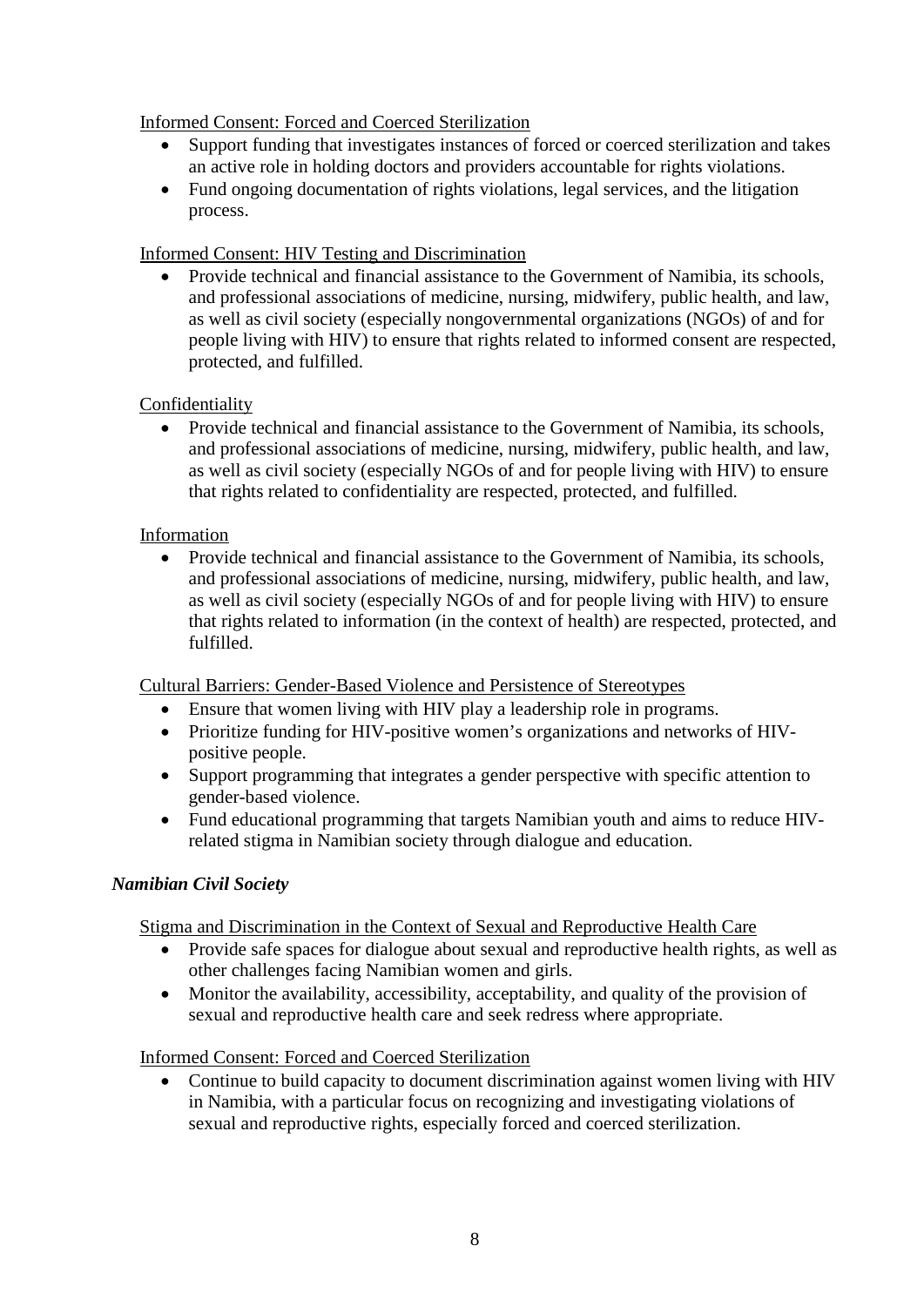Informed Consent: Forced and Coerced Sterilization

- Support funding that investigates instances of forced or coerced sterilization and takes an active role in holding doctors and providers accountable for rights violations.
- Fund ongoing documentation of rights violations, legal services, and the litigation process.

Informed Consent: HIV Testing and Discrimination

- Provide technical and financial assistance to the Government of Namibia, its schools, and professional associations of medicine, nursing, midwifery, public health, and law, as well as civil society (especially nongovernmental organizations (NGOs) of and for people living with HIV) to ensure that rights related to informed consent are respected, protected, and fulfilled.

Confidentiality

- Provide technical and financial assistance to the Government of Namibia, its schools, and professional associations of medicine, nursing, midwifery, public health, and law, as well as civil society (especially NGOs of and for people living with HIV) to ensure that rights related to confidentiality are respected, protected, and fulfilled.

Information

- Provide technical and financial assistance to the Government of Namibia, its schools, and professional associations of medicine, nursing, midwifery, public health, and law, as well as civil society (especially NGOs of and for people living with HIV) to ensure that rights related to information (in the context of health) are respected, protected, and fulfilled.

Cultural Barriers: Gender-Based Violence and Persistence of Stereotypes

- Ensure that women living with HIV play a leadership role in programs.
- Prioritize funding for HIV-positive women's organizations and networks of HIV-positive people.
- Support programming that integrates a gender perspective with specific attention to gender-based violence.
- Fund educational programming that targets Namibian youth and aims to reduce HIV-related stigma in Namibian society through dialogue and education.

### *Namibian Civil Society*

Stigma and Discrimination in the Context of Sexual and Reproductive Health Care

- Provide safe spaces for dialogue about sexual and reproductive health rights, as well as other challenges facing Namibian women and girls.
- Monitor the availability, accessibility, acceptability, and quality of the provision of sexual and reproductive health care and seek redress where appropriate.

Informed Consent: Forced and Coerced Sterilization

- Continue to build capacity to document discrimination against women living with HIV in Namibia, with a particular focus on recognizing and investigating violations of sexual and reproductive rights, especially forced and coerced sterilization.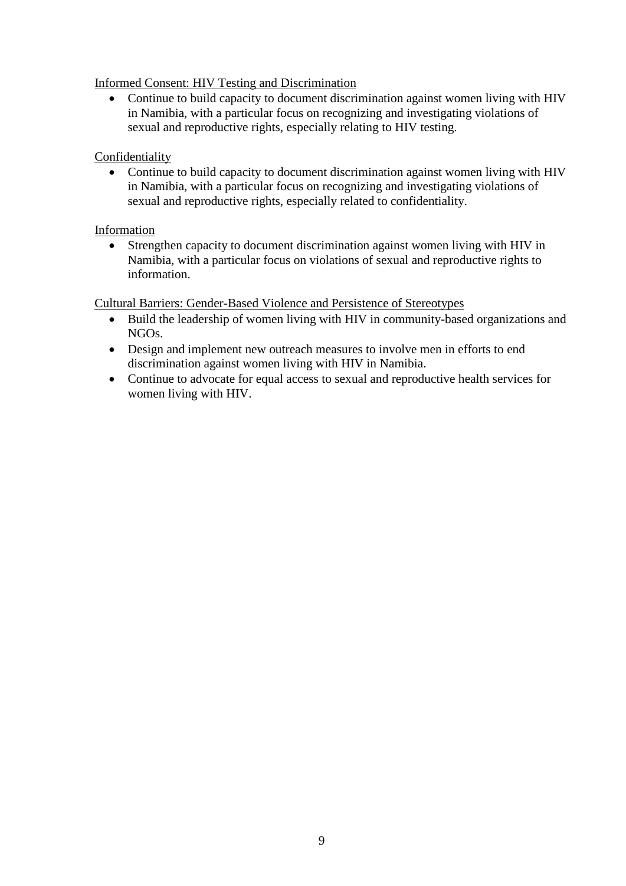Informed Consent: HIV Testing and Discrimination

- Continue to build capacity to document discrimination against women living with HIV in Namibia, with a particular focus on recognizing and investigating violations of sexual and reproductive rights, especially relating to HIV testing.

Confidentiality

- Continue to build capacity to document discrimination against women living with HIV in Namibia, with a particular focus on recognizing and investigating violations of sexual and reproductive rights, especially related to confidentiality.

Information

- Strengthen capacity to document discrimination against women living with HIV in Namibia, with a particular focus on violations of sexual and reproductive rights to information.

Cultural Barriers: Gender-Based Violence and Persistence of Stereotypes

- Build the leadership of women living with HIV in community-based organizations and NGOs.
- Design and implement new outreach measures to involve men in efforts to end discrimination against women living with HIV in Namibia.
- Continue to advocate for equal access to sexual and reproductive health services for women living with HIV.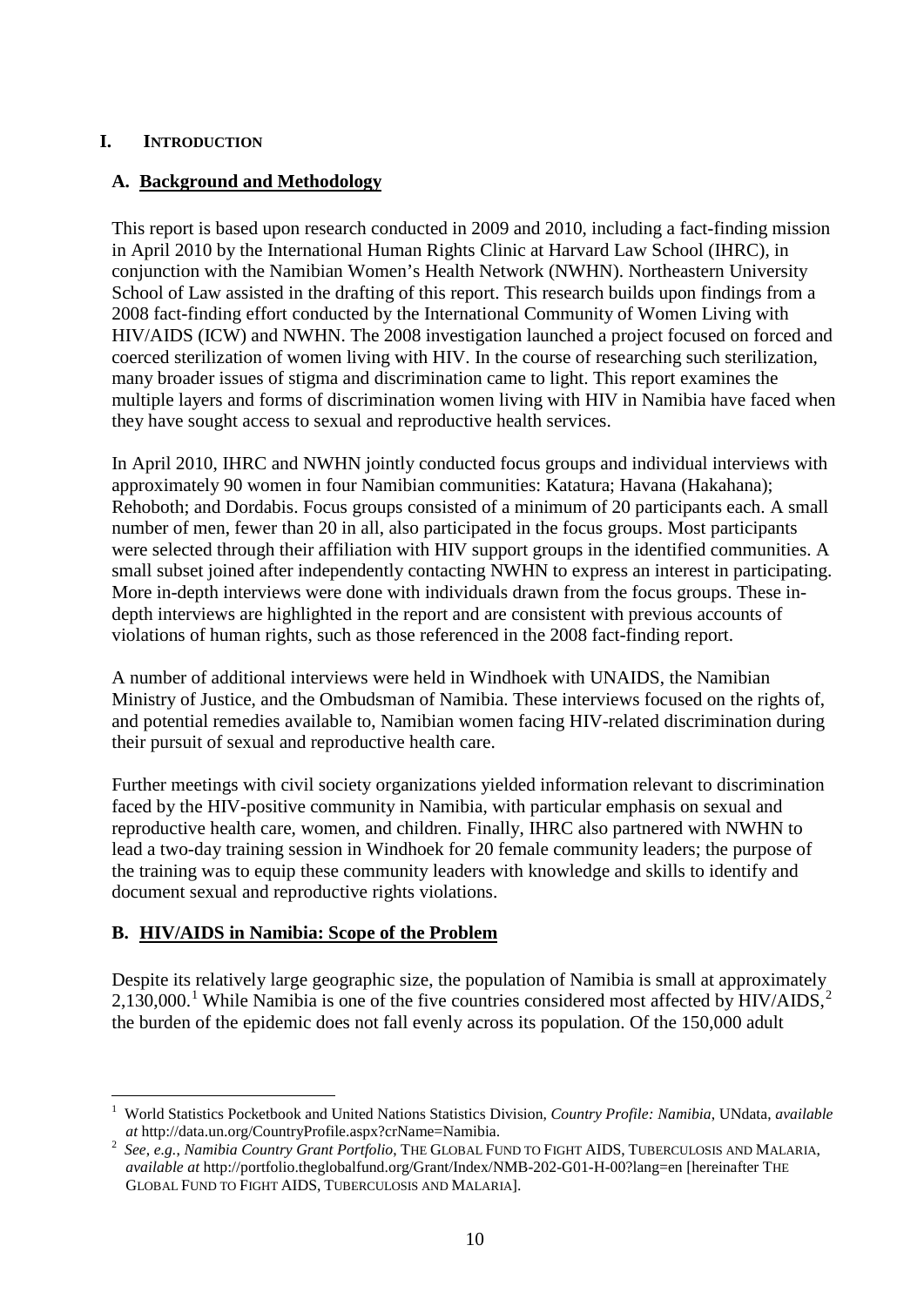# I. INTRODUCTION

## A. Background and Methodology

This report is based upon research conducted in 2009 and 2010, including a fact-finding mission in April 2010 by the International Human Rights Clinic at Harvard Law School (IHRC), in conjunction with the Namibian Women's Health Network (NWHN). Northeastern University School of Law assisted in the drafting of this report. This research builds upon findings from a 2008 fact-finding effort conducted by the International Community of Women Living with HIV/AIDS (ICW) and NWHN. The 2008 investigation launched a project focused on forced and coerced sterilization of women living with HIV. In the course of researching such sterilization, many broader issues of stigma and discrimination came to light. This report examines the multiple layers and forms of discrimination women living with HIV in Namibia have faced when they have sought access to sexual and reproductive health services.

In April 2010, IHRC and NWHN jointly conducted focus groups and individual interviews with approximately 90 women in four Namibian communities: Katatura; Havana (Hakahana); Rehoboth; and Dordabis. Focus groups consisted of a minimum of 20 participants each. A small number of men, fewer than 20 in all, also participated in the focus groups. Most participants were selected through their affiliation with HIV support groups in the identified communities. A small subset joined after independently contacting NWHN to express an interest in participating. More in-depth interviews were done with individuals drawn from the focus groups. These in-depth interviews are highlighted in the report and are consistent with previous accounts of violations of human rights, such as those referenced in the 2008 fact-finding report.

A number of additional interviews were held in Windhoek with UNAIDS, the Namibian Ministry of Justice, and the Ombudsman of Namibia. These interviews focused on the rights of, and potential remedies available to, Namibian women facing HIV-related discrimination during their pursuit of sexual and reproductive health care.

Further meetings with civil society organizations yielded information relevant to discrimination faced by the HIV-positive community in Namibia, with particular emphasis on sexual and reproductive health care, women, and children. Finally, IHRC also partnered with NWHN to lead a two-day training session in Windhoek for 20 female community leaders; the purpose of the training was to equip these community leaders with knowledge and skills to identify and document sexual and reproductive rights violations.

## B. HIV/AIDS in Namibia: Scope of the Problem

Despite its relatively large geographic size, the population of Namibia is small at approximately 2,130,000.[1] While Namibia is one of the five countries considered most affected by HIV/AIDS,[2] the burden of the epidemic does not fall evenly across its population. Of the 150,000 adult

---

[1] World Statistics Pocketbook and United Nations Statistics Division, *Country Profile: Namibia*, UNdata, *available at* http://data.un.org/CountryProfile.aspx?crName=Namibia.

[2] *See, e.g.*, *Namibia Country Grant Portfolio*, THE GLOBAL FUND TO FIGHT AIDS, TUBERCULOSIS AND MALARIA, *available at* http://portfolio.theglobalfund.org/Grant/Index/NMB-202-G01-H-00?lang=en [hereinafter THE GLOBAL FUND TO FIGHT AIDS, TUBERCULOSIS AND MALARIA].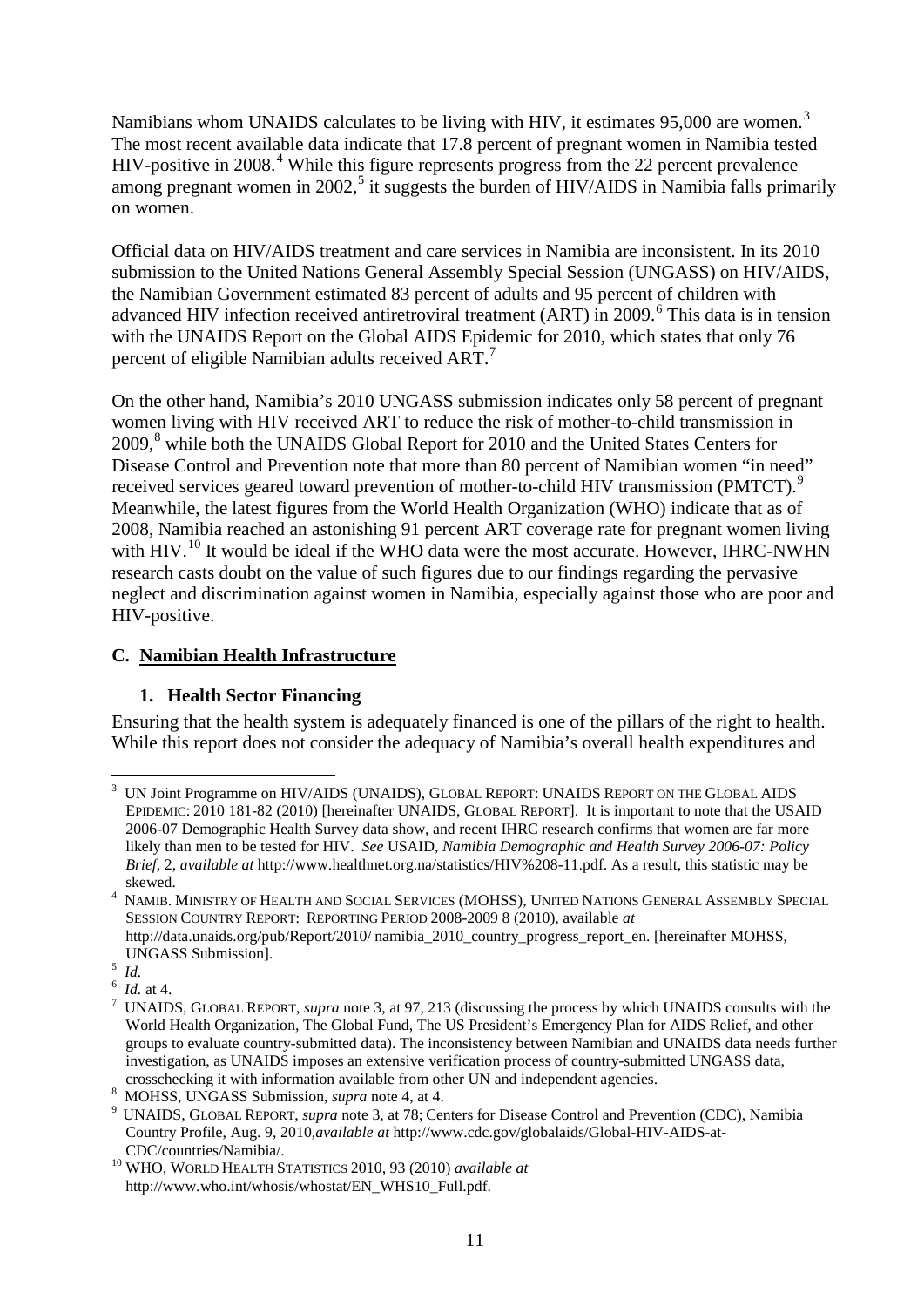Namibians whom UNAIDS calculates to be living with HIV, it estimates 95,000 are women.[3] The most recent available data indicate that 17.8 percent of pregnant women in Namibia tested HIV-positive in 2008.[4] While this figure represents progress from the 22 percent prevalence among pregnant women in 2002,[5] it suggests the burden of HIV/AIDS in Namibia falls primarily on women.

Official data on HIV/AIDS treatment and care services in Namibia are inconsistent. In its 2010 submission to the United Nations General Assembly Special Session (UNGASS) on HIV/AIDS, the Namibian Government estimated 83 percent of adults and 95 percent of children with advanced HIV infection received antiretroviral treatment (ART) in 2009.[6] This data is in tension with the UNAIDS Report on the Global AIDS Epidemic for 2010, which states that only 76 percent of eligible Namibian adults received ART.[7]

On the other hand, Namibia's 2010 UNGASS submission indicates only 58 percent of pregnant women living with HIV received ART to reduce the risk of mother-to-child transmission in 2009,[8] while both the UNAIDS Global Report for 2010 and the United States Centers for Disease Control and Prevention note that more than 80 percent of Namibian women "in need" received services geared toward prevention of mother-to-child HIV transmission (PMTCT).[9] Meanwhile, the latest figures from the World Health Organization (WHO) indicate that as of 2008, Namibia reached an astonishing 91 percent ART coverage rate for pregnant women living with HIV.[10] It would be ideal if the WHO data were the most accurate. However, IHRC-NWHN research casts doubt on the value of such figures due to our findings regarding the pervasive neglect and discrimination against women in Namibia, especially against those who are poor and HIV-positive.

### C. Namibian Health Infrastructure

#### 1. Health Sector Financing

Ensuring that the health system is adequately financed is one of the pillars of the right to health. While this report does not consider the adequacy of Namibia's overall health expenditures and

---

[3] UN Joint Programme on HIV/AIDS (UNAIDS), GLOBAL REPORT: UNAIDS REPORT ON THE GLOBAL AIDS EPIDEMIC: 2010 181-82 (2010) [hereinafter UNAIDS, GLOBAL REPORT]. It is important to note that the USAID 2006-07 Demographic Health Survey data show, and recent IHRC research confirms that women are far more likely than men to be tested for HIV. *See* USAID, *Namibia Demographic and Health Survey 2006-07: Policy Brief*, 2, *available at* http://www.healthnet.org.na/statistics/HIV%208-11.pdf. As a result, this statistic may be skewed.

[4] NAMIB. MINISTRY OF HEALTH AND SOCIAL SERVICES (MOHSS), UNITED NATIONS GENERAL ASSEMBLY SPECIAL SESSION COUNTRY REPORT: REPORTING PERIOD 2008-2009 8 (2010), available *at* http://data.unaids.org/pub/Report/2010/ namibia_2010_country_progress_report_en. [hereinafter MOHSS, UNGASS Submission].

[5] *Id.*

[6] *Id.* at 4.

[7] UNAIDS, GLOBAL REPORT, *supra* note 3, at 97, 213 (discussing the process by which UNAIDS consults with the World Health Organization, The Global Fund, The US President's Emergency Plan for AIDS Relief, and other groups to evaluate country-submitted data). The inconsistency between Namibian and UNAIDS data needs further investigation, as UNAIDS imposes an extensive verification process of country-submitted UNGASS data, crosschecking it with information available from other UN and independent agencies.

[8] MOHSS, UNGASS Submission, *supra* note 4, at 4.

[9] UNAIDS, GLOBAL REPORT, *supra* note 3, at 78; Centers for Disease Control and Prevention (CDC), Namibia Country Profile, Aug. 9, 2010,*available at* http://www.cdc.gov/globalaids/Global-HIV-AIDS-at-CDC/countries/Namibia/.

[10] WHO, WORLD HEALTH STATISTICS 2010, 93 (2010) *available at* http://www.who.int/whosis/whostat/EN_WHS10_Full.pdf.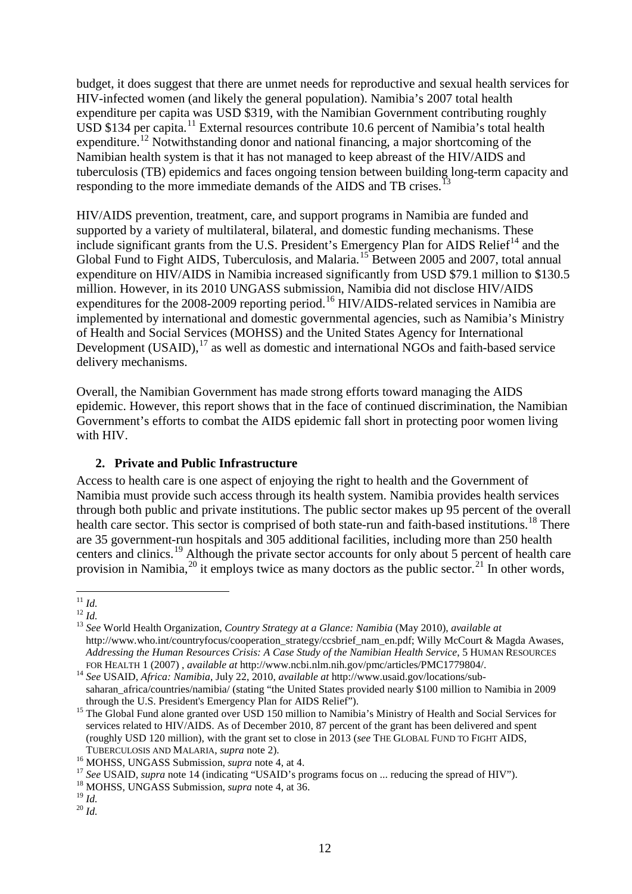budget, it does suggest that there are unmet needs for reproductive and sexual health services for HIV-infected women (and likely the general population). Namibia's 2007 total health expenditure per capita was USD $319, with the Namibian Government contributing roughly USD $134 per capita.[11] External resources contribute 10.6 percent of Namibia's total health expenditure.[12] Notwithstanding donor and national financing, a major shortcoming of the Namibian health system is that it has not managed to keep abreast of the HIV/AIDS and tuberculosis (TB) epidemics and faces ongoing tension between building long-term capacity and responding to the more immediate demands of the AIDS and TB crises.[13]

HIV/AIDS prevention, treatment, care, and support programs in Namibia are funded and supported by a variety of multilateral, bilateral, and domestic funding mechanisms. These include significant grants from the U.S. President's Emergency Plan for AIDS Relief[14] and the Global Fund to Fight AIDS, Tuberculosis, and Malaria.[15] Between 2005 and 2007, total annual expenditure on HIV/AIDS in Namibia increased significantly from USD $79.1 million to $130.5 million. However, in its 2010 UNGASS submission, Namibia did not disclose HIV/AIDS expenditures for the 2008-2009 reporting period.[16] HIV/AIDS-related services in Namibia are implemented by international and domestic governmental agencies, such as Namibia's Ministry of Health and Social Services (MOHSS) and the United States Agency for International Development (USAID),[17] as well as domestic and international NGOs and faith-based service delivery mechanisms.

Overall, the Namibian Government has made strong efforts toward managing the AIDS epidemic. However, this report shows that in the face of continued discrimination, the Namibian Government's efforts to combat the AIDS epidemic fall short in protecting poor women living with HIV.

### 2. Private and Public Infrastructure

Access to health care is one aspect of enjoying the right to health and the Government of Namibia must provide such access through its health system. Namibia provides health services through both public and private institutions. The public sector makes up 95 percent of the overall health care sector. This sector is comprised of both state-run and faith-based institutions.[18] There are 35 government-run hospitals and 305 additional facilities, including more than 250 health centers and clinics.[19] Although the private sector accounts for only about 5 percent of health care provision in Namibia,[20] it employs twice as many doctors as the public sector.[21] In other words,

---

[11] *Id.*

[12] *Id.*

[13] *See* World Health Organization, *Country Strategy at a Glance: Namibia* (May 2010), *available at* http://www.who.int/countryfocus/cooperation_strategy/ccsbrief_nam_en.pdf; Willy McCourt & Magda Awases, *Addressing the Human Resources Crisis: A Case Study of the Namibian Health Service*, 5 HUMAN RESOURCES FOR HEALTH 1 (2007) , *available at* http://www.ncbi.nlm.nih.gov/pmc/articles/PMC1779804/.

[14] *See* USAID, *Africa: Namibia*, July 22, 2010, *available at* http://www.usaid.gov/locations/sub-saharan_africa/countries/namibia/ (stating "the United States provided nearly $100 million to Namibia in 2009 through the U.S. President's Emergency Plan for AIDS Relief").

[15] The Global Fund alone granted over USD 150 million to Namibia's Ministry of Health and Social Services for services related to HIV/AIDS. As of December 2010, 87 percent of the grant has been delivered and spent (roughly USD 120 million), with the grant set to close in 2013 (*see* THE GLOBAL FUND TO FIGHT AIDS, TUBERCULOSIS AND MALARIA, *supra* note 2).

[16] MOHSS, UNGASS Submission, *supra* note 4, at 4.

[17] *See* USAID, *supra* note 14 (indicating "USAID's programs focus on ... reducing the spread of HIV").

[18] MOHSS, UNGASS Submission, *supra* note 4, at 36.

[19] *Id.*

[20] *Id.*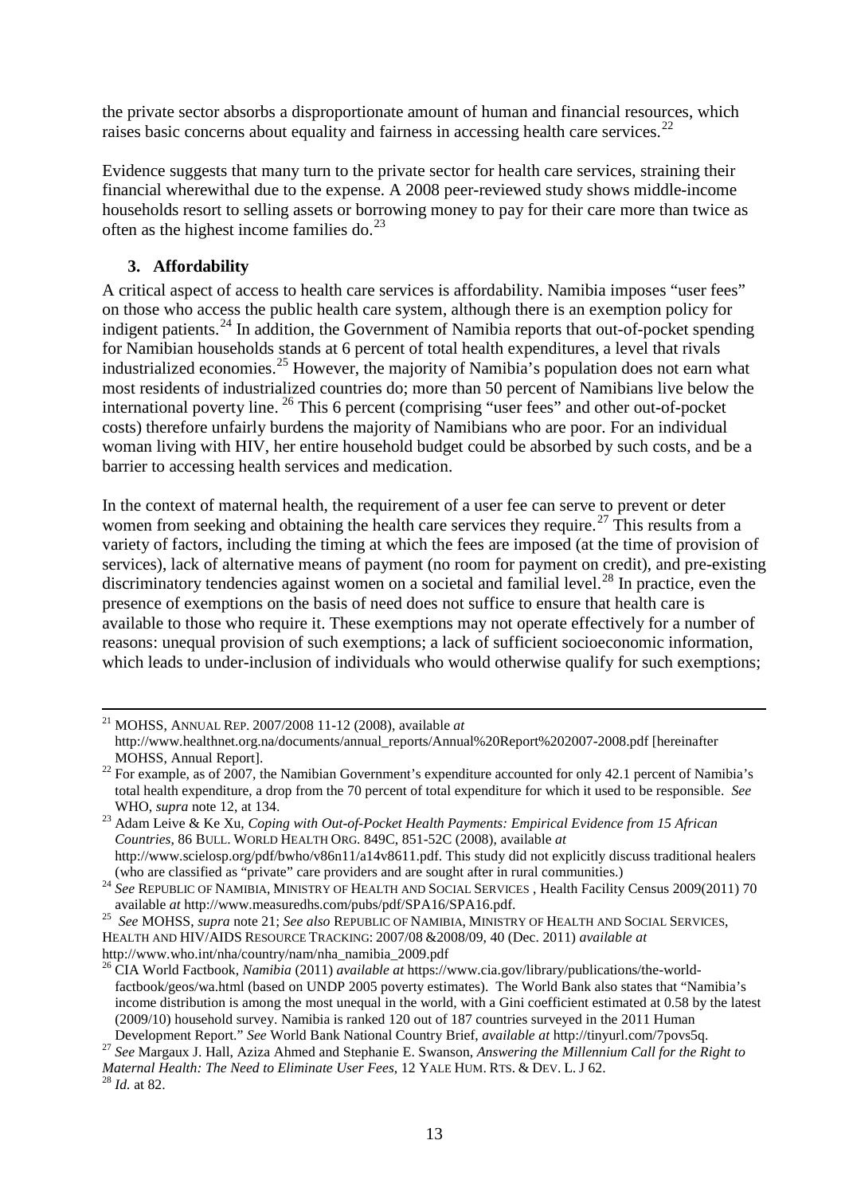the private sector absorbs a disproportionate amount of human and financial resources, which raises basic concerns about equality and fairness in accessing health care services.[22]

Evidence suggests that many turn to the private sector for health care services, straining their financial wherewithal due to the expense. A 2008 peer-reviewed study shows middle-income households resort to selling assets or borrowing money to pay for their care more than twice as often as the highest income families do.[23]

### 3. Affordability

A critical aspect of access to health care services is affordability. Namibia imposes "user fees" on those who access the public health care system, although there is an exemption policy for indigent patients.[24] In addition, the Government of Namibia reports that out-of-pocket spending for Namibian households stands at 6 percent of total health expenditures, a level that rivals industrialized economies.[25] However, the majority of Namibia's population does not earn what most residents of industrialized countries do; more than 50 percent of Namibians live below the international poverty line.[26] This 6 percent (comprising "user fees" and other out-of-pocket costs) therefore unfairly burdens the majority of Namibians who are poor. For an individual woman living with HIV, her entire household budget could be absorbed by such costs, and be a barrier to accessing health services and medication.

In the context of maternal health, the requirement of a user fee can serve to prevent or deter women from seeking and obtaining the health care services they require.[27] This results from a variety of factors, including the timing at which the fees are imposed (at the time of provision of services), lack of alternative means of payment (no room for payment on credit), and pre-existing discriminatory tendencies against women on a societal and familial level.[28] In practice, even the presence of exemptions on the basis of need does not suffice to ensure that health care is available to those who require it. These exemptions may not operate effectively for a number of reasons: unequal provision of such exemptions; a lack of sufficient socioeconomic information, which leads to under-inclusion of individuals who would otherwise qualify for such exemptions;

---

[21] MOHSS, ANNUAL REP. 2007/2008 11-12 (2008), available *at* http://www.healthnet.org.na/documents/annual_reports/Annual%20Report%202007-2008.pdf [hereinafter MOHSS, Annual Report].

[22] For example, as of 2007, the Namibian Government's expenditure accounted for only 42.1 percent of Namibia's total health expenditure, a drop from the 70 percent of total expenditure for which it used to be responsible. *See* WHO, *supra* note 12, at 134.

[23] Adam Leive & Ke Xu, *Coping with Out-of-Pocket Health Payments: Empirical Evidence from 15 African Countries*, 86 BULL. WORLD HEALTH ORG. 849C, 851-52C (2008), available *at* http://www.scielosp.org/pdf/bwho/v86n11/a14v8611.pdf. This study did not explicitly discuss traditional healers (who are classified as "private" care providers and are sought after in rural communities.)

[24] *See* REPUBLIC OF NAMIBIA, MINISTRY OF HEALTH AND SOCIAL SERVICES , Health Facility Census 2009(2011) 70 available *at* http://www.measuredhs.com/pubs/pdf/SPA16/SPA16.pdf.

[25] *See* MOHSS, *supra* note 21; *See also* REPUBLIC OF NAMIBIA, MINISTRY OF HEALTH AND SOCIAL SERVICES, HEALTH AND HIV/AIDS RESOURCE TRACKING: 2007/08 &2008/09, 40 (Dec. 2011) *available at* http://www.who.int/nha/country/nam/nha_namibia_2009.pdf

[26] CIA World Factbook, *Namibia* (2011) *available at* https://www.cia.gov/library/publications/the-world-factbook/geos/wa.html (based on UNDP 2005 poverty estimates). The World Bank also states that "Namibia's income distribution is among the most unequal in the world, with a Gini coefficient estimated at 0.58 by the latest (2009/10) household survey. Namibia is ranked 120 out of 187 countries surveyed in the 2011 Human Development Report." *See* World Bank National Country Brief, *available at* http://tinyurl.com/7povs5q.

[27] *See* Margaux J. Hall, Aziza Ahmed and Stephanie E. Swanson, *Answering the Millennium Call for the Right to Maternal Health: The Need to Eliminate User Fees*, 12 YALE HUM. RTS. & DEV. L. J 62.

[28] *Id.* at 82.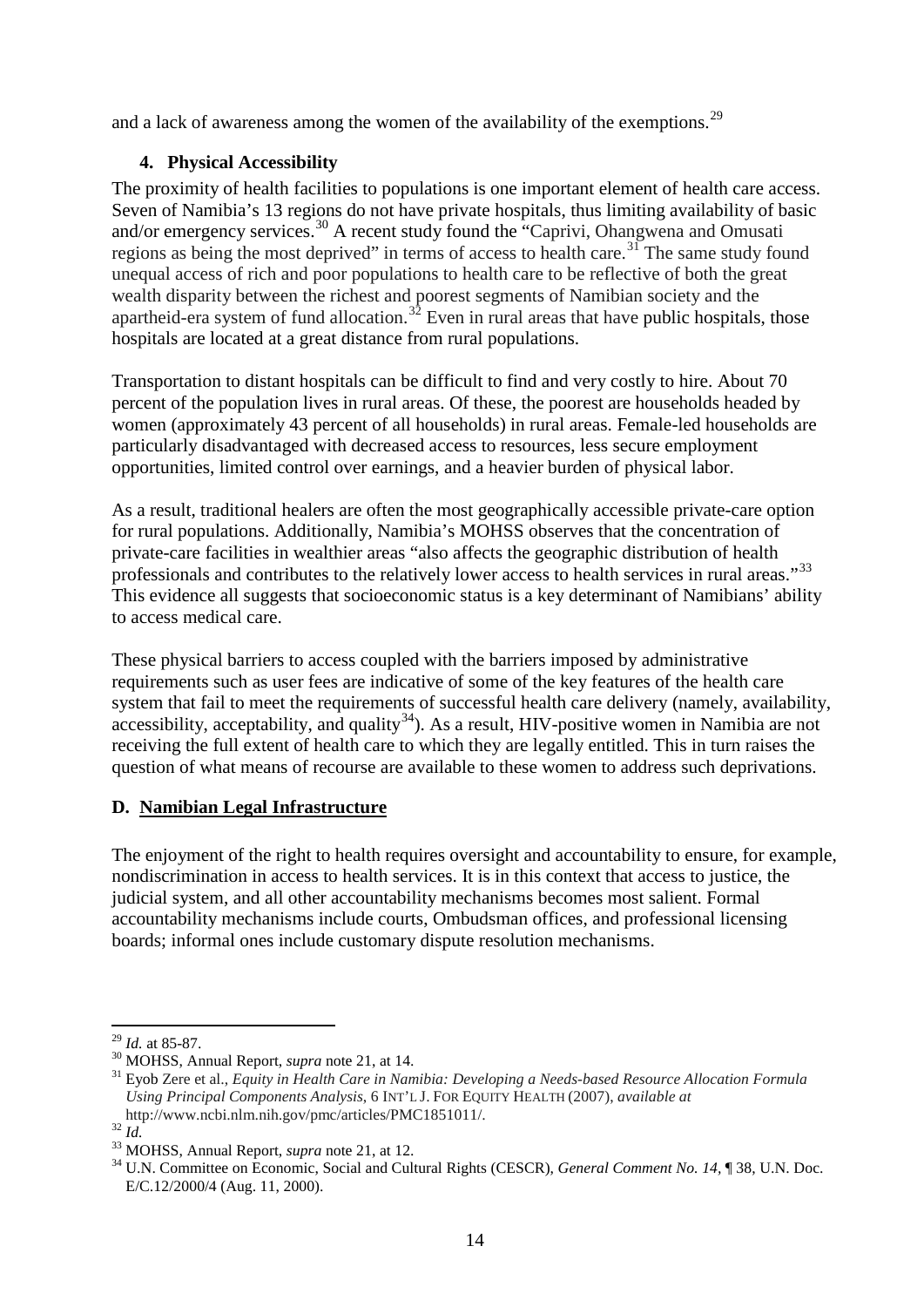and a lack of awareness among the women of the availability of the exemptions.[29]

### 4. Physical Accessibility

The proximity of health facilities to populations is one important element of health care access. Seven of Namibia's 13 regions do not have private hospitals, thus limiting availability of basic and/or emergency services.[30] A recent study found the "Caprivi, Ohangwena and Omusati regions as being the most deprived" in terms of access to health care.[31] The same study found unequal access of rich and poor populations to health care to be reflective of both the great wealth disparity between the richest and poorest segments of Namibian society and the apartheid-era system of fund allocation.[32] Even in rural areas that have public hospitals, those hospitals are located at a great distance from rural populations.

Transportation to distant hospitals can be difficult to find and very costly to hire. About 70 percent of the population lives in rural areas. Of these, the poorest are households headed by women (approximately 43 percent of all households) in rural areas. Female-led households are particularly disadvantaged with decreased access to resources, less secure employment opportunities, limited control over earnings, and a heavier burden of physical labor.

As a result, traditional healers are often the most geographically accessible private-care option for rural populations. Additionally, Namibia's MOHSS observes that the concentration of private-care facilities in wealthier areas "also affects the geographic distribution of health professionals and contributes to the relatively lower access to health services in rural areas."[33] This evidence all suggests that socioeconomic status is a key determinant of Namibians' ability to access medical care.

These physical barriers to access coupled with the barriers imposed by administrative requirements such as user fees are indicative of some of the key features of the health care system that fail to meet the requirements of successful health care delivery (namely, availability, accessibility, acceptability, and quality[34]). As a result, HIV-positive women in Namibia are not receiving the full extent of health care to which they are legally entitled. This in turn raises the question of what means of recourse are available to these women to address such deprivations.

## D. Namibian Legal Infrastructure

The enjoyment of the right to health requires oversight and accountability to ensure, for example, nondiscrimination in access to health services. It is in this context that access to justice, the judicial system, and all other accountability mechanisms becomes most salient. Formal accountability mechanisms include courts, Ombudsman offices, and professional licensing boards; informal ones include customary dispute resolution mechanisms.

---

[29] *Id.* at 85-87.

[30] MOHSS, Annual Report, *supra* note 21, at 14.

[31] Eyob Zere et al., *Equity in Health Care in Namibia: Developing a Needs-based Resource Allocation Formula Using Principal Components Analysis*, 6 INT'L J. FOR EQUITY HEALTH (2007), *available at* http://www.ncbi.nlm.nih.gov/pmc/articles/PMC1851011/.

[32] *Id.*

[33] MOHSS, Annual Report, *supra* note 21, at 12.

[34] U.N. Committee on Economic, Social and Cultural Rights (CESCR), *General Comment No. 14*, ¶ 38, U.N. Doc. E/C.12/2000/4 (Aug. 11, 2000).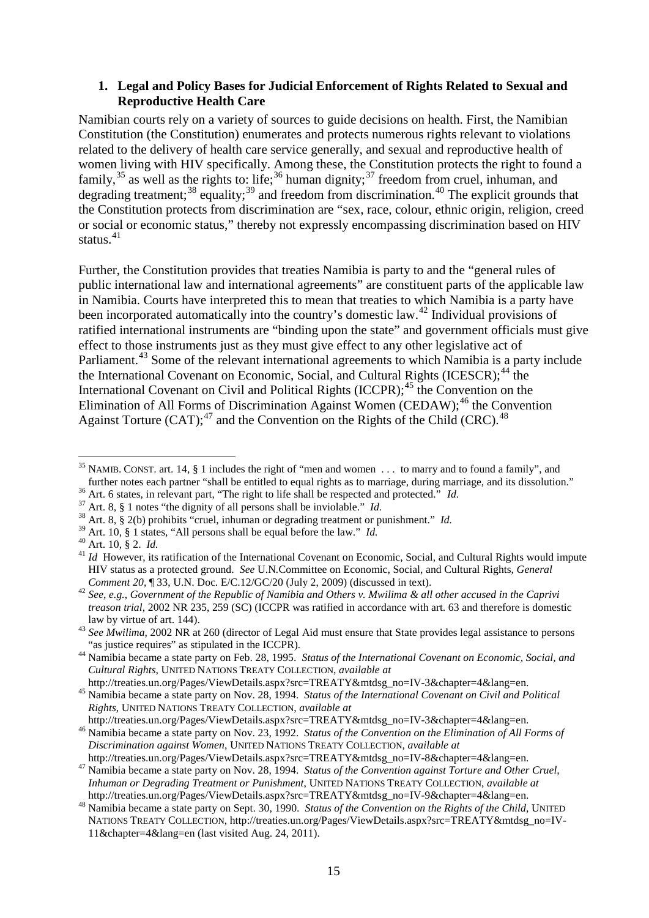### 1. Legal and Policy Bases for Judicial Enforcement of Rights Related to Sexual and Reproductive Health Care

Namibian courts rely on a variety of sources to guide decisions on health. First, the Namibian Constitution (the Constitution) enumerates and protects numerous rights relevant to violations related to the delivery of health care service generally, and sexual and reproductive health of women living with HIV specifically. Among these, the Constitution protects the right to found a family,[35] as well as the rights to: life;[36] human dignity;[37] freedom from cruel, inhuman, and degrading treatment;[38] equality;[39] and freedom from discrimination.[40] The explicit grounds that the Constitution protects from discrimination are "sex, race, colour, ethnic origin, religion, creed or social or economic status," thereby not expressly encompassing discrimination based on HIV status.[41]

Further, the Constitution provides that treaties Namibia is party to and the "general rules of public international law and international agreements" are constituent parts of the applicable law in Namibia. Courts have interpreted this to mean that treaties to which Namibia is a party have been incorporated automatically into the country's domestic law.[42] Individual provisions of ratified international instruments are "binding upon the state" and government officials must give effect to those instruments just as they must give effect to any other legislative act of Parliament.[43] Some of the relevant international agreements to which Namibia is a party include the International Covenant on Economic, Social, and Cultural Rights (ICESCR);[44] the International Covenant on Civil and Political Rights (ICCPR);[45] the Convention on the Elimination of All Forms of Discrimination Against Women (CEDAW);[46] the Convention Against Torture (CAT);[47] and the Convention on the Rights of the Child (CRC).[48]

---

[35] NAMIB. CONST. art. 14, § 1 includes the right of "men and women . . . to marry and to found a family", and further notes each partner "shall be entitled to equal rights as to marriage, during marriage, and its dissolution."

[36] Art. 6 states, in relevant part, "The right to life shall be respected and protected." *Id.*

[37] Art. 8, § 1 notes "the dignity of all persons shall be inviolable." *Id.*

[38] Art. 8, § 2(b) prohibits "cruel, inhuman or degrading treatment or punishment." *Id.*

[39] Art. 10, § 1 states, "All persons shall be equal before the law." *Id.*

[40] Art. 10, § 2. *Id.*

[41] *Id* However, its ratification of the International Covenant on Economic, Social, and Cultural Rights would impute HIV status as a protected ground. *See* U.N.Committee on Economic, Social, and Cultural Rights, *General Comment 20*, ¶ 33, U.N. Doc. E/C.12/GC/20 (July 2, 2009) (discussed in text).

[42] *See, e.g.*, *Government of the Republic of Namibia and Others v. Mwilima & all other accused in the Caprivi treason trial*, 2002 NR 235, 259 (SC) (ICCPR was ratified in accordance with art. 63 and therefore is domestic law by virtue of art. 144).

[43] *See Mwilima*, 2002 NR at 260 (director of Legal Aid must ensure that State provides legal assistance to persons "as justice requires" as stipulated in the ICCPR).

[44] Namibia became a state party on Feb. 28, 1995. *Status of the International Covenant on Economic, Social, and Cultural Rights*, UNITED NATIONS TREATY COLLECTION, *available at* http://treaties.un.org/Pages/ViewDetails.aspx?src=TREATY&mtdsg_no=IV-3&chapter=4&lang=en.

[45] Namibia became a state party on Nov. 28, 1994. *Status of the International Covenant on Civil and Political Rights*, UNITED NATIONS TREATY COLLECTION, *available at* http://treaties.un.org/Pages/ViewDetails.aspx?src=TREATY&mtdsg_no=IV-3&chapter=4&lang=en.

[46] Namibia became a state party on Nov. 23, 1992. *Status of the Convention on the Elimination of All Forms of Discrimination against Women*, UNITED NATIONS TREATY COLLECTION, *available at* http://treaties.un.org/Pages/ViewDetails.aspx?src=TREATY&mtdsg_no=IV-8&chapter=4&lang=en.

[47] Namibia became a state party on Nov. 28, 1994. *Status of the Convention against Torture and Other Cruel, Inhuman or Degrading Treatment or Punishment*, UNITED NATIONS TREATY COLLECTION, *available at* http://treaties.un.org/Pages/ViewDetails.aspx?src=TREATY&mtdsg_no=IV-9&chapter=4&lang=en.

[48] Namibia became a state party on Sept. 30, 1990. *Status of the Convention on the Rights of the Child*, UNITED NATIONS TREATY COLLECTION, http://treaties.un.org/Pages/ViewDetails.aspx?src=TREATY&mtdsg_no=IV-11&chapter=4&lang=en (last visited Aug. 24, 2011).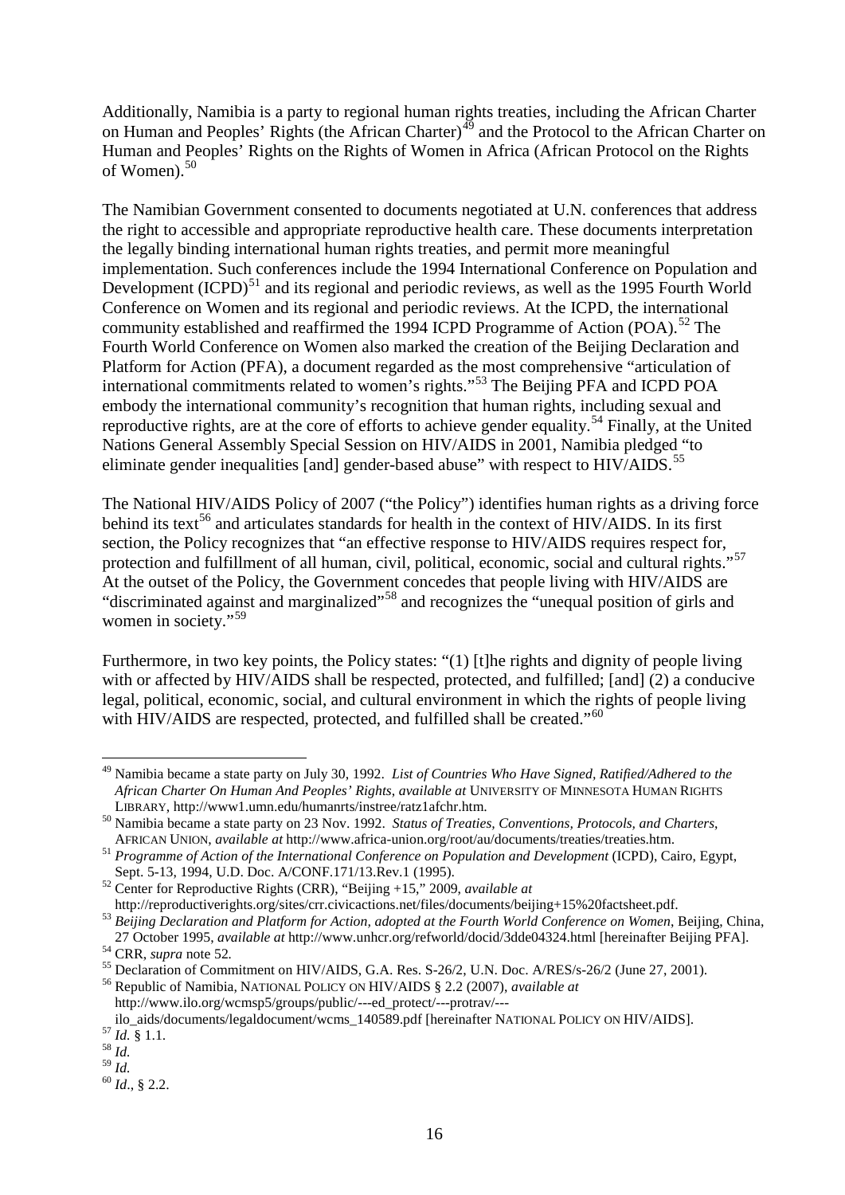Additionally, Namibia is a party to regional human rights treaties, including the African Charter on Human and Peoples' Rights (the African Charter)[49] and the Protocol to the African Charter on Human and Peoples' Rights on the Rights of Women in Africa (African Protocol on the Rights of Women).[50]

The Namibian Government consented to documents negotiated at U.N. conferences that address the right to accessible and appropriate reproductive health care. These documents interpretation the legally binding international human rights treaties, and permit more meaningful implementation. Such conferences include the 1994 International Conference on Population and Development (ICPD)[51] and its regional and periodic reviews, as well as the 1995 Fourth World Conference on Women and its regional and periodic reviews. At the ICPD, the international community established and reaffirmed the 1994 ICPD Programme of Action (POA).[52] The Fourth World Conference on Women also marked the creation of the Beijing Declaration and Platform for Action (PFA), a document regarded as the most comprehensive "articulation of international commitments related to women's rights."[53] The Beijing PFA and ICPD POA embody the international community's recognition that human rights, including sexual and reproductive rights, are at the core of efforts to achieve gender equality.[54] Finally, at the United Nations General Assembly Special Session on HIV/AIDS in 2001, Namibia pledged "to eliminate gender inequalities [and] gender-based abuse" with respect to HIV/AIDS.[55]

The National HIV/AIDS Policy of 2007 ("the Policy") identifies human rights as a driving force behind its text[56] and articulates standards for health in the context of HIV/AIDS. In its first section, the Policy recognizes that "an effective response to HIV/AIDS requires respect for, protection and fulfillment of all human, civil, political, economic, social and cultural rights."[57] At the outset of the Policy, the Government concedes that people living with HIV/AIDS are "discriminated against and marginalized"[58] and recognizes the "unequal position of girls and women in society."[59]

Furthermore, in two key points, the Policy states: "(1) [t]he rights and dignity of people living with or affected by HIV/AIDS shall be respected, protected, and fulfilled; [and] (2) a conducive legal, political, economic, social, and cultural environment in which the rights of people living with HIV/AIDS are respected, protected, and fulfilled shall be created."[60]

---

[49] Namibia became a state party on July 30, 1992. *List of Countries Who Have Signed, Ratified/Adhered to the African Charter On Human And Peoples' Rights*, *available at* UNIVERSITY OF MINNESOTA HUMAN RIGHTS LIBRARY, http://www1.umn.edu/humanrts/instree/ratz1afchr.htm.

[50] Namibia became a state party on 23 Nov. 1992. *Status of Treaties, Conventions, Protocols, and Charters*, AFRICAN UNION, *available at* http://www.africa-union.org/root/au/documents/treaties/treaties.htm.

[51] *Programme of Action of the International Conference on Population and Development* (ICPD), Cairo, Egypt, Sept. 5-13, 1994, U.D. Doc. A/CONF.171/13.Rev.1 (1995).

[52] Center for Reproductive Rights (CRR), "Beijing +15," 2009, *available at* http://reproductiverights.org/sites/crr.civicactions.net/files/documents/beijing+15%20factsheet.pdf.

[53] *Beijing Declaration and Platform for Action, adopted at the Fourth World Conference on Women*, Beijing, China, 27 October 1995, *available at* http://www.unhcr.org/refworld/docid/3dde04324.html [hereinafter Beijing PFA].

[54] CRR, *supra* note 52.

[55] Declaration of Commitment on HIV/AIDS, G.A. Res. S-26/2, U.N. Doc. A/RES/s-26/2 (June 27, 2001).

[56] Republic of Namibia, NATIONAL POLICY ON HIV/AIDS § 2.2 (2007), *available at* http://www.ilo.org/wcmsp5/groups/public/---ed_protect/---protrav/---ilo_aids/documents/legaldocument/wcms_140589.pdf [hereinafter NATIONAL POLICY ON HIV/AIDS].

[57] *Id.* § 1.1.

[58] *Id.*

[59] *Id.*

[60] *Id.*, § 2.2.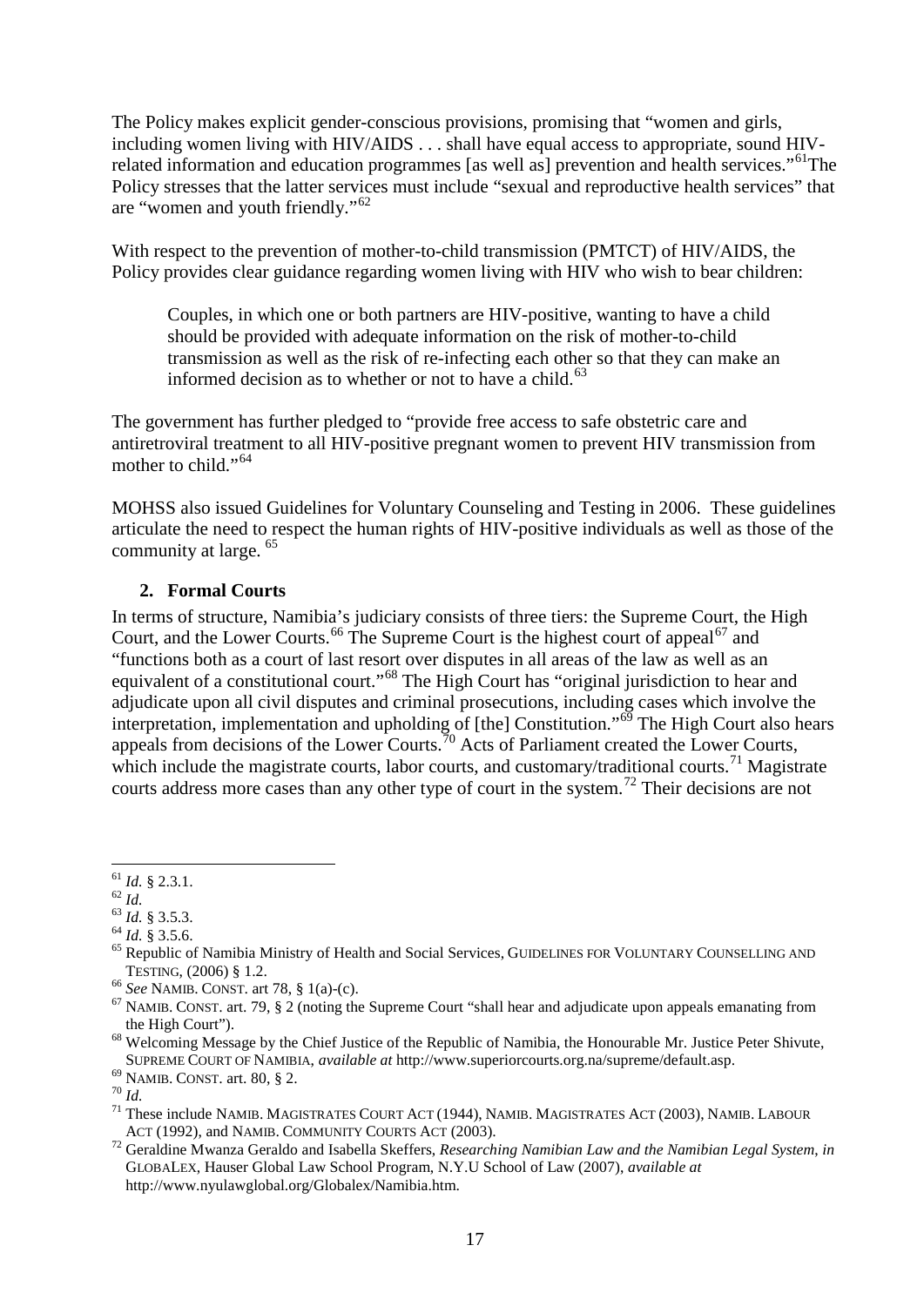The Policy makes explicit gender-conscious provisions, promising that "women and girls, including women living with HIV/AIDS . . . shall have equal access to appropriate, sound HIV-related information and education programmes [as well as] prevention and health services."[61] The Policy stresses that the latter services must include "sexual and reproductive health services" that are "women and youth friendly."[62]

With respect to the prevention of mother-to-child transmission (PMTCT) of HIV/AIDS, the Policy provides clear guidance regarding women living with HIV who wish to bear children:

> Couples, in which one or both partners are HIV-positive, wanting to have a child should be provided with adequate information on the risk of mother-to-child transmission as well as the risk of re-infecting each other so that they can make an informed decision as to whether or not to have a child.[63]

The government has further pledged to "provide free access to safe obstetric care and antiretroviral treatment to all HIV-positive pregnant women to prevent HIV transmission from mother to child."[64]

MOHSS also issued Guidelines for Voluntary Counseling and Testing in 2006. These guidelines articulate the need to respect the human rights of HIV-positive individuals as well as those of the community at large. [65]

### 2. Formal Courts

In terms of structure, Namibia's judiciary consists of three tiers: the Supreme Court, the High Court, and the Lower Courts.[66] The Supreme Court is the highest court of appeal[67] and "functions both as a court of last resort over disputes in all areas of the law as well as an equivalent of a constitutional court."[68] The High Court has "original jurisdiction to hear and adjudicate upon all civil disputes and criminal prosecutions, including cases which involve the interpretation, implementation and upholding of [the] Constitution."[69] The High Court also hears appeals from decisions of the Lower Courts.[70] Acts of Parliament created the Lower Courts, which include the magistrate courts, labor courts, and customary/traditional courts.[71] Magistrate courts address more cases than any other type of court in the system.[72] Their decisions are not

---

[61] *Id.* § 2.3.1.

[62] *Id.*

[63] *Id.* § 3.5.3.

[64] *Id.* § 3.5.6.

[65] Republic of Namibia Ministry of Health and Social Services, GUIDELINES FOR VOLUNTARY COUNSELLING AND TESTING, (2006) § 1.2.

[66] *See* NAMIB. CONST. art 78, § 1(a)-(c).

[67] NAMIB. CONST. art. 79, § 2 (noting the Supreme Court "shall hear and adjudicate upon appeals emanating from the High Court").

[68] Welcoming Message by the Chief Justice of the Republic of Namibia, the Honourable Mr. Justice Peter Shivute, SUPREME COURT OF NAMIBIA, *available at* http://www.superiorcourts.org.na/supreme/default.asp.

[69] NAMIB. CONST. art. 80, § 2.

[70] *Id.*

[71] These include NAMIB. MAGISTRATES COURT ACT (1944), NAMIB. MAGISTRATES ACT (2003), NAMIB. LABOUR ACT (1992), and NAMIB. COMMUNITY COURTS ACT (2003).

[72] Geraldine Mwanza Geraldo and Isabella Skeffers, *Researching Namibian Law and the Namibian Legal System*, *in* GLOBALEX, Hauser Global Law School Program, N.Y.U School of Law (2007), *available at* http://www.nyulawglobal.org/Globalex/Namibia.htm.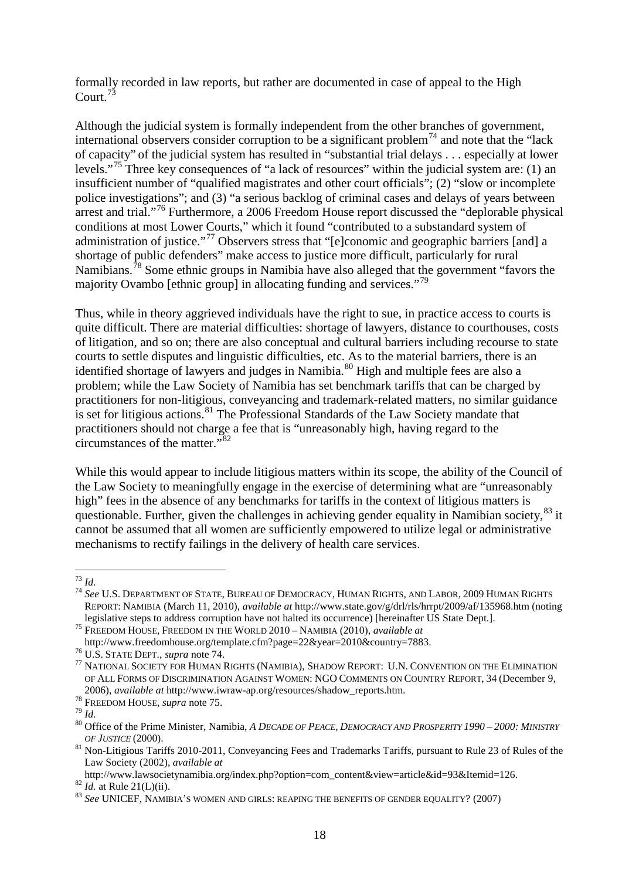formally recorded in law reports, but rather are documented in case of appeal to the High Court.[73]

Although the judicial system is formally independent from the other branches of government, international observers consider corruption to be a significant problem[74] and note that the "lack of capacity" of the judicial system has resulted in "substantial trial delays . . . especially at lower levels."[75] Three key consequences of "a lack of resources" within the judicial system are: (1) an insufficient number of "qualified magistrates and other court officials"; (2) "slow or incomplete police investigations"; and (3) "a serious backlog of criminal cases and delays of years between arrest and trial."[76] Furthermore, a 2006 Freedom House report discussed the "deplorable physical conditions at most Lower Courts," which it found "contributed to a substandard system of administration of justice."[77] Observers stress that "[e]conomic and geographic barriers [and] a shortage of public defenders" make access to justice more difficult, particularly for rural Namibians.[78] Some ethnic groups in Namibia have also alleged that the government "favors the majority Ovambo [ethnic group] in allocating funding and services."[79]

Thus, while in theory aggrieved individuals have the right to sue, in practice access to courts is quite difficult. There are material difficulties: shortage of lawyers, distance to courthouses, costs of litigation, and so on; there are also conceptual and cultural barriers including recourse to state courts to settle disputes and linguistic difficulties, etc. As to the material barriers, there is an identified shortage of lawyers and judges in Namibia.[80] High and multiple fees are also a problem; while the Law Society of Namibia has set benchmark tariffs that can be charged by practitioners for non-litigious, conveyancing and trademark-related matters, no similar guidance is set for litigious actions.[81] The Professional Standards of the Law Society mandate that practitioners should not charge a fee that is "unreasonably high, having regard to the circumstances of the matter."[82]

While this would appear to include litigious matters within its scope, the ability of the Council of the Law Society to meaningfully engage in the exercise of determining what are "unreasonably high" fees in the absence of any benchmarks for tariffs in the context of litigious matters is questionable. Further, given the challenges in achieving gender equality in Namibian society,[83] it cannot be assumed that all women are sufficiently empowered to utilize legal or administrative mechanisms to rectify failings in the delivery of health care services.

---

[73] *Id.*

[74] *See* U.S. DEPARTMENT OF STATE, BUREAU OF DEMOCRACY, HUMAN RIGHTS, AND LABOR, 2009 HUMAN RIGHTS REPORT: NAMIBIA (March 11, 2010), *available at* http://www.state.gov/g/drl/rls/hrrpt/2009/af/135968.htm (noting legislative steps to address corruption have not halted its occurrence) [hereinafter US State Dept.].

[75] FREEDOM HOUSE, FREEDOM IN THE WORLD 2010 – NAMIBIA (2010), *available at* http://www.freedomhouse.org/template.cfm?page=22&year=2010&country=7883.

[76] U.S. STATE DEPT., *supra* note 74.

[77] NATIONAL SOCIETY FOR HUMAN RIGHTS (NAMIBIA), SHADOW REPORT: U.N. CONVENTION ON THE ELIMINATION OF ALL FORMS OF DISCRIMINATION AGAINST WOMEN: NGO COMMENTS ON COUNTRY REPORT, 34 (December 9, 2006), *available at* http://www.iwraw-ap.org/resources/shadow_reports.htm.

[78] FREEDOM HOUSE, *supra* note 75.

[79] *Id.*

[80] Office of the Prime Minister, Namibia, *A DECADE OF PEACE, DEMOCRACY AND PROSPERITY 1990 – 2000: MINISTRY OF JUSTICE* (2000).

[81] Non-Litigious Tariffs 2010-2011, Conveyancing Fees and Trademarks Tariffs, pursuant to Rule 23 of Rules of the Law Society (2002), *available at* http://www.lawsocietynamibia.org/index.php?option=com_content&view=article&id=93&Itemid=126.

[82] *Id.* at Rule 21(L)(ii).

[83] *See* UNICEF, NAMIBIA'S WOMEN AND GIRLS: REAPING THE BENEFITS OF GENDER EQUALITY? (2007)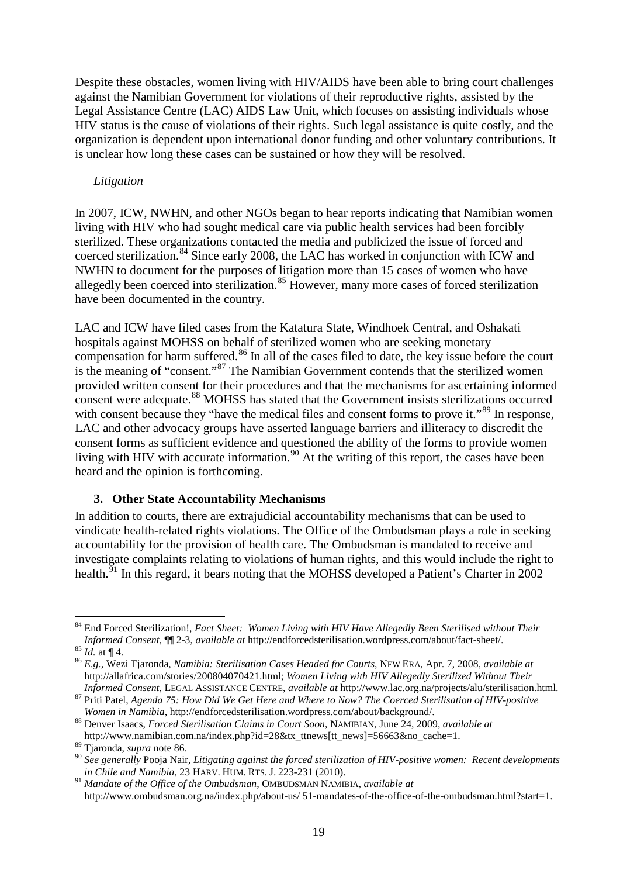Despite these obstacles, women living with HIV/AIDS have been able to bring court challenges against the Namibian Government for violations of their reproductive rights, assisted by the Legal Assistance Centre (LAC) AIDS Law Unit, which focuses on assisting individuals whose HIV status is the cause of violations of their rights. Such legal assistance is quite costly, and the organization is dependent upon international donor funding and other voluntary contributions. It is unclear how long these cases can be sustained or how they will be resolved.

*Litigation*

In 2007, ICW, NWHN, and other NGOs began to hear reports indicating that Namibian women living with HIV who had sought medical care via public health services had been forcibly sterilized. These organizations contacted the media and publicized the issue of forced and coerced sterilization.[84] Since early 2008, the LAC has worked in conjunction with ICW and NWHN to document for the purposes of litigation more than 15 cases of women who have allegedly been coerced into sterilization.[85] However, many more cases of forced sterilization have been documented in the country.

LAC and ICW have filed cases from the Katatura State, Windhoek Central, and Oshakati hospitals against MOHSS on behalf of sterilized women who are seeking monetary compensation for harm suffered.[86] In all of the cases filed to date, the key issue before the court is the meaning of "consent."[87] The Namibian Government contends that the sterilized women provided written consent for their procedures and that the mechanisms for ascertaining informed consent were adequate.[88] MOHSS has stated that the Government insists sterilizations occurred with consent because they "have the medical files and consent forms to prove it."[89] In response, LAC and other advocacy groups have asserted language barriers and illiteracy to discredit the consent forms as sufficient evidence and questioned the ability of the forms to provide women living with HIV with accurate information.[90] At the writing of this report, the cases have been heard and the opinion is forthcoming.

### 3. Other State Accountability Mechanisms

In addition to courts, there are extrajudicial accountability mechanisms that can be used to vindicate health-related rights violations. The Office of the Ombudsman plays a role in seeking accountability for the provision of health care. The Ombudsman is mandated to receive and investigate complaints relating to violations of human rights, and this would include the right to health.[91] In this regard, it bears noting that the MOHSS developed a Patient's Charter in 2002

---

[84] End Forced Sterilization!, *Fact Sheet: Women Living with HIV Have Allegedly Been Sterilised without Their Informed Consent*, ¶¶ 2-3, *available at* http://endforcedsterilisation.wordpress.com/about/fact-sheet/.

[85] *Id.* at ¶ 4.

[86] *E.g.*, Wezi Tjaronda, *Namibia: Sterilisation Cases Headed for Courts*, NEW ERA, Apr. 7, 2008, *available at* http://allafrica.com/stories/200804070421.html; *Women Living with HIV Allegedly Sterilized Without Their Informed Consent*, LEGAL ASSISTANCE CENTRE, *available at* http://www.lac.org.na/projects/alu/sterilisation.html.

[87] Priti Patel, *Agenda 75: How Did We Get Here and Where to Now? The Coerced Sterilisation of HIV-positive Women in Namibia*, http://endforcedsterilisation.wordpress.com/about/background/.

[88] Denver Isaacs, *Forced Sterilisation Claims in Court Soon*, NAMIBIAN, June 24, 2009, *available at* http://www.namibian.com.na/index.php?id=28&tx_ttnews[tt_news]=56663&no_cache=1.

[89] Tjaronda, *supra* note 86.

[90] *See generally* Pooja Nair, *Litigating against the forced sterilization of HIV-positive women: Recent developments in Chile and Namibia*, 23 HARV. HUM. RTS. J. 223-231 (2010).

[91] *Mandate of the Office of the Ombudsman*, OMBUDSMAN NAMIBIA, *available at* http://www.ombudsman.org.na/index.php/about-us/ 51-mandates-of-the-office-of-the-ombudsman.html?start=1.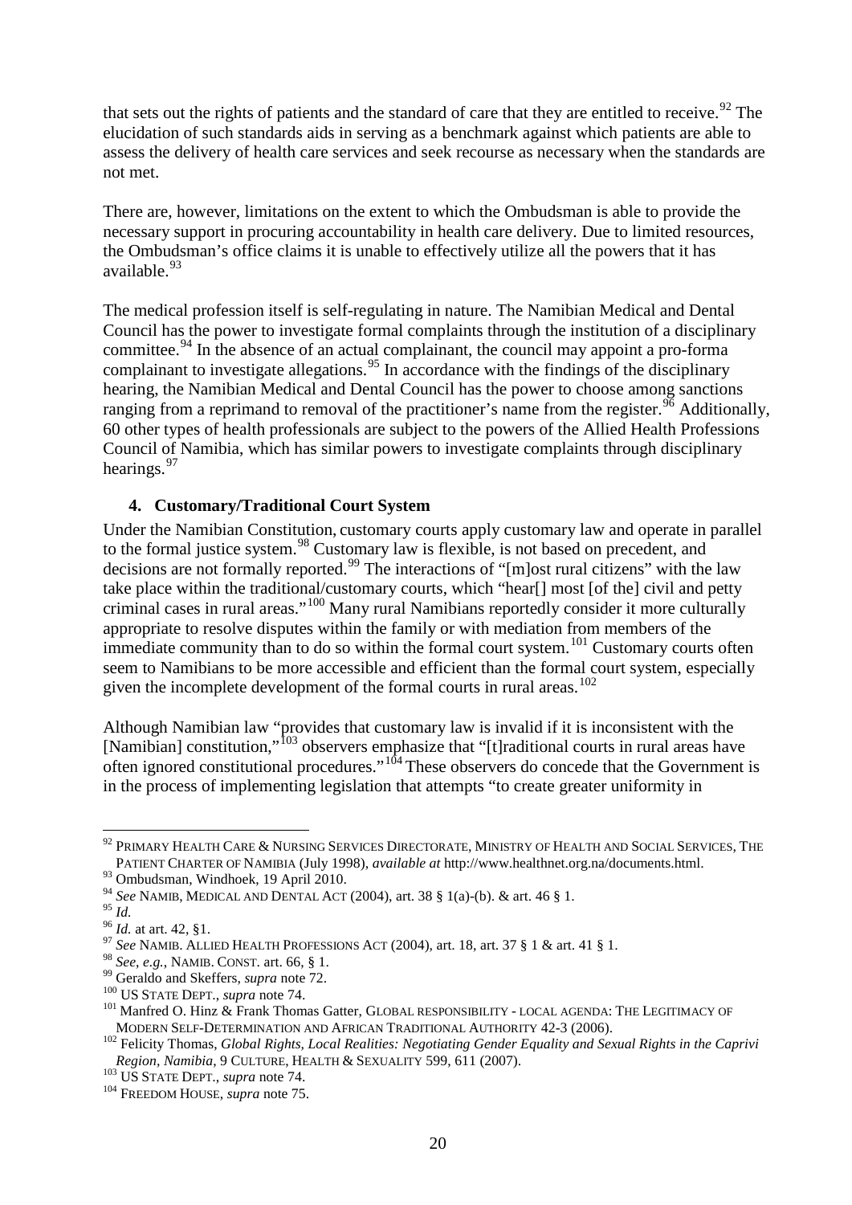that sets out the rights of patients and the standard of care that they are entitled to receive.[92] The elucidation of such standards aids in serving as a benchmark against which patients are able to assess the delivery of health care services and seek recourse as necessary when the standards are not met.

There are, however, limitations on the extent to which the Ombudsman is able to provide the necessary support in procuring accountability in health care delivery. Due to limited resources, the Ombudsman's office claims it is unable to effectively utilize all the powers that it has available.[93]

The medical profession itself is self-regulating in nature. The Namibian Medical and Dental Council has the power to investigate formal complaints through the institution of a disciplinary committee.[94] In the absence of an actual complainant, the council may appoint a pro-forma complainant to investigate allegations.[95] In accordance with the findings of the disciplinary hearing, the Namibian Medical and Dental Council has the power to choose among sanctions ranging from a reprimand to removal of the practitioner's name from the register.[96] Additionally, 60 other types of health professionals are subject to the powers of the Allied Health Professions Council of Namibia, which has similar powers to investigate complaints through disciplinary hearings.[97]

#### 4. Customary/Traditional Court System

Under the Namibian Constitution, customary courts apply customary law and operate in parallel to the formal justice system.[98] Customary law is flexible, is not based on precedent, and decisions are not formally reported.[99] The interactions of "[m]ost rural citizens" with the law take place within the traditional/customary courts, which "hear[] most [of the] civil and petty criminal cases in rural areas."[100] Many rural Namibians reportedly consider it more culturally appropriate to resolve disputes within the family or with mediation from members of the immediate community than to do so within the formal court system.[101] Customary courts often seem to Namibians to be more accessible and efficient than the formal court system, especially given the incomplete development of the formal courts in rural areas.[102]

Although Namibian law "provides that customary law is invalid if it is inconsistent with the [Namibian] constitution,"[103] observers emphasize that "[t]raditional courts in rural areas have often ignored constitutional procedures."[104] These observers do concede that the Government is in the process of implementing legislation that attempts "to create greater uniformity in

---

[92] PRIMARY HEALTH CARE & NURSING SERVICES DIRECTORATE, MINISTRY OF HEALTH AND SOCIAL SERVICES, THE PATIENT CHARTER OF NAMIBIA (July 1998), *available at* http://www.healthnet.org.na/documents.html.

[93] Ombudsman, Windhoek, 19 April 2010.

[94] *See* NAMIB, MEDICAL AND DENTAL ACT (2004), art. 38 § 1(a)-(b). & art. 46 § 1.

[95] *Id.*

[96] *Id.* at art. 42, §1.

[97] *See* NAMIB. ALLIED HEALTH PROFESSIONS ACT (2004), art. 18, art. 37 § 1 & art. 41 § 1.

[98] *See, e.g.*, NAMIB. CONST. art. 66, § 1.

[99] Geraldo and Skeffers, *supra* note 72.

[100] US STATE DEPT., *supra* note 74.

[101] Manfred O. Hinz & Frank Thomas Gatter, GLOBAL RESPONSIBILITY - LOCAL AGENDA: THE LEGITIMACY OF MODERN SELF-DETERMINATION AND AFRICAN TRADITIONAL AUTHORITY 42-3 (2006).

[102] Felicity Thomas, *Global Rights, Local Realities: Negotiating Gender Equality and Sexual Rights in the Caprivi Region, Namibia*, 9 CULTURE, HEALTH & SEXUALITY 599, 611 (2007).

[103] US STATE DEPT., *supra* note 74.

[104] FREEDOM HOUSE, *supra* note 75.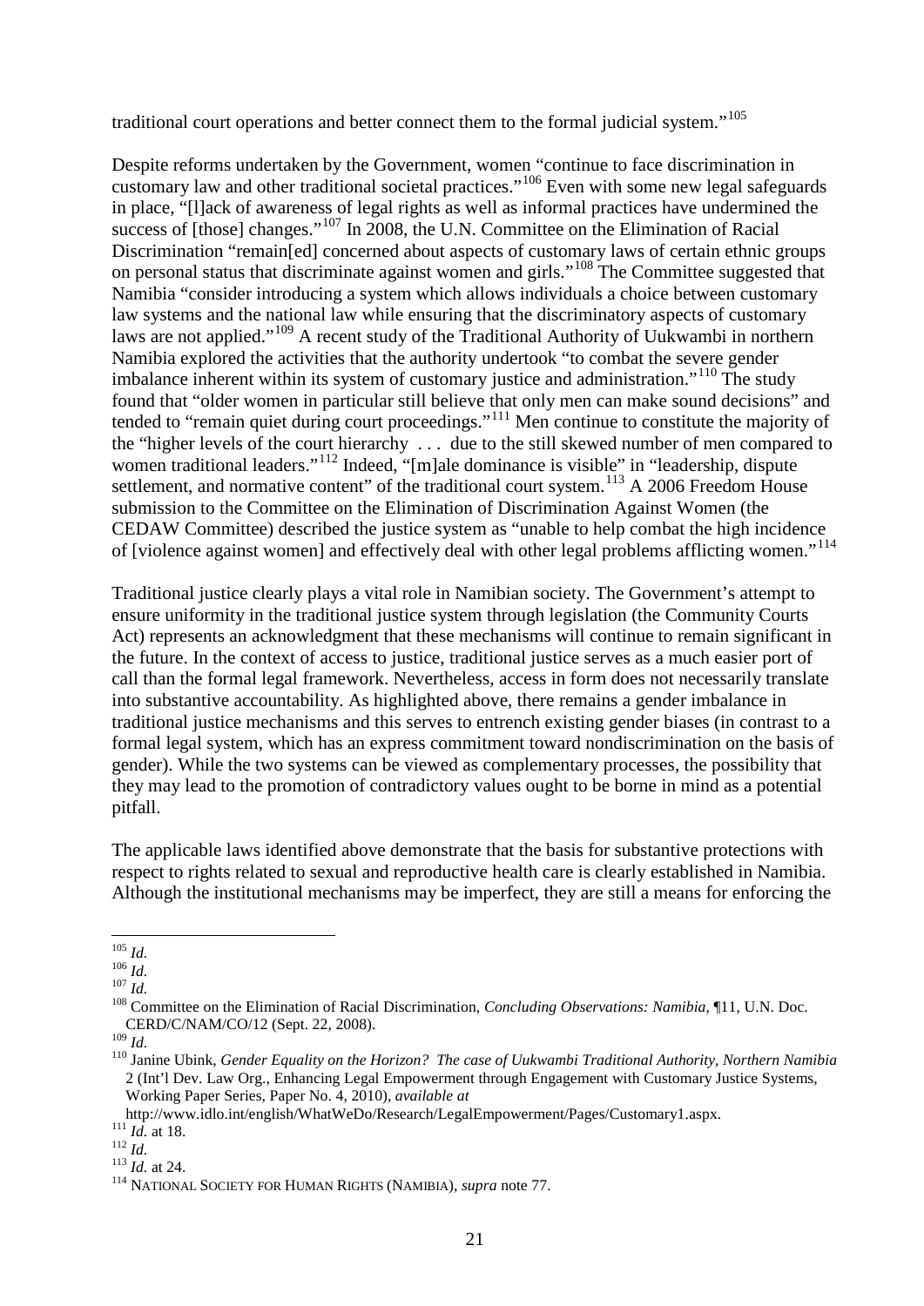traditional court operations and better connect them to the formal judicial system."[105]

Despite reforms undertaken by the Government, women "continue to face discrimination in customary law and other traditional societal practices."[106] Even with some new legal safeguards in place, "[l]ack of awareness of legal rights as well as informal practices have undermined the success of [those] changes."[107] In 2008, the U.N. Committee on the Elimination of Racial Discrimination "remain[ed] concerned about aspects of customary laws of certain ethnic groups on personal status that discriminate against women and girls."[108] The Committee suggested that Namibia "consider introducing a system which allows individuals a choice between customary law systems and the national law while ensuring that the discriminatory aspects of customary laws are not applied."[109] A recent study of the Traditional Authority of Uukwambi in northern Namibia explored the activities that the authority undertook "to combat the severe gender imbalance inherent within its system of customary justice and administration."[110] The study found that "older women in particular still believe that only men can make sound decisions" and tended to "remain quiet during court proceedings."[111] Men continue to constitute the majority of the "higher levels of the court hierarchy . . . due to the still skewed number of men compared to women traditional leaders."[112] Indeed, "[m]ale dominance is visible" in "leadership, dispute settlement, and normative content" of the traditional court system.[113] A 2006 Freedom House submission to the Committee on the Elimination of Discrimination Against Women (the CEDAW Committee) described the justice system as "unable to help combat the high incidence of [violence against women] and effectively deal with other legal problems afflicting women."[114]

Traditional justice clearly plays a vital role in Namibian society. The Government's attempt to ensure uniformity in the traditional justice system through legislation (the Community Courts Act) represents an acknowledgment that these mechanisms will continue to remain significant in the future. In the context of access to justice, traditional justice serves as a much easier port of call than the formal legal framework. Nevertheless, access in form does not necessarily translate into substantive accountability. As highlighted above, there remains a gender imbalance in traditional justice mechanisms and this serves to entrench existing gender biases (in contrast to a formal legal system, which has an express commitment toward nondiscrimination on the basis of gender). While the two systems can be viewed as complementary processes, the possibility that they may lead to the promotion of contradictory values ought to be borne in mind as a potential pitfall.

The applicable laws identified above demonstrate that the basis for substantive protections with respect to rights related to sexual and reproductive health care is clearly established in Namibia. Although the institutional mechanisms may be imperfect, they are still a means for enforcing the

---

[105] *Id.*
[106] *Id.*
[107] *Id.*
[108] Committee on the Elimination of Racial Discrimination, *Concluding Observations: Namibia*, ¶11, U.N. Doc. CERD/C/NAM/CO/12 (Sept. 22, 2008).
[109] *Id.*
[110] Janine Ubink, *Gender Equality on the Horizon? The case of Uukwambi Traditional Authority, Northern Namibia* 2 (Int'l Dev. Law Org., Enhancing Legal Empowerment through Engagement with Customary Justice Systems, Working Paper Series, Paper No. 4, 2010), *available at* http://www.idlo.int/english/WhatWeDo/Research/LegalEmpowerment/Pages/Customary1.aspx.
[111] *Id.* at 18.
[112] *Id.*
[113] *Id.* at 24.
[114] NATIONAL SOCIETY FOR HUMAN RIGHTS (NAMIBIA), *supra* note 77.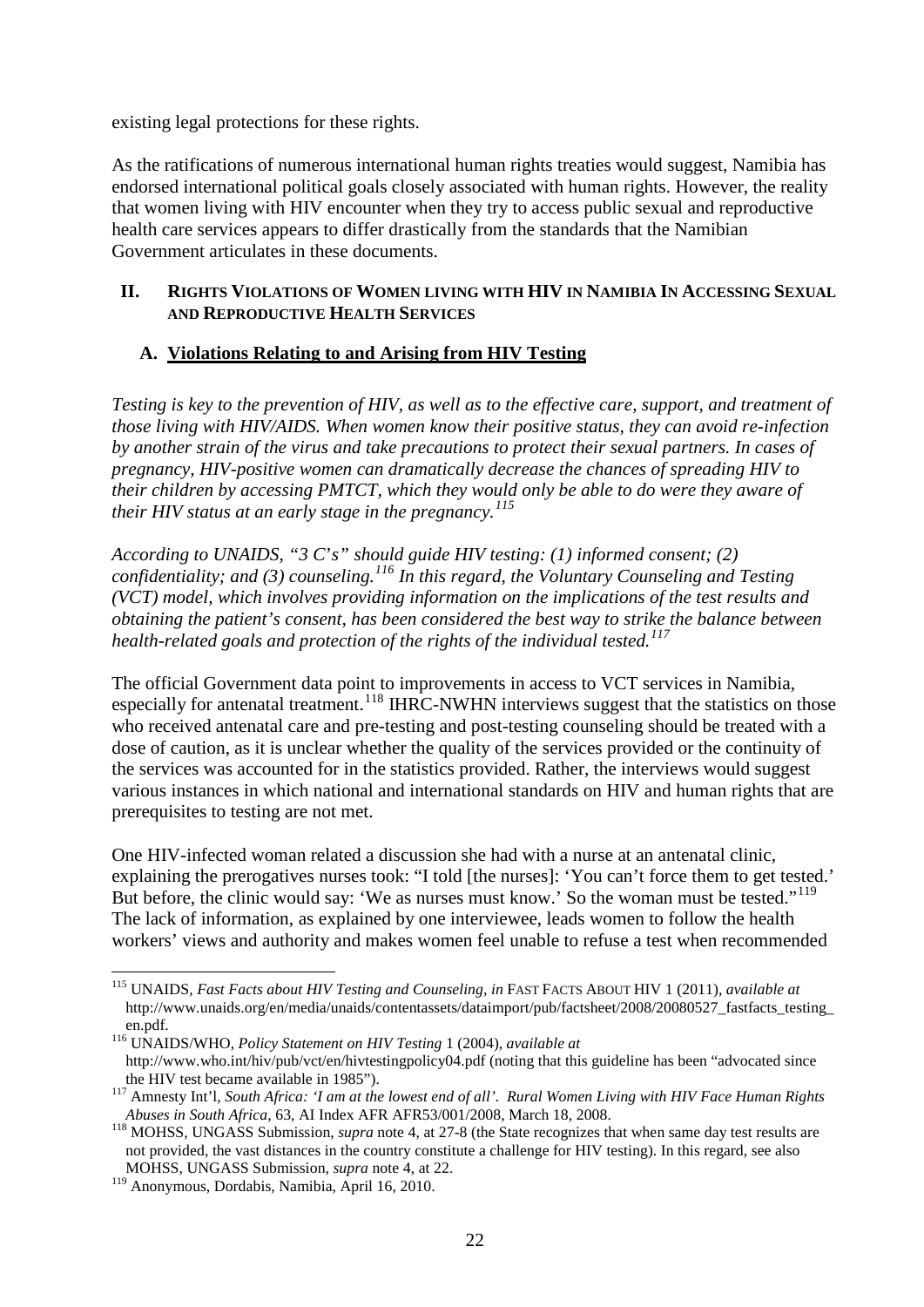existing legal protections for these rights.

As the ratifications of numerous international human rights treaties would suggest, Namibia has endorsed international political goals closely associated with human rights. However, the reality that women living with HIV encounter when they try to access public sexual and reproductive health care services appears to differ drastically from the standards that the Namibian Government articulates in these documents.

## II. Rights Violations of Women living with HIV in Namibia In Accessing Sexual and Reproductive Health Services

### A. Violations Relating to and Arising from HIV Testing

*Testing is key to the prevention of HIV, as well as to the effective care, support, and treatment of those living with HIV/AIDS. When women know their positive status, they can avoid re-infection by another strain of the virus and take precautions to protect their sexual partners. In cases of pregnancy, HIV-positive women can dramatically decrease the chances of spreading HIV to their children by accessing PMTCT, which they would only be able to do were they aware of their HIV status at an early stage in the pregnancy.*[115]

*According to UNAIDS, "3 C's" should guide HIV testing: (1) informed consent; (2) confidentiality; and (3) counseling.*[116] *In this regard, the Voluntary Counseling and Testing (VCT) model, which involves providing information on the implications of the test results and obtaining the patient's consent, has been considered the best way to strike the balance between health-related goals and protection of the rights of the individual tested.*[117]

The official Government data point to improvements in access to VCT services in Namibia, especially for antenatal treatment.[118] IHRC-NWHN interviews suggest that the statistics on those who received antenatal care and pre-testing and post-testing counseling should be treated with a dose of caution, as it is unclear whether the quality of the services provided or the continuity of the services was accounted for in the statistics provided. Rather, the interviews would suggest various instances in which national and international standards on HIV and human rights that are prerequisites to testing are not met.

One HIV-infected woman related a discussion she had with a nurse at an antenatal clinic, explaining the prerogatives nurses took: "I told [the nurses]: 'You can't force them to get tested.' But before, the clinic would say: 'We as nurses must know.' So the woman must be tested."[119] The lack of information, as explained by one interviewee, leads women to follow the health workers' views and authority and makes women feel unable to refuse a test when recommended

---

[115] UNAIDS, *Fast Facts about HIV Testing and Counseling*, *in* FAST FACTS ABOUT HIV 1 (2011), *available at* http://www.unaids.org/en/media/unaids/contentassets/dataimport/pub/factsheet/2008/20080527_fastfacts_testing_en.pdf.

[116] UNAIDS/WHO, *Policy Statement on HIV Testing* 1 (2004), *available at* http://www.who.int/hiv/pub/vct/en/hivtestingpolicy04.pdf (noting that this guideline has been "advocated since the HIV test became available in 1985").

[117] Amnesty Int'l, *South Africa: 'I am at the lowest end of all'. Rural Women Living with HIV Face Human Rights Abuses in South Africa*, 63, AI Index AFR AFR53/001/2008, March 18, 2008.

[118] MOHSS, UNGASS Submission, *supra* note 4, at 27-8 (the State recognizes that when same day test results are not provided, the vast distances in the country constitute a challenge for HIV testing). In this regard, see also MOHSS, UNGASS Submission, *supra* note 4, at 22.

[119] Anonymous, Dordabis, Namibia, April 16, 2010.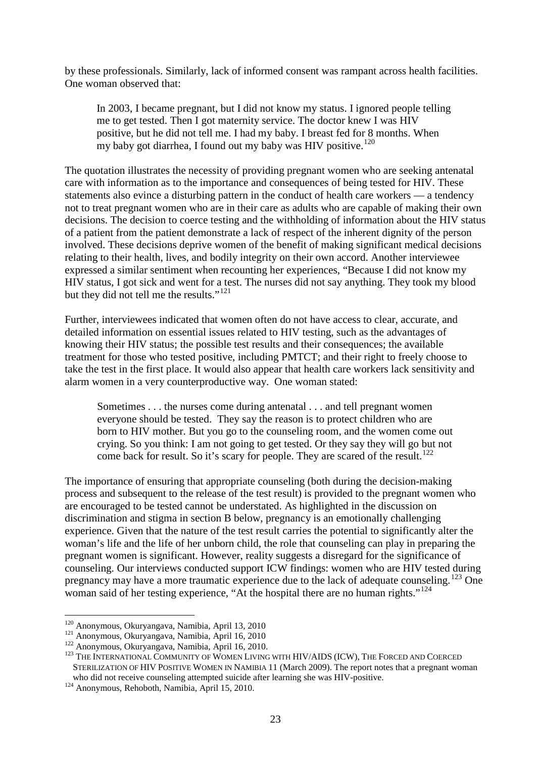by these professionals. Similarly, lack of informed consent was rampant across health facilities. One woman observed that:

> In 2003, I became pregnant, but I did not know my status. I ignored people telling me to get tested. Then I got maternity service. The doctor knew I was HIV positive, but he did not tell me. I had my baby. I breast fed for 8 months. When my baby got diarrhea, I found out my baby was HIV positive.[120]

The quotation illustrates the necessity of providing pregnant women who are seeking antenatal care with information as to the importance and consequences of being tested for HIV. These statements also evince a disturbing pattern in the conduct of health care workers — a tendency not to treat pregnant women who are in their care as adults who are capable of making their own decisions. The decision to coerce testing and the withholding of information about the HIV status of a patient from the patient demonstrate a lack of respect of the inherent dignity of the person involved. These decisions deprive women of the benefit of making significant medical decisions relating to their health, lives, and bodily integrity on their own accord. Another interviewee expressed a similar sentiment when recounting her experiences, "Because I did not know my HIV status, I got sick and went for a test. The nurses did not say anything. They took my blood but they did not tell me the results."[121]

Further, interviewees indicated that women often do not have access to clear, accurate, and detailed information on essential issues related to HIV testing, such as the advantages of knowing their HIV status; the possible test results and their consequences; the available treatment for those who tested positive, including PMTCT; and their right to freely choose to take the test in the first place. It would also appear that health care workers lack sensitivity and alarm women in a very counterproductive way. One woman stated:

> Sometimes . . . the nurses come during antenatal . . . and tell pregnant women everyone should be tested. They say the reason is to protect children who are born to HIV mother. But you go to the counseling room, and the women come out crying. So you think: I am not going to get tested. Or they say they will go but not come back for result. So it's scary for people. They are scared of the result.[122]

The importance of ensuring that appropriate counseling (both during the decision-making process and subsequent to the release of the test result) is provided to the pregnant women who are encouraged to be tested cannot be understated. As highlighted in the discussion on discrimination and stigma in section B below, pregnancy is an emotionally challenging experience. Given that the nature of the test result carries the potential to significantly alter the woman's life and the life of her unborn child, the role that counseling can play in preparing the pregnant women is significant. However, reality suggests a disregard for the significance of counseling. Our interviews conducted support ICW findings: women who are HIV tested during pregnancy may have a more traumatic experience due to the lack of adequate counseling.[123] One woman said of her testing experience, "At the hospital there are no human rights."[124]

---

[120] Anonymous, Okuryangava, Namibia, April 13, 2010

[121] Anonymous, Okuryangava, Namibia, April 16, 2010

[122] Anonymous, Okuryangava, Namibia, April 16, 2010.

[123] The International Community of Women Living with HIV/AIDS (ICW), The Forced and Coerced Sterilization of HIV Positive Women in Namibia 11 (March 2009). The report notes that a pregnant woman who did not receive counseling attempted suicide after learning she was HIV-positive.

[124] Anonymous, Rehoboth, Namibia, April 15, 2010.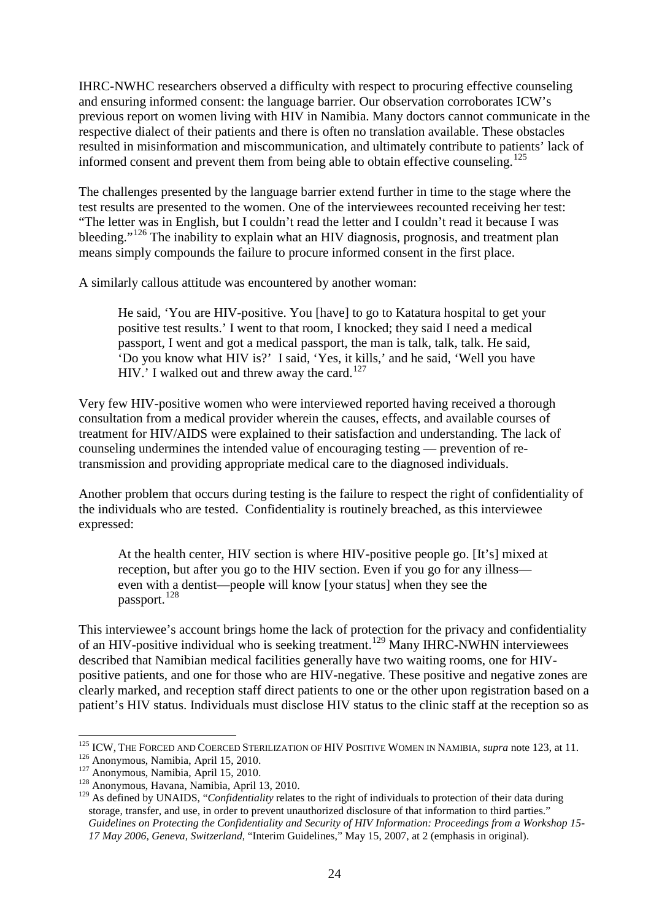IHRC-NWHC researchers observed a difficulty with respect to procuring effective counseling and ensuring informed consent: the language barrier. Our observation corroborates ICW's previous report on women living with HIV in Namibia. Many doctors cannot communicate in the respective dialect of their patients and there is often no translation available. These obstacles resulted in misinformation and miscommunication, and ultimately contribute to patients' lack of informed consent and prevent them from being able to obtain effective counseling.[125]

The challenges presented by the language barrier extend further in time to the stage where the test results are presented to the women. One of the interviewees recounted receiving her test: "The letter was in English, but I couldn't read the letter and I couldn't read it because I was bleeding."[126] The inability to explain what an HIV diagnosis, prognosis, and treatment plan means simply compounds the failure to procure informed consent in the first place.

A similarly callous attitude was encountered by another woman:

> He said, 'You are HIV-positive. You [have] to go to Katatura hospital to get your positive test results.' I went to that room, I knocked; they said I need a medical passport, I went and got a medical passport, the man is talk, talk, talk. He said, 'Do you know what HIV is?' I said, 'Yes, it kills,' and he said, 'Well you have HIV.' I walked out and threw away the card.[127]

Very few HIV-positive women who were interviewed reported having received a thorough consultation from a medical provider wherein the causes, effects, and available courses of treatment for HIV/AIDS were explained to their satisfaction and understanding. The lack of counseling undermines the intended value of encouraging testing — prevention of re-transmission and providing appropriate medical care to the diagnosed individuals.

Another problem that occurs during testing is the failure to respect the right of confidentiality of the individuals who are tested. Confidentiality is routinely breached, as this interviewee expressed:

> At the health center, HIV section is where HIV-positive people go. [It's] mixed at reception, but after you go to the HIV section. Even if you go for any illness—even with a dentist—people will know [your status] when they see the passport.[128]

This interviewee's account brings home the lack of protection for the privacy and confidentiality of an HIV-positive individual who is seeking treatment.[129] Many IHRC-NWHN interviewees described that Namibian medical facilities generally have two waiting rooms, one for HIV-positive patients, and one for those who are HIV-negative. These positive and negative zones are clearly marked, and reception staff direct patients to one or the other upon registration based on a patient's HIV status. Individuals must disclose HIV status to the clinic staff at the reception so as

---

[125] ICW, THE FORCED AND COERCED STERILIZATION OF HIV POSITIVE WOMEN IN NAMIBIA, *supra* note 123, at 11.

[126] Anonymous, Namibia, April 15, 2010.

[127] Anonymous, Namibia, April 15, 2010.

[128] Anonymous, Havana, Namibia, April 13, 2010.

[129] As defined by UNAIDS, "*Confidentiality* relates to the right of individuals to protection of their data during storage, transfer, and use, in order to prevent unauthorized disclosure of that information to third parties." *Guidelines on Protecting the Confidentiality and Security of HIV Information: Proceedings from a Workshop 15-17 May 2006, Geneva, Switzerland*, "Interim Guidelines," May 15, 2007, at 2 (emphasis in original).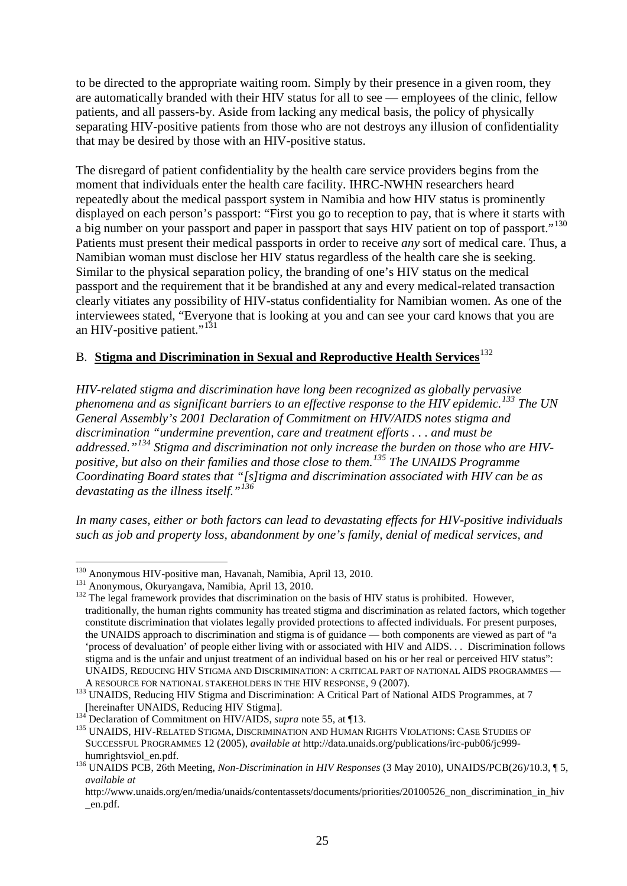to be directed to the appropriate waiting room. Simply by their presence in a given room, they are automatically branded with their HIV status for all to see — employees of the clinic, fellow patients, and all passers-by. Aside from lacking any medical basis, the policy of physically separating HIV-positive patients from those who are not destroys any illusion of confidentiality that may be desired by those with an HIV-positive status.

The disregard of patient confidentiality by the health care service providers begins from the moment that individuals enter the health care facility. IHRC-NWHN researchers heard repeatedly about the medical passport system in Namibia and how HIV status is prominently displayed on each person's passport: "First you go to reception to pay, that is where it starts with a big number on your passport and paper in passport that says HIV patient on top of passport."[130] Patients must present their medical passports in order to receive *any* sort of medical care. Thus, a Namibian woman must disclose her HIV status regardless of the health care she is seeking. Similar to the physical separation policy, the branding of one's HIV status on the medical passport and the requirement that it be brandished at any and every medical-related transaction clearly vitiates any possibility of HIV-status confidentiality for Namibian women. As one of the interviewees stated, "Everyone that is looking at you and can see your card knows that you are an HIV-positive patient."[131]

## B. **Stigma and Discrimination in Sexual and Reproductive Health Services**[132]

*HIV-related stigma and discrimination have long been recognized as globally pervasive phenomena and as significant barriers to an effective response to the HIV epidemic.[133] The UN General Assembly's 2001 Declaration of Commitment on HIV/AIDS notes stigma and discrimination "undermine prevention, care and treatment efforts . . . and must be addressed."[134] Stigma and discrimination not only increase the burden on those who are HIV-positive, but also on their families and those close to them.[135] The UNAIDS Programme Coordinating Board states that "[s]tigma and discrimination associated with HIV can be as devastating as the illness itself."[136]*

*In many cases, either or both factors can lead to devastating effects for HIV-positive individuals such as job and property loss, abandonment by one's family, denial of medical services, and*

---

[130] Anonymous HIV-positive man, Havanah, Namibia, April 13, 2010.

[131] Anonymous, Okuryangava, Namibia, April 13, 2010.

[132] The legal framework provides that discrimination on the basis of HIV status is prohibited. However, traditionally, the human rights community has treated stigma and discrimination as related factors, which together constitute discrimination that violates legally provided protections to affected individuals. For present purposes, the UNAIDS approach to discrimination and stigma is of guidance — both components are viewed as part of "a 'process of devaluation' of people either living with or associated with HIV and AIDS. . . Discrimination follows stigma and is the unfair and unjust treatment of an individual based on his or her real or perceived HIV status": UNAIDS, REDUCING HIV STIGMA AND DISCRIMINATION: A CRITICAL PART OF NATIONAL AIDS PROGRAMMES — A RESOURCE FOR NATIONAL STAKEHOLDERS IN THE HIV RESPONSE, 9 (2007).

[133] UNAIDS, Reducing HIV Stigma and Discrimination: A Critical Part of National AIDS Programmes, at 7 [hereinafter UNAIDS, Reducing HIV Stigma].

[134] Declaration of Commitment on HIV/AIDS, *supra* note 55, at ¶13.

[135] UNAIDS, HIV-RELATED STIGMA, DISCRIMINATION AND HUMAN RIGHTS VIOLATIONS: CASE STUDIES OF SUCCESSFUL PROGRAMMES 12 (2005), *available at* http://data.unaids.org/publications/irc-pub06/jc999-humrightsviol_en.pdf.

[136] UNAIDS PCB, 26th Meeting, *Non-Discrimination in HIV Responses* (3 May 2010), UNAIDS/PCB(26)/10.3, ¶ 5, *available at* http://www.unaids.org/en/media/unaids/contentassets/documents/priorities/20100526_non_discrimination_in_hiv_en.pdf.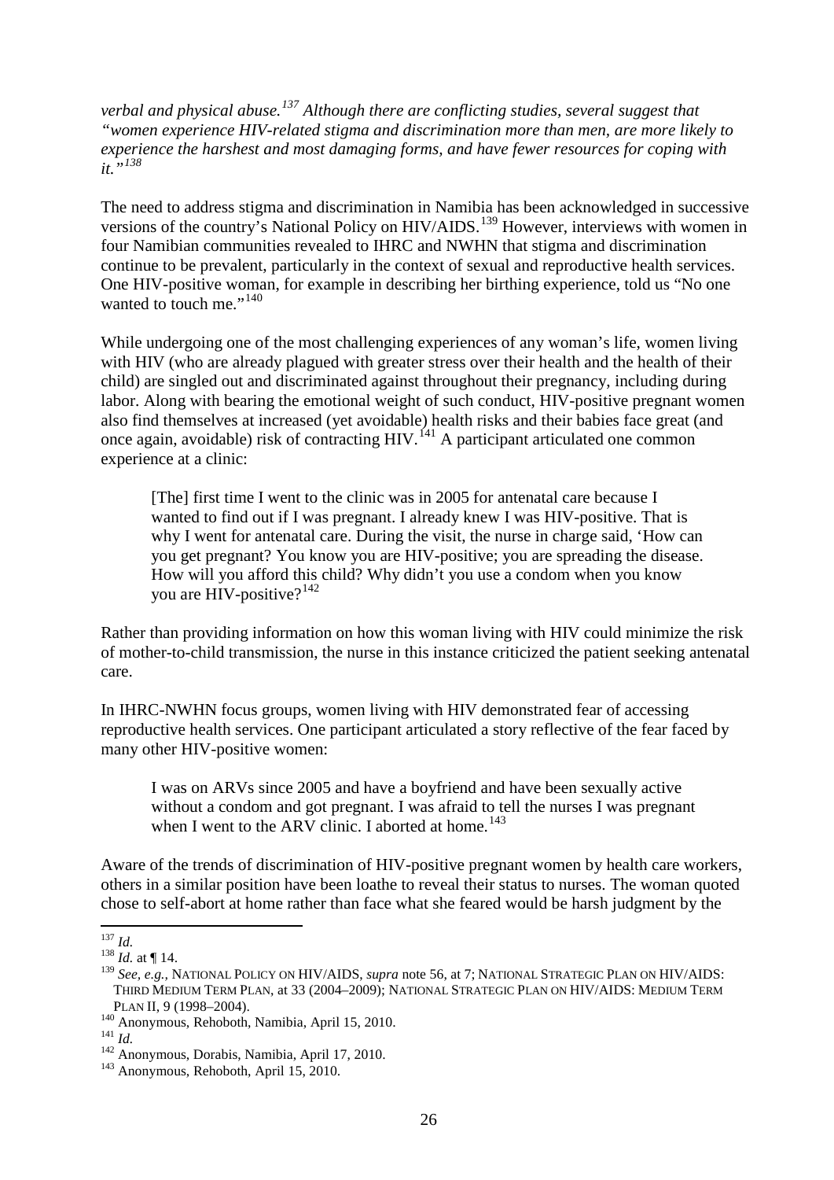*verbal and physical abuse.*[137] *Although there are conflicting studies, several suggest that "women experience HIV-related stigma and discrimination more than men, are more likely to experience the harshest and most damaging forms, and have fewer resources for coping with it."*[138]

The need to address stigma and discrimination in Namibia has been acknowledged in successive versions of the country's National Policy on HIV/AIDS.[139] However, interviews with women in four Namibian communities revealed to IHRC and NWHN that stigma and discrimination continue to be prevalent, particularly in the context of sexual and reproductive health services. One HIV-positive woman, for example in describing her birthing experience, told us "No one wanted to touch me."[140]

While undergoing one of the most challenging experiences of any woman's life, women living with HIV (who are already plagued with greater stress over their health and the health of their child) are singled out and discriminated against throughout their pregnancy, including during labor. Along with bearing the emotional weight of such conduct, HIV-positive pregnant women also find themselves at increased (yet avoidable) health risks and their babies face great (and once again, avoidable) risk of contracting HIV.[141] A participant articulated one common experience at a clinic:

> [The] first time I went to the clinic was in 2005 for antenatal care because I wanted to find out if I was pregnant. I already knew I was HIV-positive. That is why I went for antenatal care. During the visit, the nurse in charge said, 'How can you get pregnant? You know you are HIV-positive; you are spreading the disease. How will you afford this child? Why didn't you use a condom when you know you are HIV-positive?[142]

Rather than providing information on how this woman living with HIV could minimize the risk of mother-to-child transmission, the nurse in this instance criticized the patient seeking antenatal care.

In IHRC-NWHN focus groups, women living with HIV demonstrated fear of accessing reproductive health services. One participant articulated a story reflective of the fear faced by many other HIV-positive women:

> I was on ARVs since 2005 and have a boyfriend and have been sexually active without a condom and got pregnant. I was afraid to tell the nurses I was pregnant when I went to the ARV clinic. I aborted at home.[143]

Aware of the trends of discrimination of HIV-positive pregnant women by health care workers, others in a similar position have been loathe to reveal their status to nurses. The woman quoted chose to self-abort at home rather than face what she feared would be harsh judgment by the

---

[137] *Id.*

[138] *Id.* at ¶ 14.

[139] *See, e.g.*, NATIONAL POLICY ON HIV/AIDS, *supra* note 56, at 7; NATIONAL STRATEGIC PLAN ON HIV/AIDS: THIRD MEDIUM TERM PLAN, at 33 (2004–2009); NATIONAL STRATEGIC PLAN ON HIV/AIDS: MEDIUM TERM PLAN II, 9 (1998–2004).

[140] Anonymous, Rehoboth, Namibia, April 15, 2010.

[141] *Id.*

[142] Anonymous, Dorabis, Namibia, April 17, 2010.

[143] Anonymous, Rehoboth, April 15, 2010.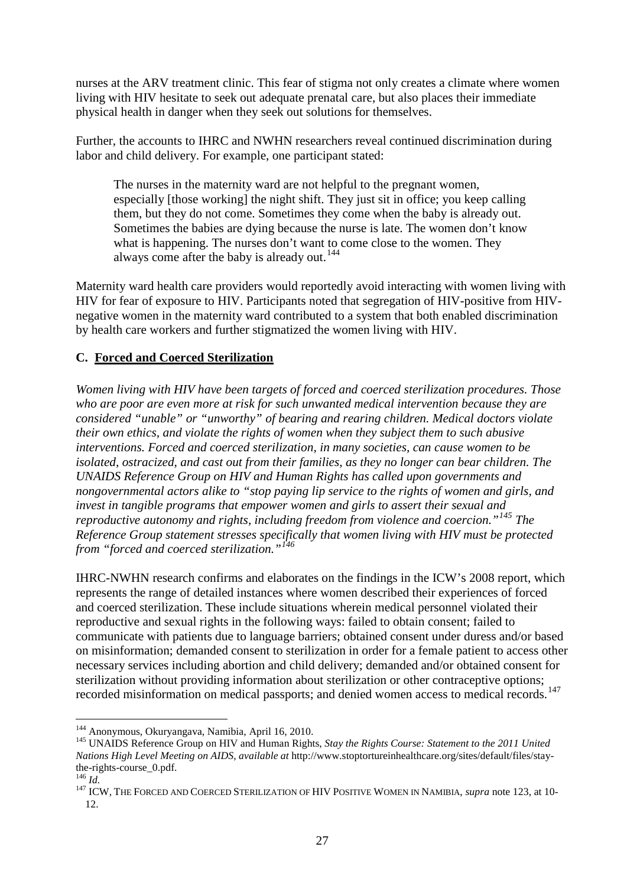nurses at the ARV treatment clinic. This fear of stigma not only creates a climate where women living with HIV hesitate to seek out adequate prenatal care, but also places their immediate physical health in danger when they seek out solutions for themselves.

Further, the accounts to IHRC and NWHN researchers reveal continued discrimination during labor and child delivery. For example, one participant stated:

> The nurses in the maternity ward are not helpful to the pregnant women, especially [those working] the night shift. They just sit in office; you keep calling them, but they do not come. Sometimes they come when the baby is already out. Sometimes the babies are dying because the nurse is late. The women don't know what is happening. The nurses don't want to come close to the women. They always come after the baby is already out.[144]

Maternity ward health care providers would reportedly avoid interacting with women living with HIV for fear of exposure to HIV. Participants noted that segregation of HIV-positive from HIV-negative women in the maternity ward contributed to a system that both enabled discrimination by health care workers and further stigmatized the women living with HIV.

### C. <u>Forced and Coerced Sterilization</u>

*Women living with HIV have been targets of forced and coerced sterilization procedures. Those who are poor are even more at risk for such unwanted medical intervention because they are considered "unable" or "unworthy" of bearing and rearing children. Medical doctors violate their own ethics, and violate the rights of women when they subject them to such abusive interventions. Forced and coerced sterilization, in many societies, can cause women to be isolated, ostracized, and cast out from their families, as they no longer can bear children. The UNAIDS Reference Group on HIV and Human Rights has called upon governments and nongovernmental actors alike to "stop paying lip service to the rights of women and girls, and invest in tangible programs that empower women and girls to assert their sexual and reproductive autonomy and rights, including freedom from violence and coercion."[145] The Reference Group statement stresses specifically that women living with HIV must be protected from "forced and coerced sterilization."[146]*

IHRC-NWHN research confirms and elaborates on the findings in the ICW's 2008 report, which represents the range of detailed instances where women described their experiences of forced and coerced sterilization. These include situations wherein medical personnel violated their reproductive and sexual rights in the following ways: failed to obtain consent; failed to communicate with patients due to language barriers; obtained consent under duress and/or based on misinformation; demanded consent to sterilization in order for a female patient to access other necessary services including abortion and child delivery; demanded and/or obtained consent for sterilization without providing information about sterilization or other contraceptive options; recorded misinformation on medical passports; and denied women access to medical records.[147]

---

[144] Anonymous, Okuryangava, Namibia, April 16, 2010.

[145] UNAIDS Reference Group on HIV and Human Rights, *Stay the Rights Course: Statement to the 2011 United Nations High Level Meeting on AIDS*, *available at* http://www.stoptortureinhealthcare.org/sites/default/files/stay-the-rights-course_0.pdf.

[146] *Id.*

[147] ICW, THE FORCED AND COERCED STERILIZATION OF HIV POSITIVE WOMEN IN NAMIBIA, *supra* note 123, at 10-12.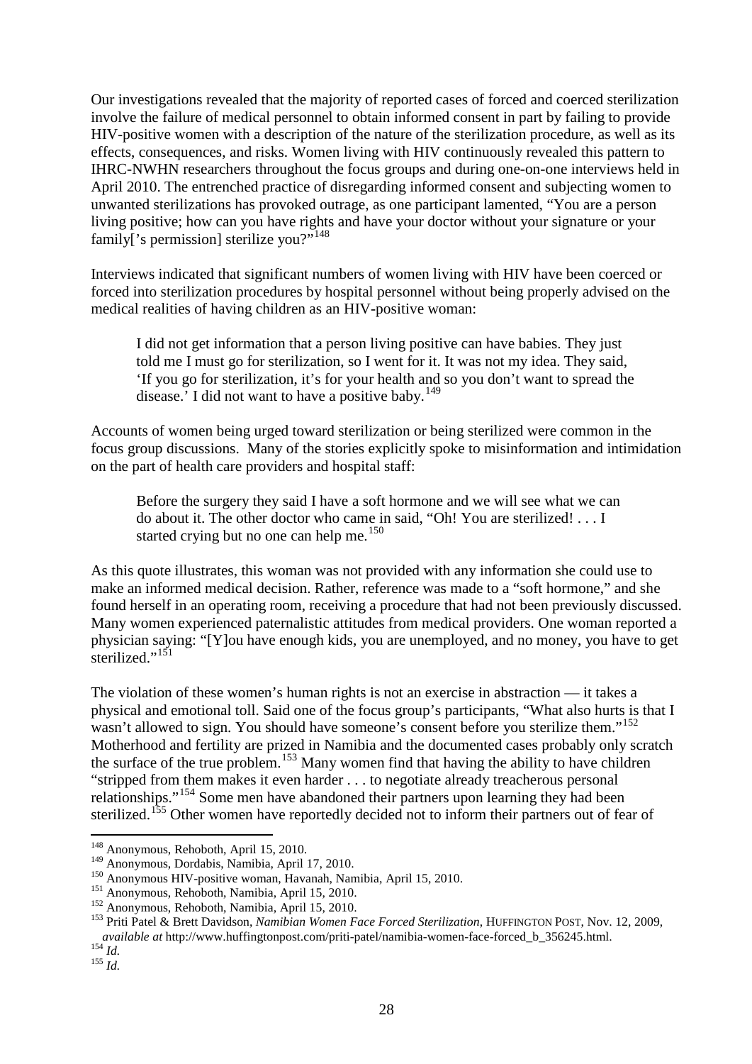Our investigations revealed that the majority of reported cases of forced and coerced sterilization involve the failure of medical personnel to obtain informed consent in part by failing to provide HIV-positive women with a description of the nature of the sterilization procedure, as well as its effects, consequences, and risks. Women living with HIV continuously revealed this pattern to IHRC-NWHN researchers throughout the focus groups and during one-on-one interviews held in April 2010. The entrenched practice of disregarding informed consent and subjecting women to unwanted sterilizations has provoked outrage, as one participant lamented, "You are a person living positive; how can you have rights and have your doctor without your signature or your family['s permission] sterilize you?"[148]

Interviews indicated that significant numbers of women living with HIV have been coerced or forced into sterilization procedures by hospital personnel without being properly advised on the medical realities of having children as an HIV-positive woman:

> I did not get information that a person living positive can have babies. They just told me I must go for sterilization, so I went for it. It was not my idea. They said, 'If you go for sterilization, it's for your health and so you don't want to spread the disease.' I did not want to have a positive baby.[149]

Accounts of women being urged toward sterilization or being sterilized were common in the focus group discussions. Many of the stories explicitly spoke to misinformation and intimidation on the part of health care providers and hospital staff:

> Before the surgery they said I have a soft hormone and we will see what we can do about it. The other doctor who came in said, "Oh! You are sterilized! . . . I started crying but no one can help me.[150]

As this quote illustrates, this woman was not provided with any information she could use to make an informed medical decision. Rather, reference was made to a "soft hormone," and she found herself in an operating room, receiving a procedure that had not been previously discussed. Many women experienced paternalistic attitudes from medical providers. One woman reported a physician saying: "[Y]ou have enough kids, you are unemployed, and no money, you have to get sterilized."[151]

The violation of these women's human rights is not an exercise in abstraction — it takes a physical and emotional toll. Said one of the focus group's participants, "What also hurts is that I wasn't allowed to sign. You should have someone's consent before you sterilize them."[152] Motherhood and fertility are prized in Namibia and the documented cases probably only scratch the surface of the true problem.[153] Many women find that having the ability to have children "stripped from them makes it even harder . . . to negotiate already treacherous personal relationships."[154] Some men have abandoned their partners upon learning they had been sterilized.[155] Other women have reportedly decided not to inform their partners out of fear of

---

[148] Anonymous, Rehoboth, April 15, 2010.

[149] Anonymous, Dordabis, Namibia, April 17, 2010.

[150] Anonymous HIV-positive woman, Havanah, Namibia, April 15, 2010.

[151] Anonymous, Rehoboth, Namibia, April 15, 2010.

[152] Anonymous, Rehoboth, Namibia, April 15, 2010.

[153] Priti Patel & Brett Davidson, *Namibian Women Face Forced Sterilization*, HUFFINGTON POST, Nov. 12, 2009, *available at* http://www.huffingtonpost.com/priti-patel/namibia-women-face-forced_b_356245.html.

[154] *Id.*

[155] *Id.*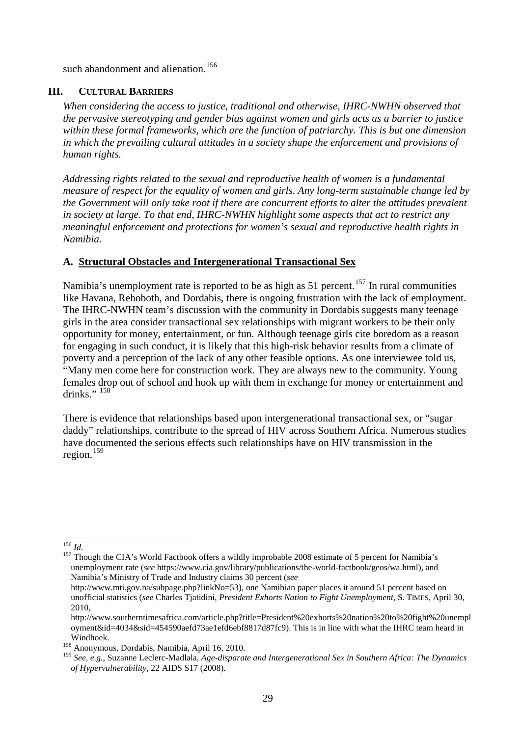such abandonment and alienation.[156]

## III. CULTURAL BARRIERS

*When considering the access to justice, traditional and otherwise, IHRC-NWHN observed that the pervasive stereotyping and gender bias against women and girls acts as a barrier to justice within these formal frameworks, which are the function of patriarchy. This is but one dimension in which the prevailing cultural attitudes in a society shape the enforcement and provisions of human rights.*

*Addressing rights related to the sexual and reproductive health of women is a fundamental measure of respect for the equality of women and girls. Any long-term sustainable change led by the Government will only take root if there are concurrent efforts to alter the attitudes prevalent in society at large. To that end, IHRC-NWHN highlight some aspects that act to restrict any meaningful enforcement and protections for women's sexual and reproductive health rights in Namibia.*

### A. Structural Obstacles and Intergenerational Transactional Sex

Namibia's unemployment rate is reported to be as high as 51 percent.[157] In rural communities like Havana, Rehoboth, and Dordabis, there is ongoing frustration with the lack of employment. The IHRC-NWHN team's discussion with the community in Dordabis suggests many teenage girls in the area consider transactional sex relationships with migrant workers to be their only opportunity for money, entertainment, or fun. Although teenage girls cite boredom as a reason for engaging in such conduct, it is likely that this high-risk behavior results from a climate of poverty and a perception of the lack of any other feasible options. As one interviewee told us, "Many men come here for construction work. They are always new to the community. Young females drop out of school and hook up with them in exchange for money or entertainment and drinks." [158]

There is evidence that relationships based upon intergenerational transactional sex, or "sugar daddy" relationships, contribute to the spread of HIV across Southern Africa. Numerous studies have documented the serious effects such relationships have on HIV transmission in the region.[159]

---

[156] *Id.*

[157] Though the CIA's World Factbook offers a wildly improbable 2008 estimate of 5 percent for Namibia's unemployment rate (*see* https://www.cia.gov/library/publications/the-world-factbook/geos/wa.html), and Namibia's Ministry of Trade and Industry claims 30 percent (*see* http://www.mti.gov.na/subpage.php?linkNo=53), one Namibian paper places it around 51 percent based on unofficial statistics (*see* Charles Tjatidini, *President Exhorts Nation to Fight Unemployment*, S. TIMES, April 30, 2010, http://www.southerntimesafrica.com/article.php?title=President%20exhorts%20nation%20to%20fight%20unemployment&id=4034&sid=454590aefd73ae1efd6ebf8817d87fc9). This is in line with what the IHRC team heard in Windhoek.

[158] Anonymous, Dordabis, Namibia, April 16, 2010.

[159] *See, e.g.*, Suzanne Leclerc-Madlala, *Age-disparate and Intergenerational Sex in Southern Africa: The Dynamics of Hypervulnerability*, 22 AIDS S17 (2008).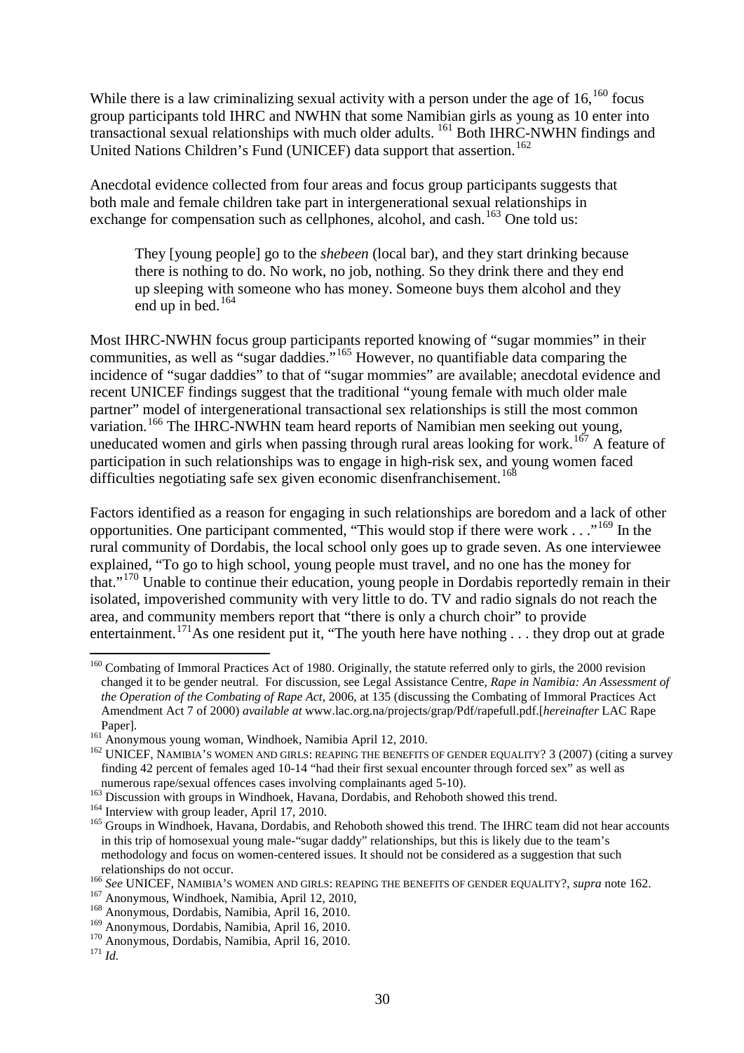While there is a law criminalizing sexual activity with a person under the age of 16,[160] focus group participants told IHRC and NWHN that some Namibian girls as young as 10 enter into transactional sexual relationships with much older adults.[161] Both IHRC-NWHN findings and United Nations Children's Fund (UNICEF) data support that assertion.[162]

Anecdotal evidence collected from four areas and focus group participants suggests that both male and female children take part in intergenerational sexual relationships in exchange for compensation such as cellphones, alcohol, and cash.[163] One told us:

> They [young people] go to the *shebeen* (local bar), and they start drinking because there is nothing to do. No work, no job, nothing. So they drink there and they end up sleeping with someone who has money. Someone buys them alcohol and they end up in bed.[164]

Most IHRC-NWHN focus group participants reported knowing of "sugar mommies" in their communities, as well as "sugar daddies."[165] However, no quantifiable data comparing the incidence of "sugar daddies" to that of "sugar mommies" are available; anecdotal evidence and recent UNICEF findings suggest that the traditional "young female with much older male partner" model of intergenerational transactional sex relationships is still the most common variation.[166] The IHRC-NWHN team heard reports of Namibian men seeking out young, uneducated women and girls when passing through rural areas looking for work.[167] A feature of participation in such relationships was to engage in high-risk sex, and young women faced difficulties negotiating safe sex given economic disenfranchisement.[168]

Factors identified as a reason for engaging in such relationships are boredom and a lack of other opportunities. One participant commented, "This would stop if there were work . . ."[169] In the rural community of Dordabis, the local school only goes up to grade seven. As one interviewee explained, "To go to high school, young people must travel, and no one has the money for that."[170] Unable to continue their education, young people in Dordabis reportedly remain in their isolated, impoverished community with very little to do. TV and radio signals do not reach the area, and community members report that "there is only a church choir" to provide entertainment.[171] As one resident put it, "The youth here have nothing . . . they drop out at grade

---

[160] Combating of Immoral Practices Act of 1980. Originally, the statute referred only to girls, the 2000 revision changed it to be gender neutral. For discussion, see Legal Assistance Centre, *Rape in Namibia: An Assessment of the Operation of the Combating of Rape Act*, 2006, at 135 (discussing the Combating of Immoral Practices Act Amendment Act 7 of 2000) *available at* www.lac.org.na/projects/grap/Pdf/rapefull.pdf.[*hereinafter* LAC Rape Paper].

[161] Anonymous young woman, Windhoek, Namibia April 12, 2010.

[162] UNICEF, NAMIBIA'S WOMEN AND GIRLS: REAPING THE BENEFITS OF GENDER EQUALITY? 3 (2007) (citing a survey finding 42 percent of females aged 10-14 "had their first sexual encounter through forced sex" as well as numerous rape/sexual offences cases involving complainants aged 5-10).

[163] Discussion with groups in Windhoek, Havana, Dordabis, and Rehoboth showed this trend.

[164] Interview with group leader, April 17, 2010.

[165] Groups in Windhoek, Havana, Dordabis, and Rehoboth showed this trend. The IHRC team did not hear accounts in this trip of homosexual young male-"sugar daddy" relationships, but this is likely due to the team's methodology and focus on women-centered issues. It should not be considered as a suggestion that such relationships do not occur.

[166] *See* UNICEF, NAMIBIA'S WOMEN AND GIRLS: REAPING THE BENEFITS OF GENDER EQUALITY?, *supra* note 162.

[167] Anonymous, Windhoek, Namibia, April 12, 2010,

[168] Anonymous, Dordabis, Namibia, April 16, 2010.

[169] Anonymous, Dordabis, Namibia, April 16, 2010.

[170] Anonymous, Dordabis, Namibia, April 16, 2010.

[171] *Id.*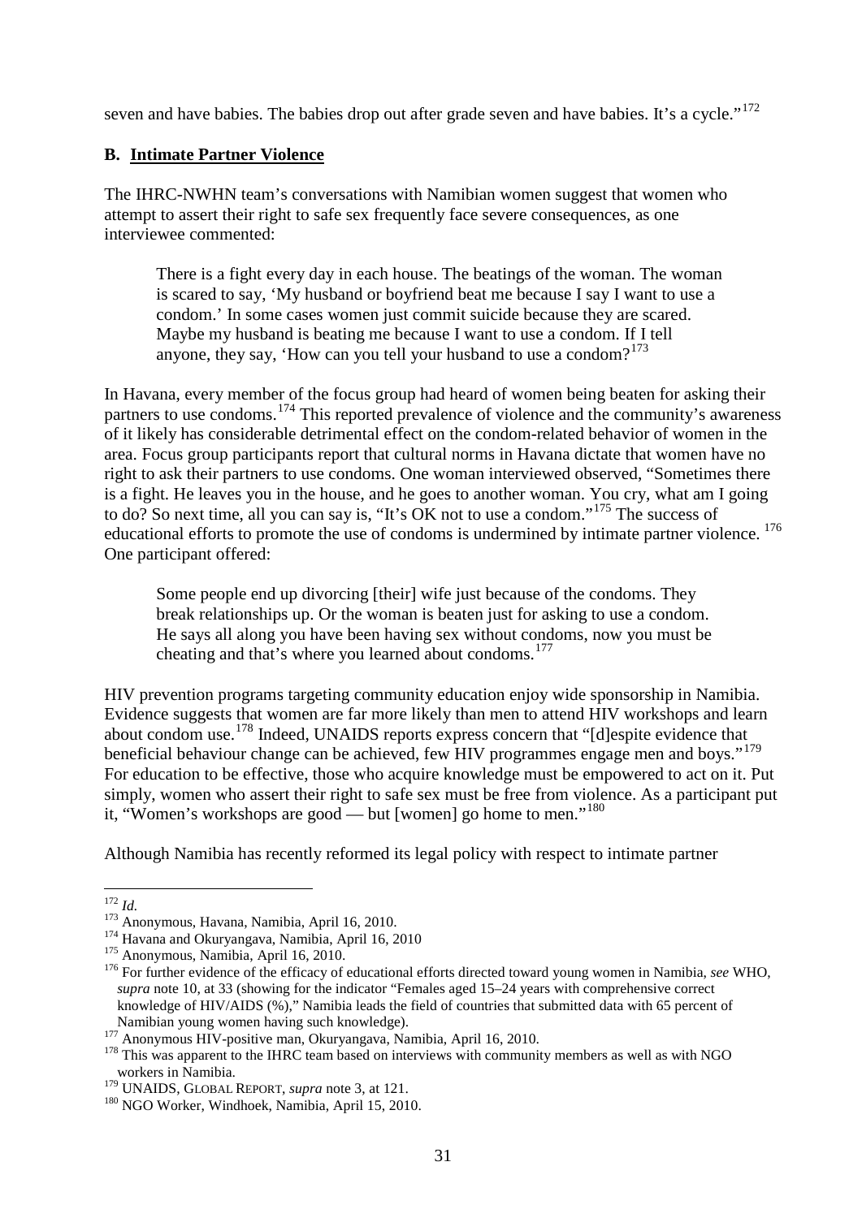seven and have babies. The babies drop out after grade seven and have babies. It's a cycle."[172]

**B. Intimate Partner Violence**

The IHRC-NWHN team's conversations with Namibian women suggest that women who attempt to assert their right to safe sex frequently face severe consequences, as one interviewee commented:

> There is a fight every day in each house. The beatings of the woman. The woman is scared to say, 'My husband or boyfriend beat me because I say I want to use a condom.' In some cases women just commit suicide because they are scared. Maybe my husband is beating me because I want to use a condom. If I tell anyone, they say, 'How can you tell your husband to use a condom?[173]

In Havana, every member of the focus group had heard of women being beaten for asking their partners to use condoms.[174] This reported prevalence of violence and the community's awareness of it likely has considerable detrimental effect on the condom-related behavior of women in the area. Focus group participants report that cultural norms in Havana dictate that women have no right to ask their partners to use condoms. One woman interviewed observed, "Sometimes there is a fight. He leaves you in the house, and he goes to another woman. You cry, what am I going to do? So next time, all you can say is, "It's OK not to use a condom."[175] The success of educational efforts to promote the use of condoms is undermined by intimate partner violence. [176] One participant offered:

> Some people end up divorcing [their] wife just because of the condoms. They break relationships up. Or the woman is beaten just for asking to use a condom. He says all along you have been having sex without condoms, now you must be cheating and that's where you learned about condoms.[177]

HIV prevention programs targeting community education enjoy wide sponsorship in Namibia. Evidence suggests that women are far more likely than men to attend HIV workshops and learn about condom use.[178] Indeed, UNAIDS reports express concern that "[d]espite evidence that beneficial behaviour change can be achieved, few HIV programmes engage men and boys."[179] For education to be effective, those who acquire knowledge must be empowered to act on it. Put simply, women who assert their right to safe sex must be free from violence. As a participant put it, "Women's workshops are good — but [women] go home to men."[180]

Although Namibia has recently reformed its legal policy with respect to intimate partner

---

[172] *Id.*

[173] Anonymous, Havana, Namibia, April 16, 2010.

[174] Havana and Okuryangava, Namibia, April 16, 2010

[175] Anonymous, Namibia, April 16, 2010.

[176] For further evidence of the efficacy of educational efforts directed toward young women in Namibia, *see* WHO, *supra* note 10, at 33 (showing for the indicator "Females aged 15–24 years with comprehensive correct knowledge of HIV/AIDS (%)," Namibia leads the field of countries that submitted data with 65 percent of Namibian young women having such knowledge).

[177] Anonymous HIV-positive man, Okuryangava, Namibia, April 16, 2010.

[178] This was apparent to the IHRC team based on interviews with community members as well as with NGO workers in Namibia.

[179] UNAIDS, GLOBAL REPORT, *supra* note 3, at 121.

[180] NGO Worker, Windhoek, Namibia, April 15, 2010.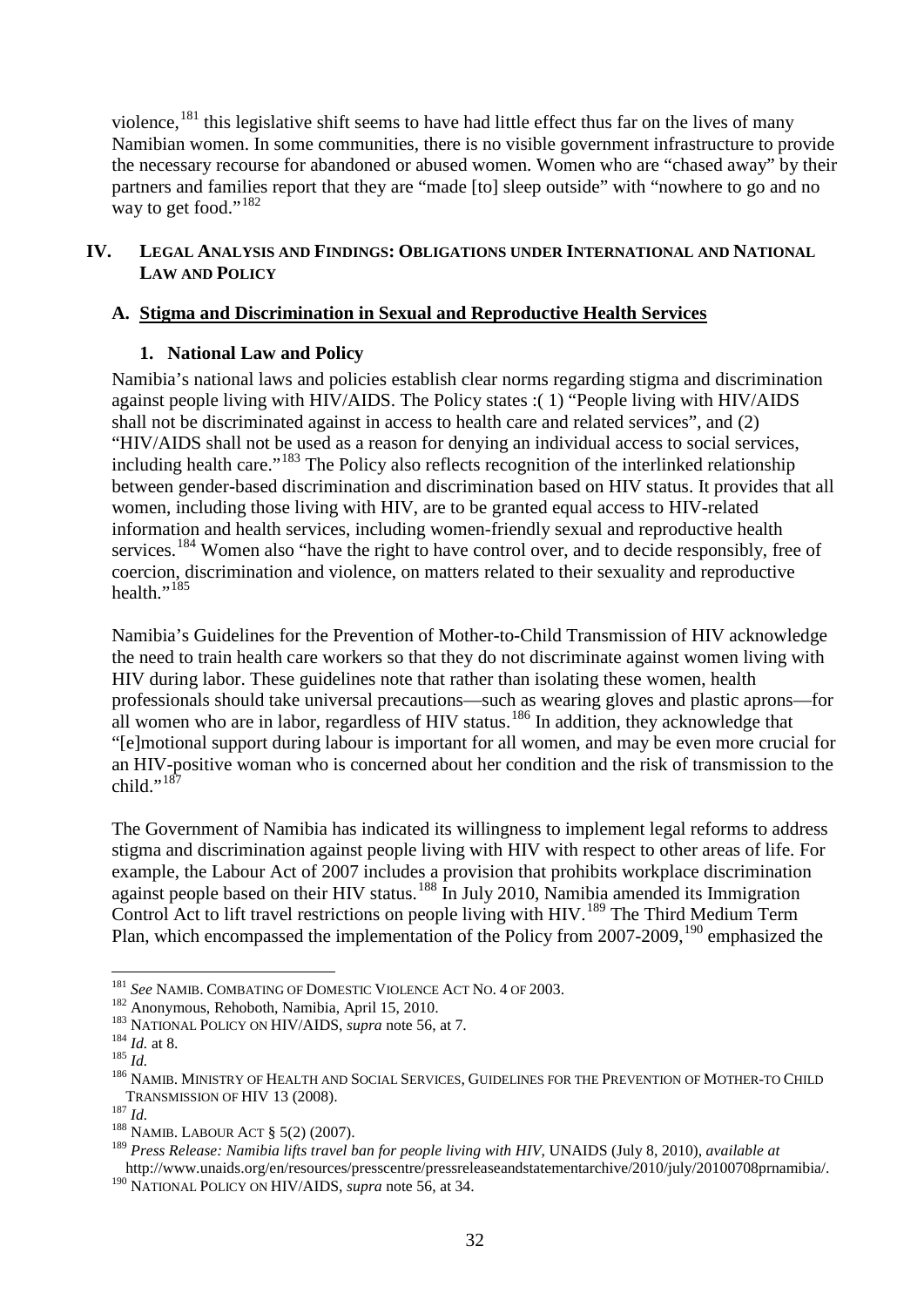violence,[181] this legislative shift seems to have had little effect thus far on the lives of many Namibian women. In some communities, there is no visible government infrastructure to provide the necessary recourse for abandoned or abused women. Women who are "chased away" by their partners and families report that they are "made [to] sleep outside" with "nowhere to go and no way to get food."[182]

## IV. LEGAL ANALYSIS AND FINDINGS: OBLIGATIONS UNDER INTERNATIONAL AND NATIONAL LAW AND POLICY

### A. Stigma and Discrimination in Sexual and Reproductive Health Services

#### 1. National Law and Policy

Namibia's national laws and policies establish clear norms regarding stigma and discrimination against people living with HIV/AIDS. The Policy states :( 1) "People living with HIV/AIDS shall not be discriminated against in access to health care and related services", and (2) "HIV/AIDS shall not be used as a reason for denying an individual access to social services, including health care."[183] The Policy also reflects recognition of the interlinked relationship between gender-based discrimination and discrimination based on HIV status. It provides that all women, including those living with HIV, are to be granted equal access to HIV-related information and health services, including women-friendly sexual and reproductive health services.[184] Women also "have the right to have control over, and to decide responsibly, free of coercion, discrimination and violence, on matters related to their sexuality and reproductive health."[185]

Namibia's Guidelines for the Prevention of Mother-to-Child Transmission of HIV acknowledge the need to train health care workers so that they do not discriminate against women living with HIV during labor. These guidelines note that rather than isolating these women, health professionals should take universal precautions—such as wearing gloves and plastic aprons—for all women who are in labor, regardless of HIV status.[186] In addition, they acknowledge that "[e]motional support during labour is important for all women, and may be even more crucial for an HIV-positive woman who is concerned about her condition and the risk of transmission to the child."[187]

The Government of Namibia has indicated its willingness to implement legal reforms to address stigma and discrimination against people living with HIV with respect to other areas of life. For example, the Labour Act of 2007 includes a provision that prohibits workplace discrimination against people based on their HIV status.[188] In July 2010, Namibia amended its Immigration Control Act to lift travel restrictions on people living with HIV.[189] The Third Medium Term Plan, which encompassed the implementation of the Policy from 2007-2009,[190] emphasized the

---

[181] *See* NAMIB. COMBATING OF DOMESTIC VIOLENCE ACT NO. 4 OF 2003.

[182] Anonymous, Rehoboth, Namibia, April 15, 2010.

[183] NATIONAL POLICY ON HIV/AIDS, *supra* note 56, at 7.

[184] *Id.* at 8.

[185] *Id.*

[186] NAMIB. MINISTRY OF HEALTH AND SOCIAL SERVICES, GUIDELINES FOR THE PREVENTION OF MOTHER-TO CHILD TRANSMISSION OF HIV 13 (2008).

[187] *Id.*

[188] NAMIB. LABOUR ACT § 5(2) (2007).

[189] *Press Release: Namibia lifts travel ban for people living with HIV*, UNAIDS (July 8, 2010), *available at* http://www.unaids.org/en/resources/presscentre/pressreleaseandstatementarchive/2010/july/20100708prnamibia/.

[190] NATIONAL POLICY ON HIV/AIDS, *supra* note 56, at 34.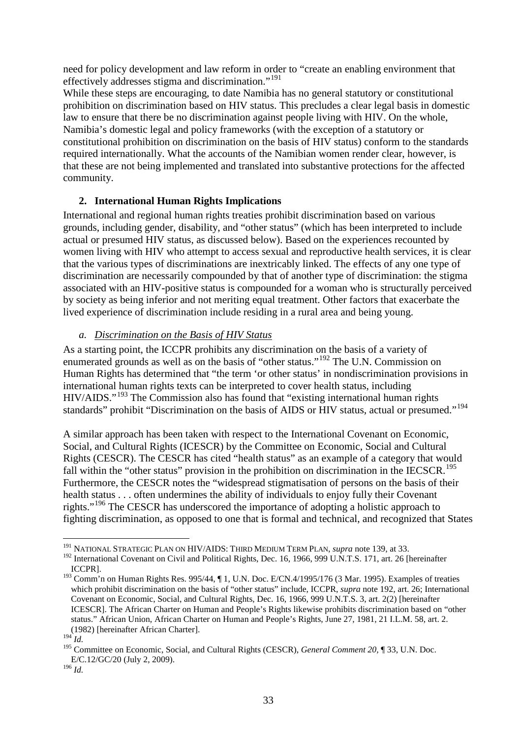need for policy development and law reform in order to "create an enabling environment that effectively addresses stigma and discrimination."[191]

While these steps are encouraging, to date Namibia has no general statutory or constitutional prohibition on discrimination based on HIV status. This precludes a clear legal basis in domestic law to ensure that there be no discrimination against people living with HIV. On the whole, Namibia's domestic legal and policy frameworks (with the exception of a statutory or constitutional prohibition on discrimination on the basis of HIV status) conform to the standards required internationally. What the accounts of the Namibian women render clear, however, is that these are not being implemented and translated into substantive protections for the affected community.

### 2. International Human Rights Implications

International and regional human rights treaties prohibit discrimination based on various grounds, including gender, disability, and "other status" (which has been interpreted to include actual or presumed HIV status, as discussed below). Based on the experiences recounted by women living with HIV who attempt to access sexual and reproductive health services, it is clear that the various types of discriminations are inextricably linked. The effects of any one type of discrimination are necessarily compounded by that of another type of discrimination: the stigma associated with an HIV-positive status is compounded for a woman who is structurally perceived by society as being inferior and not meriting equal treatment. Other factors that exacerbate the lived experience of discrimination include residing in a rural area and being young.

#### *a. Discrimination on the Basis of HIV Status*

As a starting point, the ICCPR prohibits any discrimination on the basis of a variety of enumerated grounds as well as on the basis of "other status."[192] The U.N. Commission on Human Rights has determined that "the term 'or other status' in nondiscrimination provisions in international human rights texts can be interpreted to cover health status, including HIV/AIDS."[193] The Commission also has found that "existing international human rights standards" prohibit "Discrimination on the basis of AIDS or HIV status, actual or presumed."[194]

A similar approach has been taken with respect to the International Covenant on Economic, Social, and Cultural Rights (ICESCR) by the Committee on Economic, Social and Cultural Rights (CESCR). The CESCR has cited "health status" as an example of a category that would fall within the "other status" provision in the prohibition on discrimination in the IECSCR.[195] Furthermore, the CESCR notes the "widespread stigmatisation of persons on the basis of their health status . . . often undermines the ability of individuals to enjoy fully their Covenant rights."[196] The CESCR has underscored the importance of adopting a holistic approach to fighting discrimination, as opposed to one that is formal and technical, and recognized that States

---

[191] NATIONAL STRATEGIC PLAN ON HIV/AIDS: THIRD MEDIUM TERM PLAN, *supra* note 139, at 33.

[192] International Covenant on Civil and Political Rights, Dec. 16, 1966, 999 U.N.T.S. 171, art. 26 [hereinafter ICCPR].

[193] Comm'n on Human Rights Res. 995/44, ¶ 1, U.N. Doc. E/CN.4/1995/176 (3 Mar. 1995). Examples of treaties which prohibit discrimination on the basis of "other status" include, ICCPR, *supra* note 192, art. 26; International Covenant on Economic, Social, and Cultural Rights, Dec. 16, 1966, 999 U.N.T.S. 3, art. 2(2) [hereinafter ICESCR]. The African Charter on Human and People's Rights likewise prohibits discrimination based on "other status." African Union, African Charter on Human and People's Rights, June 27, 1981, 21 I.L.M. 58, art. 2. (1982) [hereinafter African Charter].

[194] *Id.*

[195] Committee on Economic, Social, and Cultural Rights (CESCR), *General Comment 20*, ¶ 33, U.N. Doc. E/C.12/GC/20 (July 2, 2009).

[196] *Id.*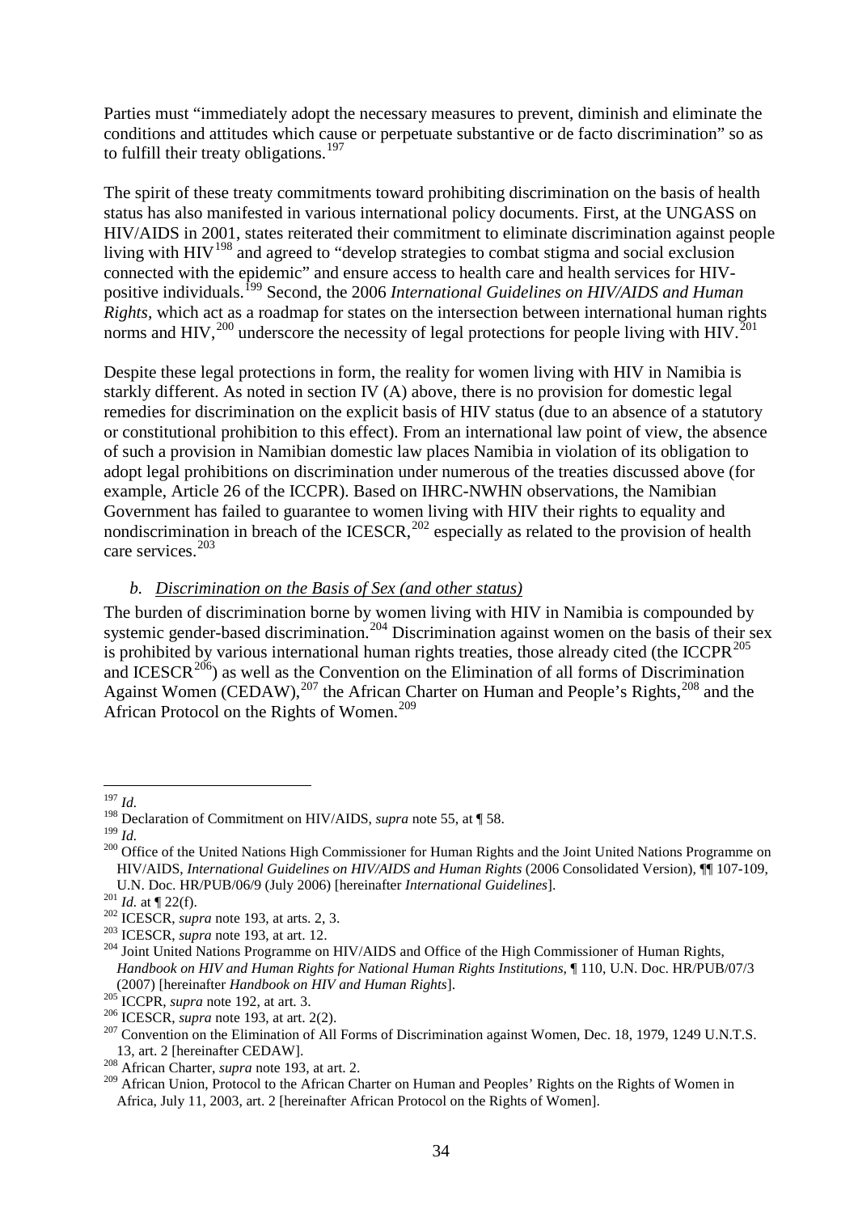Parties must "immediately adopt the necessary measures to prevent, diminish and eliminate the conditions and attitudes which cause or perpetuate substantive or de facto discrimination" so as to fulfill their treaty obligations.[197]

The spirit of these treaty commitments toward prohibiting discrimination on the basis of health status has also manifested in various international policy documents. First, at the UNGASS on HIV/AIDS in 2001, states reiterated their commitment to eliminate discrimination against people living with HIV[198] and agreed to "develop strategies to combat stigma and social exclusion connected with the epidemic" and ensure access to health care and health services for HIV-positive individuals.[199] Second, the 2006 *International Guidelines on HIV/AIDS and Human Rights*, which act as a roadmap for states on the intersection between international human rights norms and HIV,[200] underscore the necessity of legal protections for people living with HIV.[201]

Despite these legal protections in form, the reality for women living with HIV in Namibia is starkly different. As noted in section IV (A) above, there is no provision for domestic legal remedies for discrimination on the explicit basis of HIV status (due to an absence of a statutory or constitutional prohibition to this effect). From an international law point of view, the absence of such a provision in Namibian domestic law places Namibia in violation of its obligation to adopt legal prohibitions on discrimination under numerous of the treaties discussed above (for example, Article 26 of the ICCPR). Based on IHRC-NWHN observations, the Namibian Government has failed to guarantee to women living with HIV their rights to equality and nondiscrimination in breach of the ICESCR,[202] especially as related to the provision of health care services.[203]

### *b. Discrimination on the Basis of Sex (and other status)*

The burden of discrimination borne by women living with HIV in Namibia is compounded by systemic gender-based discrimination.[204] Discrimination against women on the basis of their sex is prohibited by various international human rights treaties, those already cited (the ICCPR[205] and ICESCR[206]) as well as the Convention on the Elimination of all forms of Discrimination Against Women (CEDAW),[207] the African Charter on Human and People's Rights,[208] and the African Protocol on the Rights of Women.[209]

---

[197] *Id.*

[198] Declaration of Commitment on HIV/AIDS, *supra* note 55, at ¶ 58.

[199] *Id.*

[200] Office of the United Nations High Commissioner for Human Rights and the Joint United Nations Programme on HIV/AIDS, *International Guidelines on HIV/AIDS and Human Rights* (2006 Consolidated Version), ¶¶ 107-109, U.N. Doc. HR/PUB/06/9 (July 2006) [hereinafter *International Guidelines*].

[201] *Id.* at ¶ 22(f).

[202] ICESCR, *supra* note 193, at arts. 2, 3.

[203] ICESCR, *supra* note 193, at art. 12.

[204] Joint United Nations Programme on HIV/AIDS and Office of the High Commissioner of Human Rights, *Handbook on HIV and Human Rights for National Human Rights Institutions*, ¶ 110, U.N. Doc. HR/PUB/07/3 (2007) [hereinafter *Handbook on HIV and Human Rights*].

[205] ICCPR, *supra* note 192, at art. 3.

[206] ICESCR, *supra* note 193, at art. 2(2).

[207] Convention on the Elimination of All Forms of Discrimination against Women, Dec. 18, 1979, 1249 U.N.T.S. 13, art. 2 [hereinafter CEDAW].

[208] African Charter, *supra* note 193, at art. 2.

[209] African Union, Protocol to the African Charter on Human and Peoples' Rights on the Rights of Women in Africa, July 11, 2003, art. 2 [hereinafter African Protocol on the Rights of Women].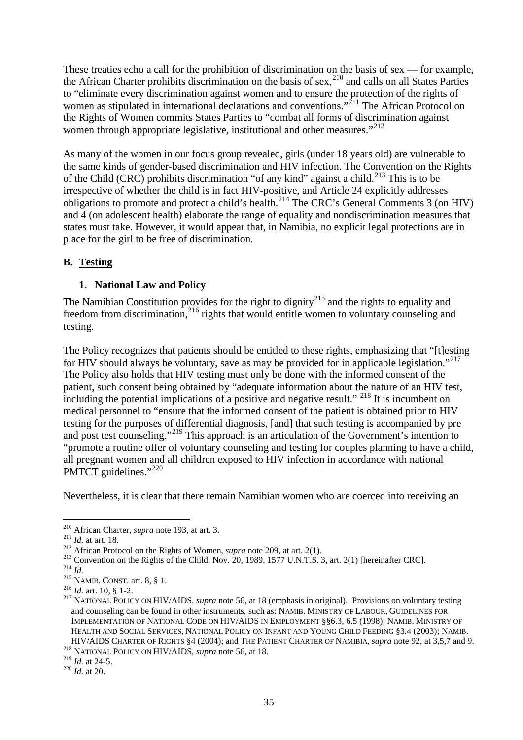These treaties echo a call for the prohibition of discrimination on the basis of sex — for example, the African Charter prohibits discrimination on the basis of sex,[210] and calls on all States Parties to "eliminate every discrimination against women and to ensure the protection of the rights of women as stipulated in international declarations and conventions."[211] The African Protocol on the Rights of Women commits States Parties to "combat all forms of discrimination against women through appropriate legislative, institutional and other measures."[212]

As many of the women in our focus group revealed, girls (under 18 years old) are vulnerable to the same kinds of gender-based discrimination and HIV infection. The Convention on the Rights of the Child (CRC) prohibits discrimination "of any kind" against a child.[213] This is to be irrespective of whether the child is in fact HIV-positive, and Article 24 explicitly addresses obligations to promote and protect a child's health.[214] The CRC's General Comments 3 (on HIV) and 4 (on adolescent health) elaborate the range of equality and nondiscrimination measures that states must take. However, it would appear that, in Namibia, no explicit legal protections are in place for the girl to be free of discrimination.

### B. Testing

#### 1. National Law and Policy

The Namibian Constitution provides for the right to dignity[215] and the rights to equality and freedom from discrimination,[216] rights that would entitle women to voluntary counseling and testing.

The Policy recognizes that patients should be entitled to these rights, emphasizing that "[t]esting for HIV should always be voluntary, save as may be provided for in applicable legislation."[217] The Policy also holds that HIV testing must only be done with the informed consent of the patient, such consent being obtained by "adequate information about the nature of an HIV test, including the potential implications of a positive and negative result." [218] It is incumbent on medical personnel to "ensure that the informed consent of the patient is obtained prior to HIV testing for the purposes of differential diagnosis, [and] that such testing is accompanied by pre and post test counseling."[219] This approach is an articulation of the Government's intention to "promote a routine offer of voluntary counseling and testing for couples planning to have a child, all pregnant women and all children exposed to HIV infection in accordance with national PMTCT guidelines."[220]

Nevertheless, it is clear that there remain Namibian women who are coerced into receiving an

---

[210] African Charter, *supra* note 193, at art. 3.

[211] *Id.* at art. 18.

[212] African Protocol on the Rights of Women, *supra* note 209, at art. 2(1).

[213] Convention on the Rights of the Child, Nov. 20, 1989, 1577 U.N.T.S. 3, art. 2(1) [hereinafter CRC].

[214] *Id.*

[215] NAMIB. CONST. art. 8, § 1.

[216] *Id.* art. 10, § 1-2.

[217] NATIONAL POLICY ON HIV/AIDS, *supra* note 56, at 18 (emphasis in original). Provisions on voluntary testing and counseling can be found in other instruments, such as: NAMIB. MINISTRY OF LABOUR, GUIDELINES FOR IMPLEMENTATION OF NATIONAL CODE ON HIV/AIDS IN EMPLOYMENT §§6.3, 6.5 (1998); NAMIB. MINISTRY OF HEALTH AND SOCIAL SERVICES, NATIONAL POLICY ON INFANT AND YOUNG CHILD FEEDING §3.4 (2003); NAMIB. HIV/AIDS CHARTER OF RIGHTS §4 (2004); and THE PATIENT CHARTER OF NAMIBIA, *supra* note 92, at 3,5,7 and 9.

[218] NATIONAL POLICY ON HIV/AIDS, *supra* note 56, at 18.

[219] *Id.* at 24-5.

[220] *Id.* at 20.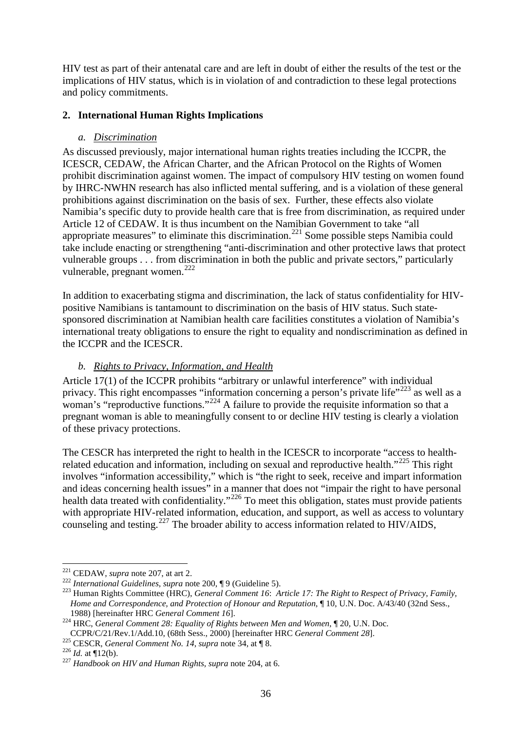HIV test as part of their antenatal care and are left in doubt of either the results of the test or the implications of HIV status, which is in violation of and contradiction to these legal protections and policy commitments.

### 2. International Human Rights Implications

#### *a. Discrimination*

As discussed previously, major international human rights treaties including the ICCPR, the ICESCR, CEDAW, the African Charter, and the African Protocol on the Rights of Women prohibit discrimination against women. The impact of compulsory HIV testing on women found by IHRC-NWHN research has also inflicted mental suffering, and is a violation of these general prohibitions against discrimination on the basis of sex. Further, these effects also violate Namibia's specific duty to provide health care that is free from discrimination, as required under Article 12 of CEDAW. It is thus incumbent on the Namibian Government to take "all appropriate measures" to eliminate this discrimination.[221] Some possible steps Namibia could take include enacting or strengthening "anti-discrimination and other protective laws that protect vulnerable groups . . . from discrimination in both the public and private sectors," particularly vulnerable, pregnant women.[222]

In addition to exacerbating stigma and discrimination, the lack of status confidentiality for HIV-positive Namibians is tantamount to discrimination on the basis of HIV status. Such state-sponsored discrimination at Namibian health care facilities constitutes a violation of Namibia's international treaty obligations to ensure the right to equality and nondiscrimination as defined in the ICCPR and the ICESCR.

#### *b. Rights to Privacy, Information, and Health*

Article 17(1) of the ICCPR prohibits "arbitrary or unlawful interference" with individual privacy. This right encompasses "information concerning a person's private life"[223] as well as a woman's "reproductive functions."[224] A failure to provide the requisite information so that a pregnant woman is able to meaningfully consent to or decline HIV testing is clearly a violation of these privacy protections.

The CESCR has interpreted the right to health in the ICESCR to incorporate "access to health-related education and information, including on sexual and reproductive health."[225] This right involves "information accessibility," which is "the right to seek, receive and impart information and ideas concerning health issues" in a manner that does not "impair the right to have personal health data treated with confidentiality."[226] To meet this obligation, states must provide patients with appropriate HIV-related information, education, and support, as well as access to voluntary counseling and testing.[227] The broader ability to access information related to HIV/AIDS,

---

[221] CEDAW, *supra* note 207, at art 2.

[222] *International Guidelines*, *supra* note 200, ¶ 9 (Guideline 5).

[223] Human Rights Committee (HRC), *General Comment 16*: *Article 17: The Right to Respect of Privacy, Family, Home and Correspondence, and Protection of Honour and Reputation*, ¶ 10, U.N. Doc. A/43/40 (32nd Sess., 1988) [hereinafter HRC *General Comment 16*].

[224] HRC, *General Comment 28: Equality of Rights between Men and Women*, ¶ 20, U.N. Doc. CCPR/C/21/Rev.1/Add.10, (68th Sess., 2000) [hereinafter HRC *General Comment 28*].

[225] CESCR, *General Comment No. 14*, *supra* note 34, at ¶ 8.

[226] *Id.* at ¶12(b).

[227] *Handbook on HIV and Human Rights*, *supra* note 204, at 6.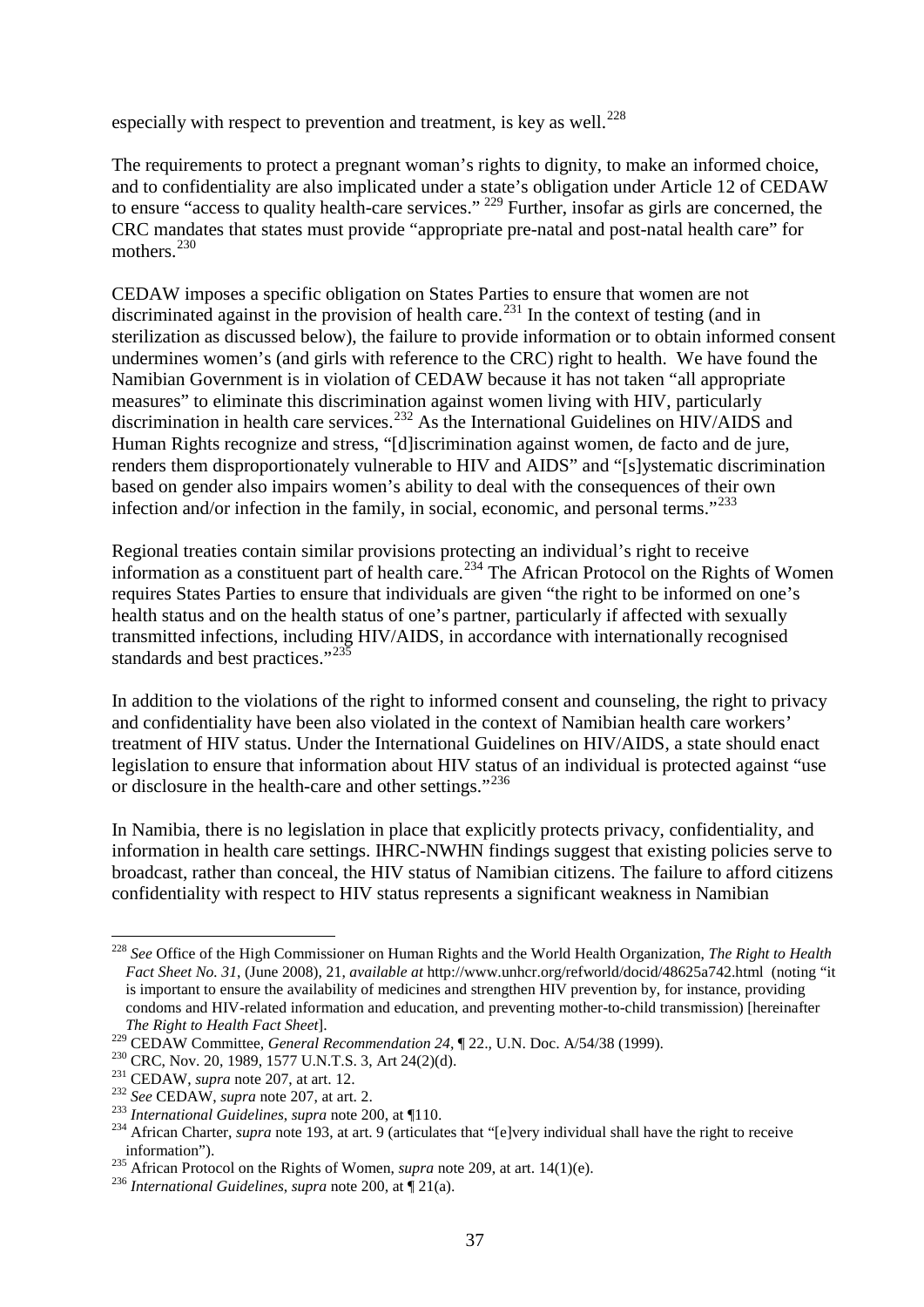especially with respect to prevention and treatment, is key as well.[228]

The requirements to protect a pregnant woman's rights to dignity, to make an informed choice, and to confidentiality are also implicated under a state's obligation under Article 12 of CEDAW to ensure "access to quality health-care services." [229] Further, insofar as girls are concerned, the CRC mandates that states must provide "appropriate pre-natal and post-natal health care" for mothers.[230]

CEDAW imposes a specific obligation on States Parties to ensure that women are not discriminated against in the provision of health care.[231] In the context of testing (and in sterilization as discussed below), the failure to provide information or to obtain informed consent undermines women's (and girls with reference to the CRC) right to health. We have found the Namibian Government is in violation of CEDAW because it has not taken "all appropriate measures" to eliminate this discrimination against women living with HIV, particularly discrimination in health care services.[232] As the International Guidelines on HIV/AIDS and Human Rights recognize and stress, "[d]iscrimination against women, de facto and de jure, renders them disproportionately vulnerable to HIV and AIDS" and "[s]ystematic discrimination based on gender also impairs women's ability to deal with the consequences of their own infection and/or infection in the family, in social, economic, and personal terms."[233]

Regional treaties contain similar provisions protecting an individual's right to receive information as a constituent part of health care.[234] The African Protocol on the Rights of Women requires States Parties to ensure that individuals are given "the right to be informed on one's health status and on the health status of one's partner, particularly if affected with sexually transmitted infections, including HIV/AIDS, in accordance with internationally recognised standards and best practices."[235]

In addition to the violations of the right to informed consent and counseling, the right to privacy and confidentiality have been also violated in the context of Namibian health care workers' treatment of HIV status. Under the International Guidelines on HIV/AIDS, a state should enact legislation to ensure that information about HIV status of an individual is protected against "use or disclosure in the health-care and other settings."[236]

In Namibia, there is no legislation in place that explicitly protects privacy, confidentiality, and information in health care settings. IHRC-NWHN findings suggest that existing policies serve to broadcast, rather than conceal, the HIV status of Namibian citizens. The failure to afford citizens confidentiality with respect to HIV status represents a significant weakness in Namibian

---

[228] *See* Office of the High Commissioner on Human Rights and the World Health Organization, *The Right to Health Fact Sheet No. 31*, (June 2008), 21, *available at* http://www.unhcr.org/refworld/docid/48625a742.html (noting "it is important to ensure the availability of medicines and strengthen HIV prevention by, for instance, providing condoms and HIV-related information and education, and preventing mother-to-child transmission) [hereinafter *The Right to Health Fact Sheet*].

[229] CEDAW Committee, *General Recommendation 24*, ¶ 22., U.N. Doc. A/54/38 (1999).

[230] CRC, Nov. 20, 1989, 1577 U.N.T.S. 3, Art 24(2)(d).

[231] CEDAW, *supra* note 207, at art. 12.

[232] *See* CEDAW, *supra* note 207, at art. 2.

[233] *International Guidelines*, *supra* note 200, at ¶110.

[234] African Charter, *supra* note 193, at art. 9 (articulates that "[e]very individual shall have the right to receive information").

[235] African Protocol on the Rights of Women, *supra* note 209, at art. 14(1)(e).

[236] *International Guidelines*, *supra* note 200, at ¶ 21(a).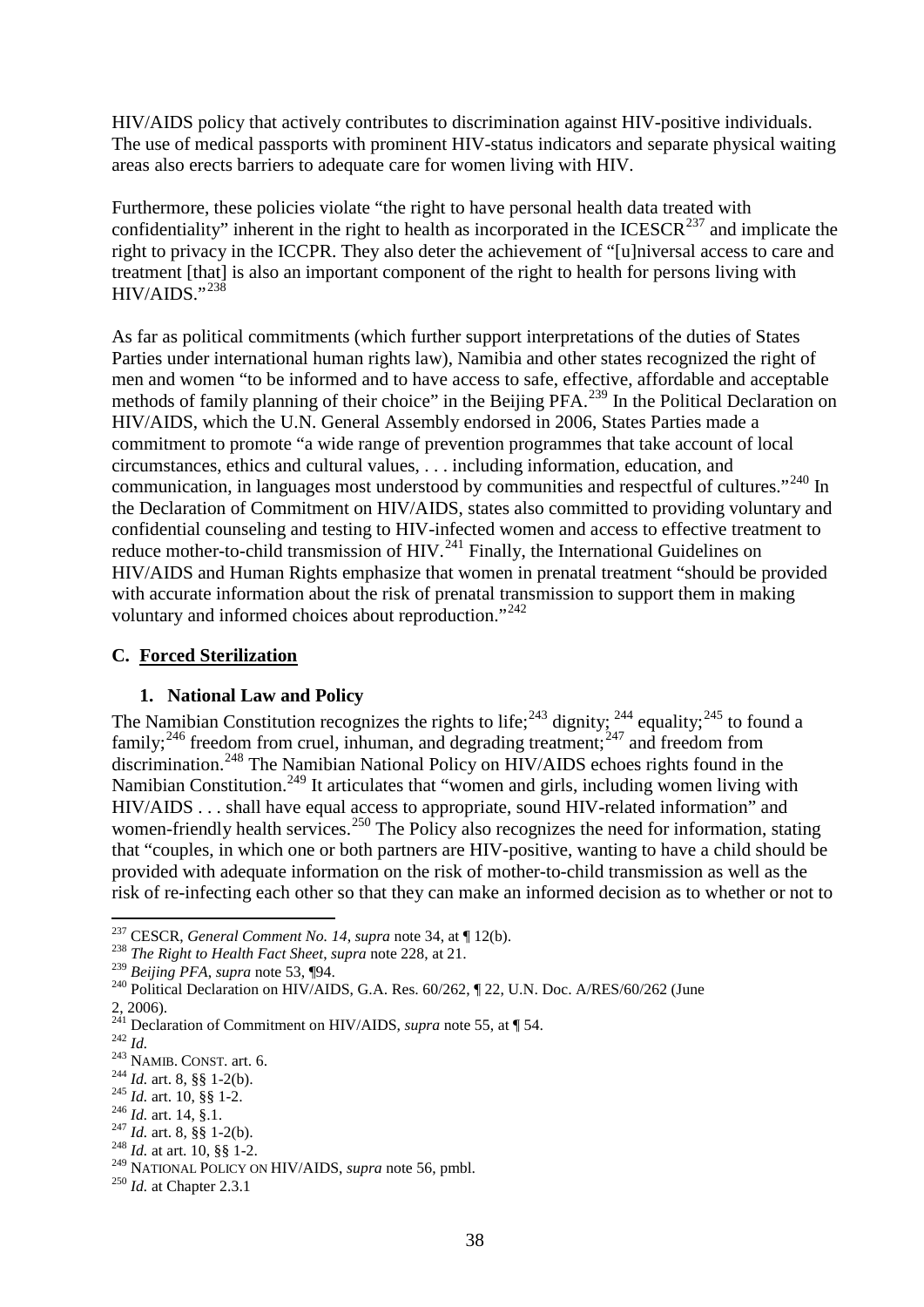HIV/AIDS policy that actively contributes to discrimination against HIV-positive individuals. The use of medical passports with prominent HIV-status indicators and separate physical waiting areas also erects barriers to adequate care for women living with HIV.

Furthermore, these policies violate "the right to have personal health data treated with confidentiality" inherent in the right to health as incorporated in the ICESCR[237] and implicate the right to privacy in the ICCPR. They also deter the achievement of "[u]niversal access to care and treatment [that] is also an important component of the right to health for persons living with HIV/AIDS."[238]

As far as political commitments (which further support interpretations of the duties of States Parties under international human rights law), Namibia and other states recognized the right of men and women "to be informed and to have access to safe, effective, affordable and acceptable methods of family planning of their choice" in the Beijing PFA.[239] In the Political Declaration on HIV/AIDS, which the U.N. General Assembly endorsed in 2006, States Parties made a commitment to promote "a wide range of prevention programmes that take account of local circumstances, ethics and cultural values, . . . including information, education, and communication, in languages most understood by communities and respectful of cultures."[240] In the Declaration of Commitment on HIV/AIDS, states also committed to providing voluntary and confidential counseling and testing to HIV-infected women and access to effective treatment to reduce mother-to-child transmission of HIV.[241] Finally, the International Guidelines on HIV/AIDS and Human Rights emphasize that women in prenatal treatment "should be provided with accurate information about the risk of prenatal transmission to support them in making voluntary and informed choices about reproduction."[242]

### C. Forced Sterilization

#### 1. National Law and Policy

The Namibian Constitution recognizes the rights to life;[243] dignity; [244] equality;[245] to found a family;[246] freedom from cruel, inhuman, and degrading treatment;[247] and freedom from discrimination.[248] The Namibian National Policy on HIV/AIDS echoes rights found in the Namibian Constitution.[249] It articulates that "women and girls, including women living with HIV/AIDS . . . shall have equal access to appropriate, sound HIV-related information" and women-friendly health services.[250] The Policy also recognizes the need for information, stating that "couples, in which one or both partners are HIV-positive, wanting to have a child should be provided with adequate information on the risk of mother-to-child transmission as well as the risk of re-infecting each other so that they can make an informed decision as to whether or not to

---

[237] CESCR, *General Comment No. 14*, *supra* note 34, at ¶ 12(b).
[238] *The Right to Health Fact Sheet*, *supra* note 228, at 21.
[239] *Beijing PFA*, *supra* note 53, ¶94.
[240] Political Declaration on HIV/AIDS, G.A. Res. 60/262, ¶ 22, U.N. Doc. A/RES/60/262 (June 2, 2006).
[241] Declaration of Commitment on HIV/AIDS, *supra* note 55, at ¶ 54.
[242] *Id.*
[243] NAMIB. CONST. art. 6.
[244] *Id.* art. 8, §§ 1-2(b).
[245] *Id.* art. 10, §§ 1-2.
[246] *Id.* art. 14, §.1.
[247] *Id.* art. 8, §§ 1-2(b).
[248] *Id.* at art. 10, §§ 1-2.
[249] NATIONAL POLICY ON HIV/AIDS, *supra* note 56, pmbl.
[250] *Id.* at Chapter 2.3.1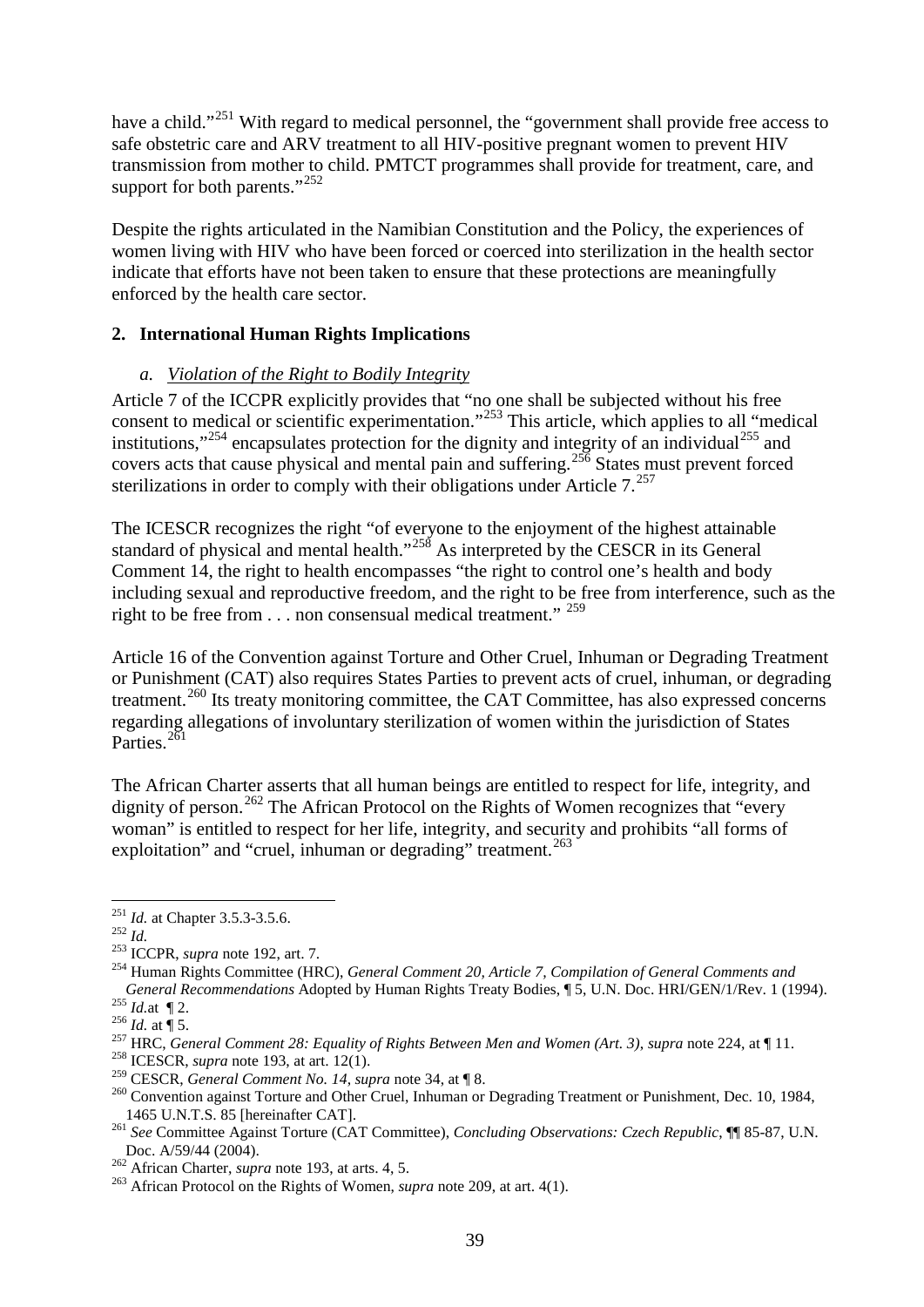have a child."[251] With regard to medical personnel, the "government shall provide free access to safe obstetric care and ARV treatment to all HIV-positive pregnant women to prevent HIV transmission from mother to child. PMTCT programmes shall provide for treatment, care, and support for both parents."[252]

Despite the rights articulated in the Namibian Constitution and the Policy, the experiences of women living with HIV who have been forced or coerced into sterilization in the health sector indicate that efforts have not been taken to ensure that these protections are meaningfully enforced by the health care sector.

### 2. International Human Rights Implications

#### a. *Violation of the Right to Bodily Integrity*

Article 7 of the ICCPR explicitly provides that "no one shall be subjected without his free consent to medical or scientific experimentation."[253] This article, which applies to all "medical institutions,"[254] encapsulates protection for the dignity and integrity of an individual[255] and covers acts that cause physical and mental pain and suffering.[256] States must prevent forced sterilizations in order to comply with their obligations under Article 7.[257]

The ICESCR recognizes the right "of everyone to the enjoyment of the highest attainable standard of physical and mental health."[258] As interpreted by the CESCR in its General Comment 14, the right to health encompasses "the right to control one's health and body including sexual and reproductive freedom, and the right to be free from interference, such as the right to be free from . . . non consensual medical treatment." [259]

Article 16 of the Convention against Torture and Other Cruel, Inhuman or Degrading Treatment or Punishment (CAT) also requires States Parties to prevent acts of cruel, inhuman, or degrading treatment.[260] Its treaty monitoring committee, the CAT Committee, has also expressed concerns regarding allegations of involuntary sterilization of women within the jurisdiction of States Parties.[261]

The African Charter asserts that all human beings are entitled to respect for life, integrity, and dignity of person.[262] The African Protocol on the Rights of Women recognizes that "every woman" is entitled to respect for her life, integrity, and security and prohibits "all forms of exploitation" and "cruel, inhuman or degrading" treatment.[263]

---

[251] *Id.* at Chapter 3.5.3-3.5.6.

[252] *Id.*

[253] ICCPR, *supra* note 192, art. 7.

[254] Human Rights Committee (HRC), *General Comment 20, Article 7, Compilation of General Comments and General Recommendations* Adopted by Human Rights Treaty Bodies, ¶ 5, U.N. Doc. HRI/GEN/1/Rev. 1 (1994).

[255] *Id.*at ¶ 2.

[256] *Id.* at ¶ 5.

[257] HRC, *General Comment 28: Equality of Rights Between Men and Women (Art. 3)*, *supra* note 224, at ¶ 11.

[258] ICESCR, *supra* note 193, at art. 12(1).

[259] CESCR, *General Comment No. 14*, *supra* note 34, at ¶ 8.

[260] Convention against Torture and Other Cruel, Inhuman or Degrading Treatment or Punishment, Dec. 10, 1984, 1465 U.N.T.S. 85 [hereinafter CAT].

[261] *See* Committee Against Torture (CAT Committee), *Concluding Observations: Czech Republic*, ¶¶ 85-87, U.N. Doc. A/59/44 (2004).

[262] African Charter, *supra* note 193, at arts. 4, 5.

[263] African Protocol on the Rights of Women, *supra* note 209, at art. 4(1).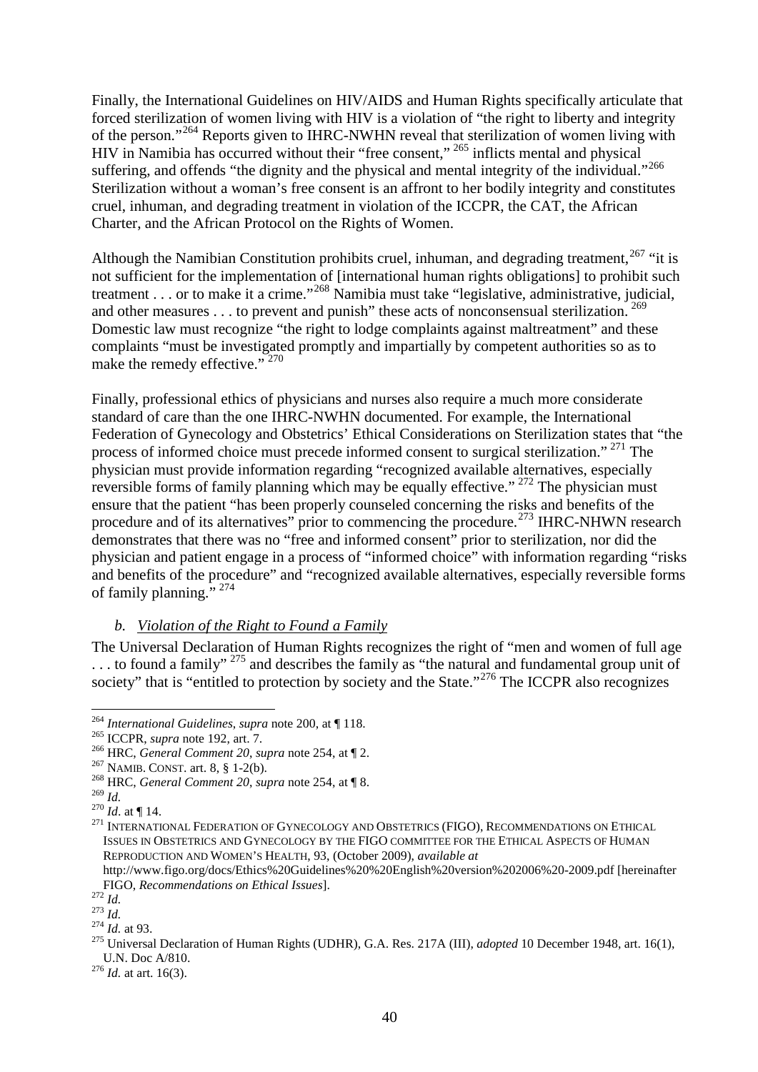Finally, the International Guidelines on HIV/AIDS and Human Rights specifically articulate that forced sterilization of women living with HIV is a violation of "the right to liberty and integrity of the person."[264] Reports given to IHRC-NWHN reveal that sterilization of women living with HIV in Namibia has occurred without their "free consent," [265] inflicts mental and physical suffering, and offends "the dignity and the physical and mental integrity of the individual."[266] Sterilization without a woman's free consent is an affront to her bodily integrity and constitutes cruel, inhuman, and degrading treatment in violation of the ICCPR, the CAT, the African Charter, and the African Protocol on the Rights of Women.

Although the Namibian Constitution prohibits cruel, inhuman, and degrading treatment,[267] "it is not sufficient for the implementation of [international human rights obligations] to prohibit such treatment . . . or to make it a crime."[268] Namibia must take "legislative, administrative, judicial, and other measures . . . to prevent and punish" these acts of nonconsensual sterilization. [269] Domestic law must recognize "the right to lodge complaints against maltreatment" and these complaints "must be investigated promptly and impartially by competent authorities so as to make the remedy effective." [270]

Finally, professional ethics of physicians and nurses also require a much more considerate standard of care than the one IHRC-NWHN documented. For example, the International Federation of Gynecology and Obstetrics' Ethical Considerations on Sterilization states that "the process of informed choice must precede informed consent to surgical sterilization." [271] The physician must provide information regarding "recognized available alternatives, especially reversible forms of family planning which may be equally effective." [272] The physician must ensure that the patient "has been properly counseled concerning the risks and benefits of the procedure and of its alternatives" prior to commencing the procedure.[273] IHRC-NHWN research demonstrates that there was no "free and informed consent" prior to sterilization, nor did the physician and patient engage in a process of "informed choice" with information regarding "risks and benefits of the procedure" and "recognized available alternatives, especially reversible forms of family planning." [274]

### *b. Violation of the Right to Found a Family*

The Universal Declaration of Human Rights recognizes the right of "men and women of full age . . . to found a family" [275] and describes the family as "the natural and fundamental group unit of society" that is "entitled to protection by society and the State."[276] The ICCPR also recognizes

---

[264] *International Guidelines*, *supra* note 200, at ¶ 118.
[265] ICCPR, *supra* note 192, art. 7.
[266] HRC, *General Comment 20*, *supra* note 254, at ¶ 2.
[267] NAMIB. CONST. art. 8, § 1-2(b).
[268] HRC, *General Comment 20*, *supra* note 254, at ¶ 8.
[269] *Id.*
[270] *Id*. at ¶ 14.
[271] INTERNATIONAL FEDERATION OF GYNECOLOGY AND OBSTETRICS (FIGO), RECOMMENDATIONS ON ETHICAL ISSUES IN OBSTETRICS AND GYNECOLOGY BY THE FIGO COMMITTEE FOR THE ETHICAL ASPECTS OF HUMAN REPRODUCTION AND WOMEN'S HEALTH, 93, (October 2009), *available at* http://www.figo.org/docs/Ethics%20Guidelines%20%20English%20version%202006%20-2009.pdf [hereinafter FIGO, *Recommendations on Ethical Issues*].
[272] *Id.*
[273] *Id.*
[274] *Id.* at 93.
[275] Universal Declaration of Human Rights (UDHR), G.A. Res. 217A (III), *adopted* 10 December 1948, art. 16(1), U.N. Doc A/810.
[276] *Id.* at art. 16(3).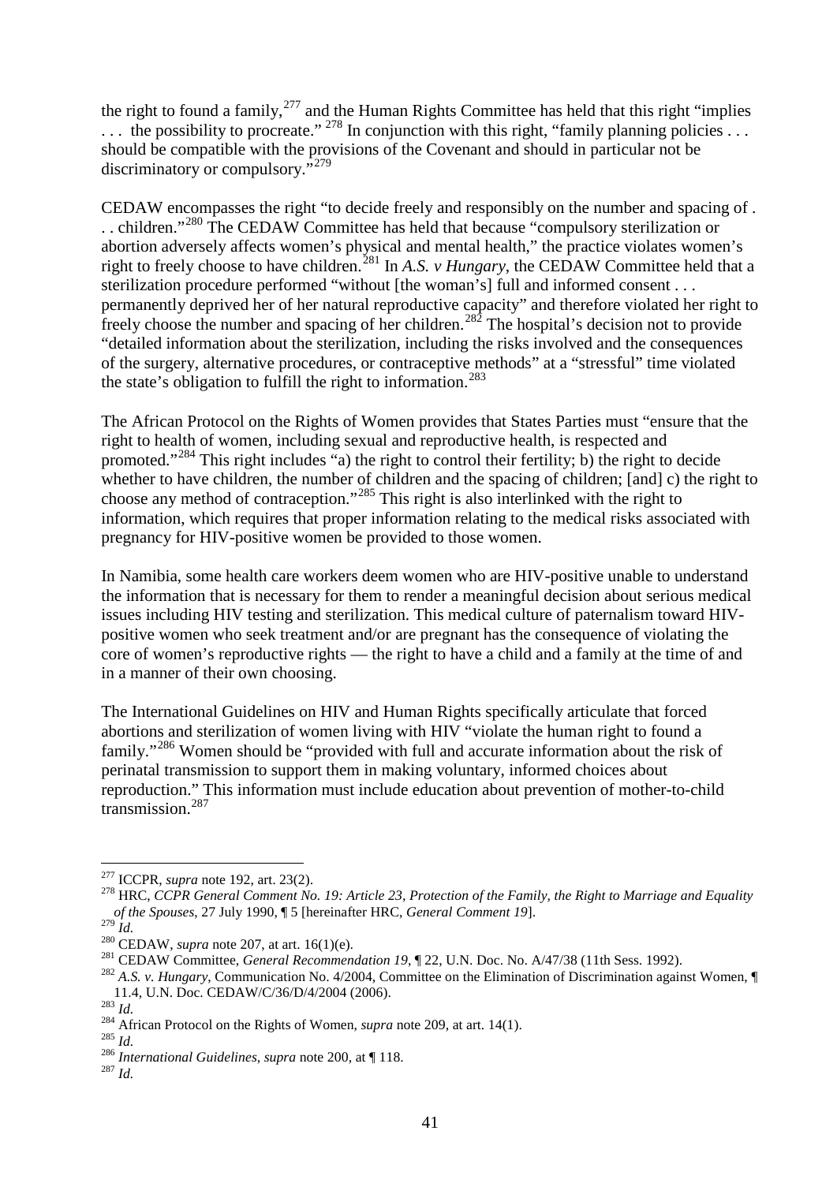the right to found a family,[277] and the Human Rights Committee has held that this right "implies . . . the possibility to procreate." [278] In conjunction with this right, "family planning policies . . . should be compatible with the provisions of the Covenant and should in particular not be discriminatory or compulsory."[279]

CEDAW encompasses the right "to decide freely and responsibly on the number and spacing of . . . children."[280] The CEDAW Committee has held that because "compulsory sterilization or abortion adversely affects women's physical and mental health," the practice violates women's right to freely choose to have children.[281] In *A.S. v Hungary*, the CEDAW Committee held that a sterilization procedure performed "without [the woman's] full and informed consent . . . permanently deprived her of her natural reproductive capacity" and therefore violated her right to freely choose the number and spacing of her children.[282] The hospital's decision not to provide "detailed information about the sterilization, including the risks involved and the consequences of the surgery, alternative procedures, or contraceptive methods" at a "stressful" time violated the state's obligation to fulfill the right to information.[283]

The African Protocol on the Rights of Women provides that States Parties must "ensure that the right to health of women, including sexual and reproductive health, is respected and promoted."[284] This right includes "a) the right to control their fertility; b) the right to decide whether to have children, the number of children and the spacing of children; [and] c) the right to choose any method of contraception."[285] This right is also interlinked with the right to information, which requires that proper information relating to the medical risks associated with pregnancy for HIV-positive women be provided to those women.

In Namibia, some health care workers deem women who are HIV-positive unable to understand the information that is necessary for them to render a meaningful decision about serious medical issues including HIV testing and sterilization. This medical culture of paternalism toward HIV-positive women who seek treatment and/or are pregnant has the consequence of violating the core of women's reproductive rights — the right to have a child and a family at the time of and in a manner of their own choosing.

The International Guidelines on HIV and Human Rights specifically articulate that forced abortions and sterilization of women living with HIV "violate the human right to found a family."[286] Women should be "provided with full and accurate information about the risk of perinatal transmission to support them in making voluntary, informed choices about reproduction." This information must include education about prevention of mother-to-child transmission.[287]

---

[277] ICCPR, *supra* note 192, art. 23(2).

[278] HRC, *CCPR General Comment No. 19: Article 23, Protection of the Family, the Right to Marriage and Equality of the Spouses*, 27 July 1990, ¶ 5 [hereinafter HRC, *General Comment 19*].

[279] *Id.*

[280] CEDAW, *supra* note 207, at art. 16(1)(e).

[281] CEDAW Committee, *General Recommendation 19*, ¶ 22, U.N. Doc. No. A/47/38 (11th Sess. 1992).

[282] *A.S. v. Hungary*, Communication No. 4/2004, Committee on the Elimination of Discrimination against Women, ¶ 11.4, U.N. Doc. CEDAW/C/36/D/4/2004 (2006).

[283] *Id.*

[284] African Protocol on the Rights of Women, *supra* note 209, at art. 14(1).

[285] *Id.*

[286] *International Guidelines*, *supra* note 200, at ¶ 118.

[287] *Id.*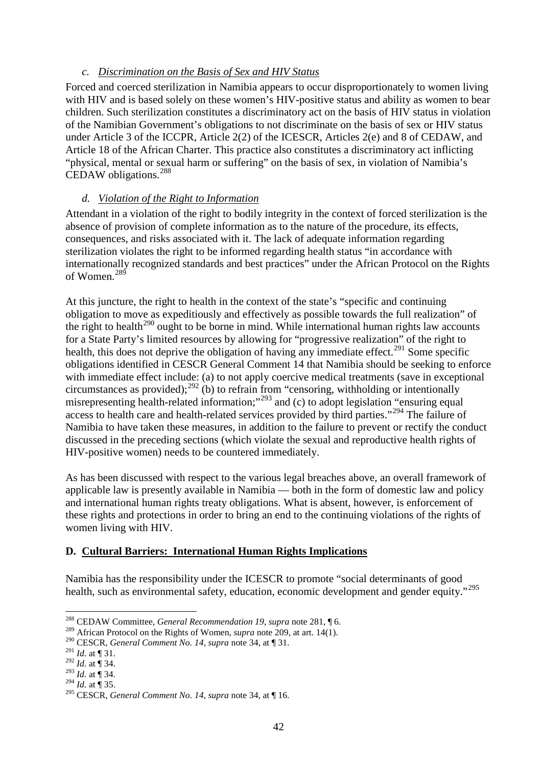### *c. Discrimination on the Basis of Sex and HIV Status*

Forced and coerced sterilization in Namibia appears to occur disproportionately to women living with HIV and is based solely on these women's HIV-positive status and ability as women to bear children. Such sterilization constitutes a discriminatory act on the basis of HIV status in violation of the Namibian Government's obligations to not discriminate on the basis of sex or HIV status under Article 3 of the ICCPR, Article 2(2) of the ICESCR, Articles 2(e) and 8 of CEDAW, and Article 18 of the African Charter. This practice also constitutes a discriminatory act inflicting "physical, mental or sexual harm or suffering" on the basis of sex, in violation of Namibia's CEDAW obligations.[288]

### *d. Violation of the Right to Information*

Attendant in a violation of the right to bodily integrity in the context of forced sterilization is the absence of provision of complete information as to the nature of the procedure, its effects, consequences, and risks associated with it. The lack of adequate information regarding sterilization violates the right to be informed regarding health status "in accordance with internationally recognized standards and best practices" under the African Protocol on the Rights of Women.[289]

At this juncture, the right to health in the context of the state's "specific and continuing obligation to move as expeditiously and effectively as possible towards the full realization" of the right to health[290] ought to be borne in mind. While international human rights law accounts for a State Party's limited resources by allowing for "progressive realization" of the right to health, this does not deprive the obligation of having any immediate effect.[291] Some specific obligations identified in CESCR General Comment 14 that Namibia should be seeking to enforce with immediate effect include: (a) to not apply coercive medical treatments (save in exceptional circumstances as provided);[292] (b) to refrain from "censoring, withholding or intentionally misrepresenting health-related information;"[293] and (c) to adopt legislation "ensuring equal access to health care and health-related services provided by third parties."[294] The failure of Namibia to have taken these measures, in addition to the failure to prevent or rectify the conduct discussed in the preceding sections (which violate the sexual and reproductive health rights of HIV-positive women) needs to be countered immediately.

As has been discussed with respect to the various legal breaches above, an overall framework of applicable law is presently available in Namibia — both in the form of domestic law and policy and international human rights treaty obligations. What is absent, however, is enforcement of these rights and protections in order to bring an end to the continuing violations of the rights of women living with HIV.

## **D. Cultural Barriers: International Human Rights Implications**

Namibia has the responsibility under the ICESCR to promote "social determinants of good health, such as environmental safety, education, economic development and gender equity."[295]

---

[288] CEDAW Committee, *General Recommendation 19*, *supra* note 281, ¶ 6.

[289] African Protocol on the Rights of Women, *supra* note 209, at art. 14(1).

[290] CESCR, *General Comment No. 14*, *supra* note 34, at ¶ 31.

[291] *Id.* at ¶ 31.

[292] *Id.* at ¶ 34.

[293] *Id.* at ¶ 34.

[294] *Id.* at ¶ 35.

[295] CESCR, *General Comment No. 14*, *supra* note 34, at ¶ 16.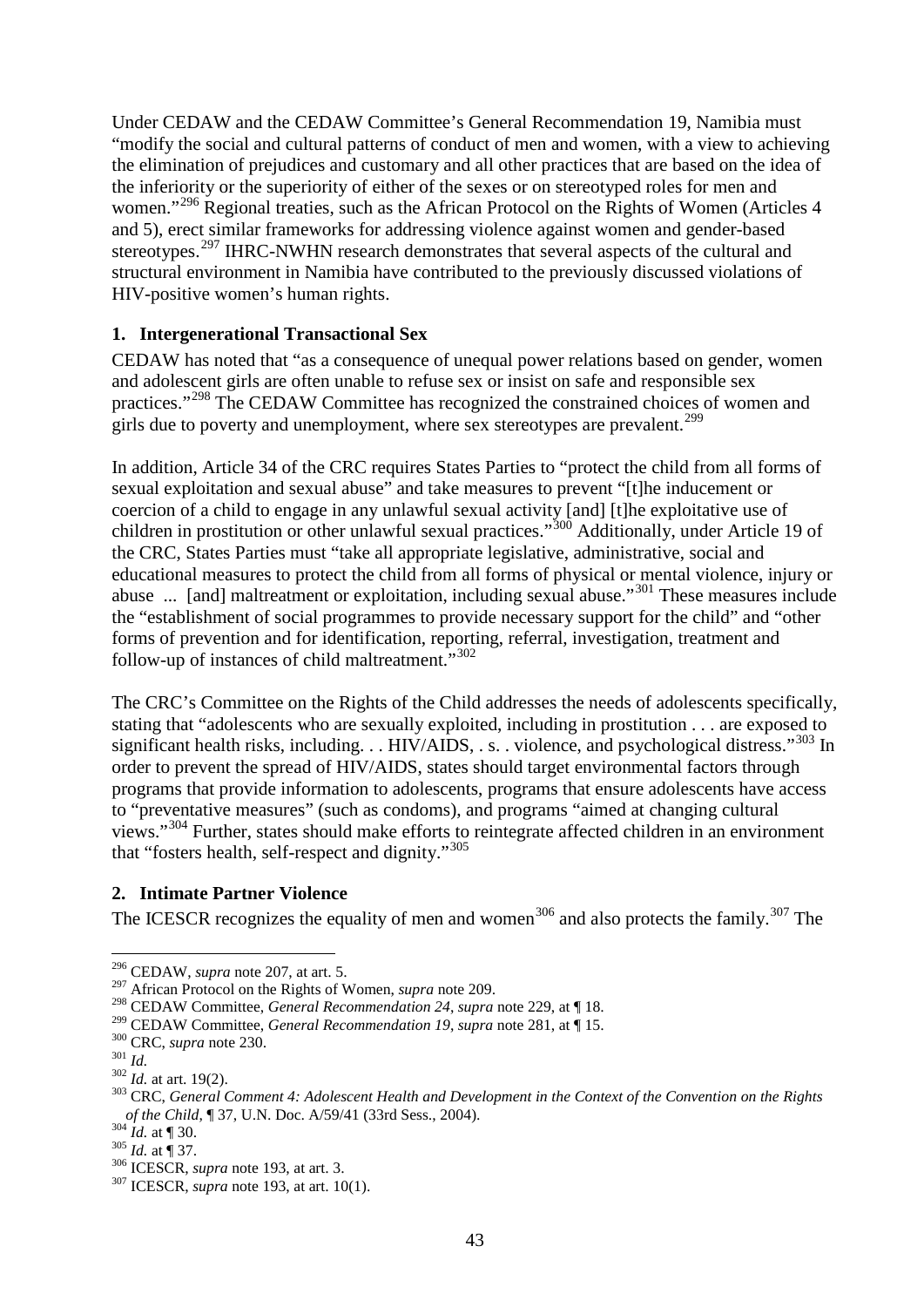Under CEDAW and the CEDAW Committee's General Recommendation 19, Namibia must "modify the social and cultural patterns of conduct of men and women, with a view to achieving the elimination of prejudices and customary and all other practices that are based on the idea of the inferiority or the superiority of either of the sexes or on stereotyped roles for men and women."[296] Regional treaties, such as the African Protocol on the Rights of Women (Articles 4 and 5), erect similar frameworks for addressing violence against women and gender-based stereotypes.[297] IHRC-NWHN research demonstrates that several aspects of the cultural and structural environment in Namibia have contributed to the previously discussed violations of HIV-positive women's human rights.

### 1. Intergenerational Transactional Sex

CEDAW has noted that "as a consequence of unequal power relations based on gender, women and adolescent girls are often unable to refuse sex or insist on safe and responsible sex practices."[298] The CEDAW Committee has recognized the constrained choices of women and girls due to poverty and unemployment, where sex stereotypes are prevalent.[299]

In addition, Article 34 of the CRC requires States Parties to "protect the child from all forms of sexual exploitation and sexual abuse" and take measures to prevent "[t]he inducement or coercion of a child to engage in any unlawful sexual activity [and] [t]he exploitative use of children in prostitution or other unlawful sexual practices."[300] Additionally, under Article 19 of the CRC, States Parties must "take all appropriate legislative, administrative, social and educational measures to protect the child from all forms of physical or mental violence, injury or abuse ... [and] maltreatment or exploitation, including sexual abuse."[301] These measures include the "establishment of social programmes to provide necessary support for the child" and "other forms of prevention and for identification, reporting, referral, investigation, treatment and follow-up of instances of child maltreatment."[302]

The CRC's Committee on the Rights of the Child addresses the needs of adolescents specifically, stating that "adolescents who are sexually exploited, including in prostitution . . . are exposed to significant health risks, including. . . HIV/AIDS, . s. . violence, and psychological distress."[303] In order to prevent the spread of HIV/AIDS, states should target environmental factors through programs that provide information to adolescents, programs that ensure adolescents have access to "preventative measures" (such as condoms), and programs "aimed at changing cultural views."[304] Further, states should make efforts to reintegrate affected children in an environment that "fosters health, self-respect and dignity."[305]

### 2. Intimate Partner Violence

The ICESCR recognizes the equality of men and women[306] and also protects the family.[307] The

---

[296] CEDAW, *supra* note 207, at art. 5.
[297] African Protocol on the Rights of Women, *supra* note 209.
[298] CEDAW Committee, *General Recommendation 24*, *supra* note 229, at ¶ 18.
[299] CEDAW Committee, *General Recommendation 19*, *supra* note 281, at ¶ 15.
[300] CRC, *supra* note 230.
[301] *Id.*
[302] *Id.* at art. 19(2).
[303] CRC, *General Comment 4: Adolescent Health and Development in the Context of the Convention on the Rights of the Child*, ¶ 37, U.N. Doc. A/59/41 (33rd Sess., 2004).
[304] *Id.* at ¶ 30.
[305] *Id.* at ¶ 37.
[306] ICESCR, *supra* note 193, at art. 3.
[307] ICESCR, *supra* note 193, at art. 10(1).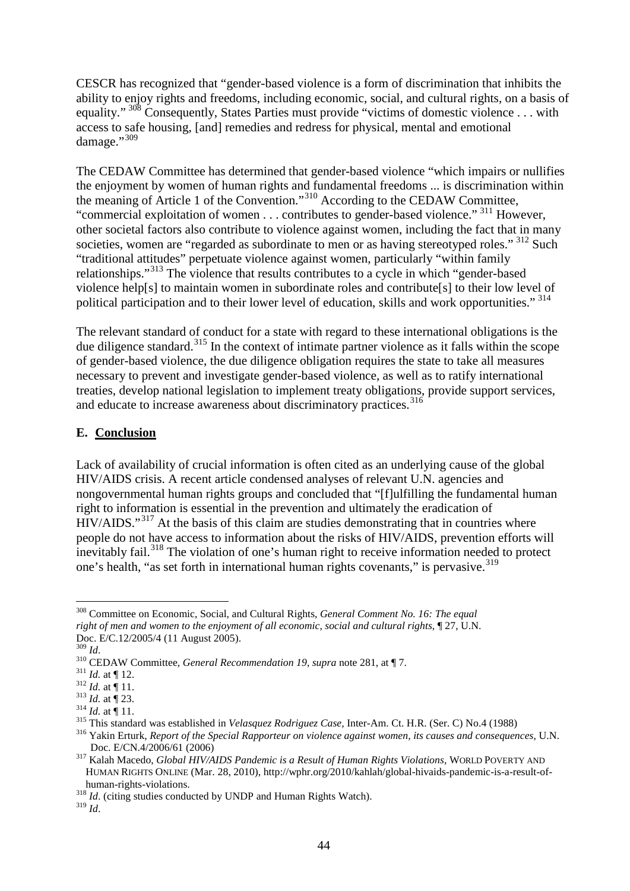CESCR has recognized that "gender-based violence is a form of discrimination that inhibits the ability to enjoy rights and freedoms, including economic, social, and cultural rights, on a basis of equality." [308] Consequently, States Parties must provide "victims of domestic violence . . . with access to safe housing, [and] remedies and redress for physical, mental and emotional damage."[309]

The CEDAW Committee has determined that gender-based violence "which impairs or nullifies the enjoyment by women of human rights and fundamental freedoms ... is discrimination within the meaning of Article 1 of the Convention."[310] According to the CEDAW Committee, "commercial exploitation of women . . . contributes to gender-based violence." [311] However, other societal factors also contribute to violence against women, including the fact that in many societies, women are "regarded as subordinate to men or as having stereotyped roles." [312] Such "traditional attitudes" perpetuate violence against women, particularly "within family relationships."[313] The violence that results contributes to a cycle in which "gender-based violence help[s] to maintain women in subordinate roles and contribute[s] to their low level of political participation and to their lower level of education, skills and work opportunities." [314]

The relevant standard of conduct for a state with regard to these international obligations is the due diligence standard.[315] In the context of intimate partner violence as it falls within the scope of gender-based violence, the due diligence obligation requires the state to take all measures necessary to prevent and investigate gender-based violence, as well as to ratify international treaties, develop national legislation to implement treaty obligations, provide support services, and educate to increase awareness about discriminatory practices.[316]

### E. Conclusion

Lack of availability of crucial information is often cited as an underlying cause of the global HIV/AIDS crisis. A recent article condensed analyses of relevant U.N. agencies and nongovernmental human rights groups and concluded that "[f]ulfilling the fundamental human right to information is essential in the prevention and ultimately the eradication of HIV/AIDS."[317] At the basis of this claim are studies demonstrating that in countries where people do not have access to information about the risks of HIV/AIDS, prevention efforts will inevitably fail.[318] The violation of one's human right to receive information needed to protect one's health, "as set forth in international human rights covenants," is pervasive.[319]

---

[308] Committee on Economic, Social, and Cultural Rights, *General Comment No. 16: The equal right of men and women to the enjoyment of all economic, social and cultural rights*, ¶ 27, U.N. Doc. E/C.12/2005/4 (11 August 2005).

[309] *Id*.

[310] CEDAW Committee, *General Recommendation 19*, *supra* note 281, at ¶ 7.

[311] *Id.* at ¶ 12.

[312] *Id.* at ¶ 11.

[313] *Id.* at ¶ 23.

[314] *Id.* at ¶ 11.

[315] This standard was established in *Velasquez Rodriguez Case*, Inter-Am. Ct. H.R. (Ser. C) No.4 (1988)

[316] Yakin Erturk, *Report of the Special Rapporteur on violence against women, its causes and consequences*, U.N. Doc. E/CN.4/2006/61 (2006)

[317] Kalah Macedo, *Global HIV/AIDS Pandemic is a Result of Human Rights Violations*, WORLD POVERTY AND HUMAN RIGHTS ONLINE (Mar. 28, 2010), http://wphr.org/2010/kahlah/global-hivaids-pandemic-is-a-result-of-human-rights-violations.

[318] *Id*. (citing studies conducted by UNDP and Human Rights Watch).

[319] *Id*.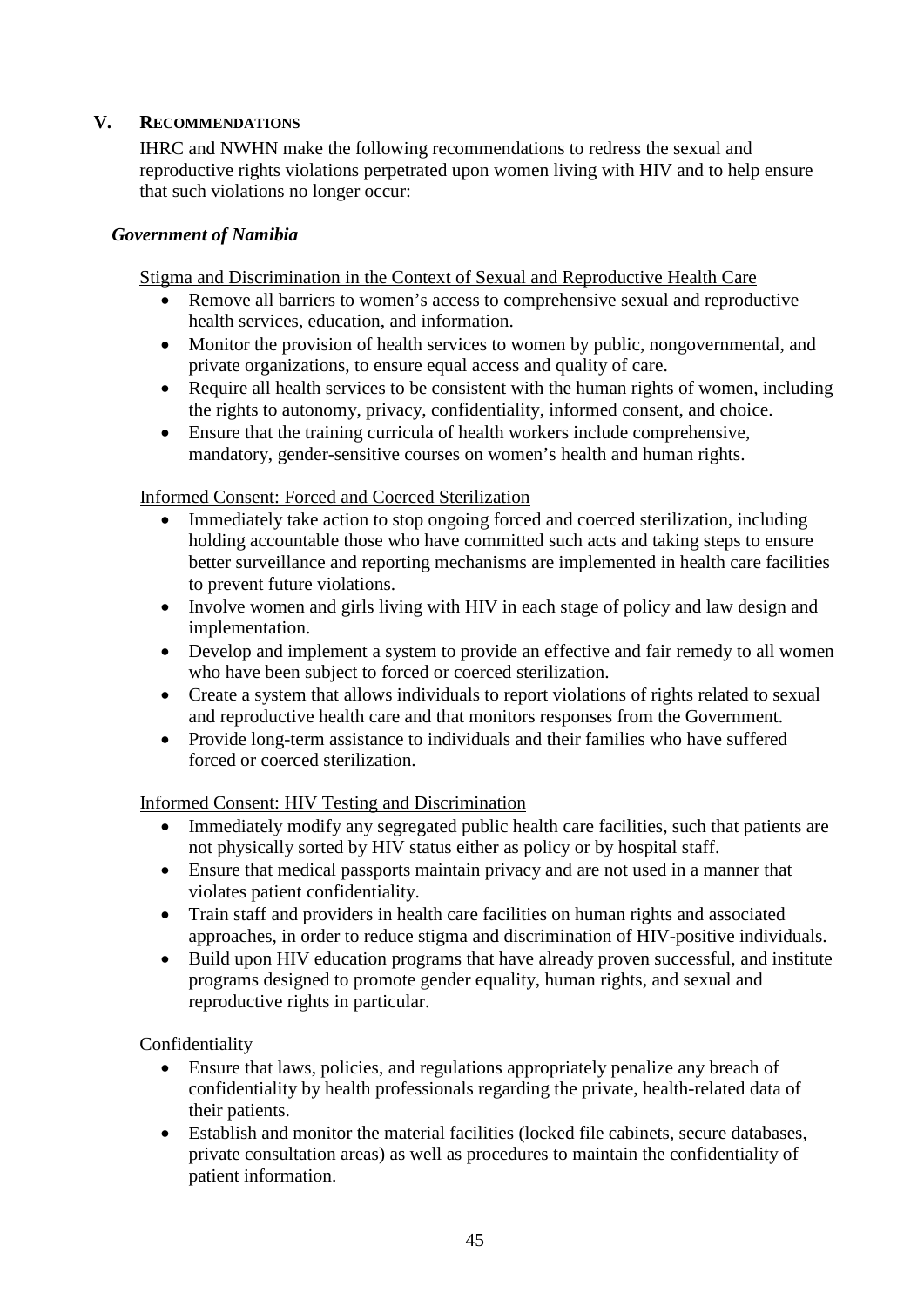## V. RECOMMENDATIONS

IHRC and NWHN make the following recommendations to redress the sexual and reproductive rights violations perpetrated upon women living with HIV and to help ensure that such violations no longer occur:

### *Government of Namibia*

<u>Stigma and Discrimination in the Context of Sexual and Reproductive Health Care</u>

- Remove all barriers to women's access to comprehensive sexual and reproductive health services, education, and information.
- Monitor the provision of health services to women by public, nongovernmental, and private organizations, to ensure equal access and quality of care.
- Require all health services to be consistent with the human rights of women, including the rights to autonomy, privacy, confidentiality, informed consent, and choice.
- Ensure that the training curricula of health workers include comprehensive, mandatory, gender-sensitive courses on women's health and human rights.

<u>Informed Consent: Forced and Coerced Sterilization</u>

- Immediately take action to stop ongoing forced and coerced sterilization, including holding accountable those who have committed such acts and taking steps to ensure better surveillance and reporting mechanisms are implemented in health care facilities to prevent future violations.
- Involve women and girls living with HIV in each stage of policy and law design and implementation.
- Develop and implement a system to provide an effective and fair remedy to all women who have been subject to forced or coerced sterilization.
- Create a system that allows individuals to report violations of rights related to sexual and reproductive health care and that monitors responses from the Government.
- Provide long-term assistance to individuals and their families who have suffered forced or coerced sterilization.

<u>Informed Consent: HIV Testing and Discrimination</u>

- Immediately modify any segregated public health care facilities, such that patients are not physically sorted by HIV status either as policy or by hospital staff.
- Ensure that medical passports maintain privacy and are not used in a manner that violates patient confidentiality.
- Train staff and providers in health care facilities on human rights and associated approaches, in order to reduce stigma and discrimination of HIV-positive individuals.
- Build upon HIV education programs that have already proven successful, and institute programs designed to promote gender equality, human rights, and sexual and reproductive rights in particular.

<u>Confidentiality</u>

- Ensure that laws, policies, and regulations appropriately penalize any breach of confidentiality by health professionals regarding the private, health-related data of their patients.
- Establish and monitor the material facilities (locked file cabinets, secure databases, private consultation areas) as well as procedures to maintain the confidentiality of patient information.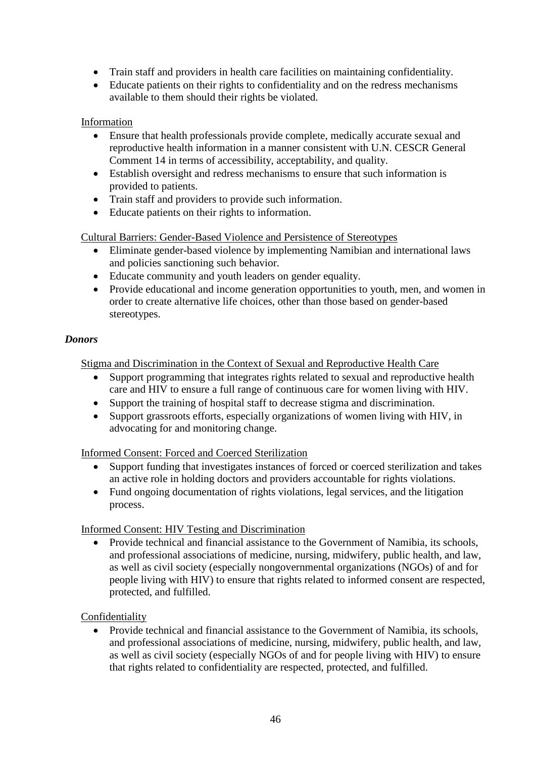- Train staff and providers in health care facilities on maintaining confidentiality.
- Educate patients on their rights to confidentiality and on the redress mechanisms available to them should their rights be violated.

Information

- Ensure that health professionals provide complete, medically accurate sexual and reproductive health information in a manner consistent with U.N. CESCR General Comment 14 in terms of accessibility, acceptability, and quality.
- Establish oversight and redress mechanisms to ensure that such information is provided to patients.
- Train staff and providers to provide such information.
- Educate patients on their rights to information.

Cultural Barriers: Gender-Based Violence and Persistence of Stereotypes

- Eliminate gender-based violence by implementing Namibian and international laws and policies sanctioning such behavior.
- Educate community and youth leaders on gender equality.
- Provide educational and income generation opportunities to youth, men, and women in order to create alternative life choices, other than those based on gender-based stereotypes.

***Donors***

Stigma and Discrimination in the Context of Sexual and Reproductive Health Care

- Support programming that integrates rights related to sexual and reproductive health care and HIV to ensure a full range of continuous care for women living with HIV.
- Support the training of hospital staff to decrease stigma and discrimination.
- Support grassroots efforts, especially organizations of women living with HIV, in advocating for and monitoring change.

Informed Consent: Forced and Coerced Sterilization

- Support funding that investigates instances of forced or coerced sterilization and takes an active role in holding doctors and providers accountable for rights violations.
- Fund ongoing documentation of rights violations, legal services, and the litigation process.

Informed Consent: HIV Testing and Discrimination

- Provide technical and financial assistance to the Government of Namibia, its schools, and professional associations of medicine, nursing, midwifery, public health, and law, as well as civil society (especially nongovernmental organizations (NGOs) of and for people living with HIV) to ensure that rights related to informed consent are respected, protected, and fulfilled.

Confidentiality

- Provide technical and financial assistance to the Government of Namibia, its schools, and professional associations of medicine, nursing, midwifery, public health, and law, as well as civil society (especially NGOs of and for people living with HIV) to ensure that rights related to confidentiality are respected, protected, and fulfilled.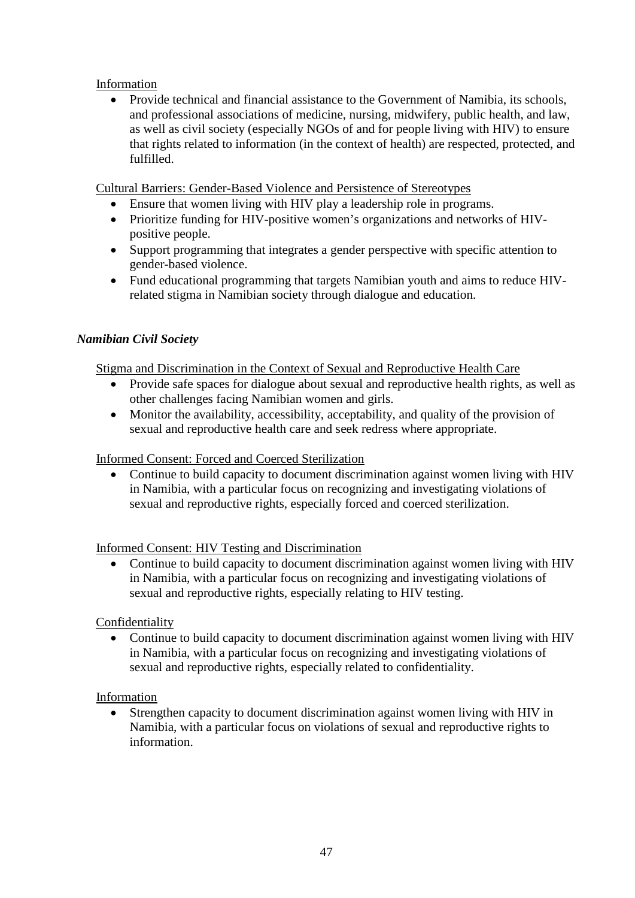Information

- Provide technical and financial assistance to the Government of Namibia, its schools, and professional associations of medicine, nursing, midwifery, public health, and law, as well as civil society (especially NGOs of and for people living with HIV) to ensure that rights related to information (in the context of health) are respected, protected, and fulfilled.

Cultural Barriers: Gender-Based Violence and Persistence of Stereotypes

- Ensure that women living with HIV play a leadership role in programs.
- Prioritize funding for HIV-positive women's organizations and networks of HIV-positive people.
- Support programming that integrates a gender perspective with specific attention to gender-based violence.
- Fund educational programming that targets Namibian youth and aims to reduce HIV-related stigma in Namibian society through dialogue and education.

### *Namibian Civil Society*

Stigma and Discrimination in the Context of Sexual and Reproductive Health Care

- Provide safe spaces for dialogue about sexual and reproductive health rights, as well as other challenges facing Namibian women and girls.
- Monitor the availability, accessibility, acceptability, and quality of the provision of sexual and reproductive health care and seek redress where appropriate.

Informed Consent: Forced and Coerced Sterilization

- Continue to build capacity to document discrimination against women living with HIV in Namibia, with a particular focus on recognizing and investigating violations of sexual and reproductive rights, especially forced and coerced sterilization.

Informed Consent: HIV Testing and Discrimination

- Continue to build capacity to document discrimination against women living with HIV in Namibia, with a particular focus on recognizing and investigating violations of sexual and reproductive rights, especially relating to HIV testing.

Confidentiality

- Continue to build capacity to document discrimination against women living with HIV in Namibia, with a particular focus on recognizing and investigating violations of sexual and reproductive rights, especially related to confidentiality.

Information

- Strengthen capacity to document discrimination against women living with HIV in Namibia, with a particular focus on violations of sexual and reproductive rights to information.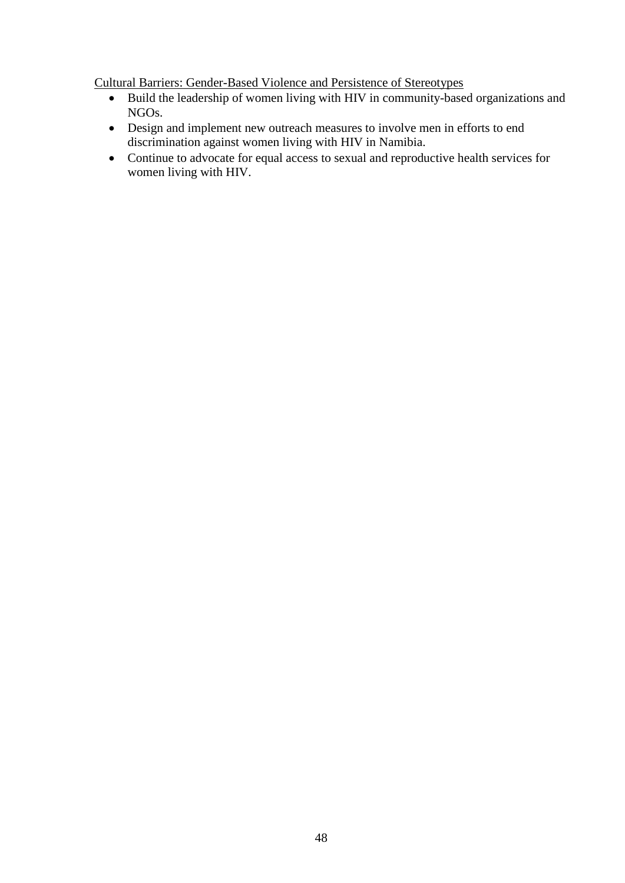Cultural Barriers: Gender-Based Violence and Persistence of Stereotypes

- Build the leadership of women living with HIV in community-based organizations and NGOs.
- Design and implement new outreach measures to involve men in efforts to end discrimination against women living with HIV in Namibia.
- Continue to advocate for equal access to sexual and reproductive health services for women living with HIV.